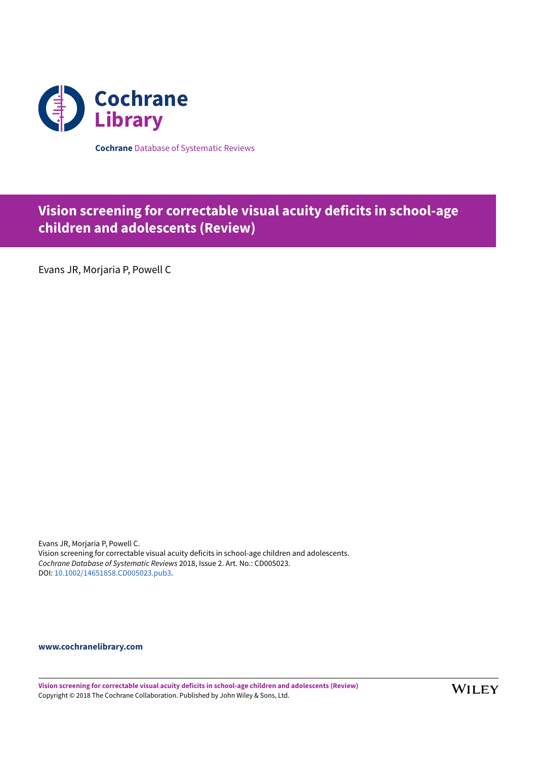Cochrane Library

**Cochrane** Database of Systematic Reviews

# Vision screening for correctable visual acuity deficits in school-age children and adolescents (Review)

Evans JR, Morjaria P, Powell C

Evans JR, Morjaria P, Powell C.
Vision screening for correctable visual acuity deficits in school-age children and adolescents.
*Cochrane Database of Systematic Reviews* 2018, Issue 2. Art. No.: CD005023.
DOI: 10.1002/14651858.CD005023.pub3.

**www.cochranelibrary.com**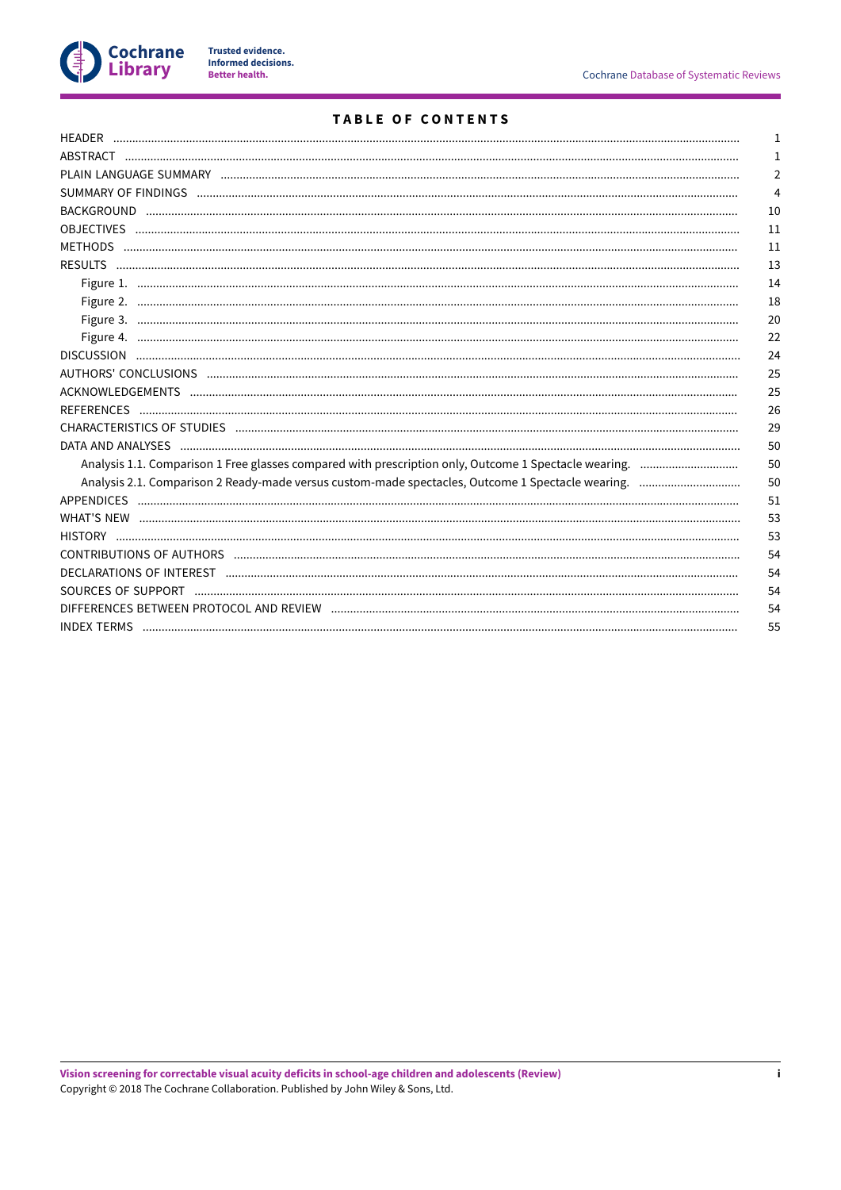# TABLE OF CONTENTS

| | |
|---|---|
| HEADER | 1 |
| ABSTRACT | 1 |
| PLAIN LANGUAGE SUMMARY | 2 |
| SUMMARY OF FINDINGS | 4 |
| BACKGROUND | 10 |
| OBJECTIVES | 11 |
| METHODS | 11 |
| RESULTS | 13 |
| Figure 1. | 14 |
| Figure 2. | 18 |
| Figure 3. | 20 |
| Figure 4. | 22 |
| DISCUSSION | 24 |
| AUTHORS' CONCLUSIONS | 25 |
| ACKNOWLEDGEMENTS | 25 |
| REFERENCES | 26 |
| CHARACTERISTICS OF STUDIES | 29 |
| DATA AND ANALYSES | 50 |
| Analysis 1.1. Comparison 1 Free glasses compared with prescription only, Outcome 1 Spectacle wearing. | 50 |
| Analysis 2.1. Comparison 2 Ready-made versus custom-made spectacles, Outcome 1 Spectacle wearing. | 50 |
| APPENDICES | 51 |
| WHAT'S NEW | 53 |
| HISTORY | 53 |
| CONTRIBUTIONS OF AUTHORS | 54 |
| DECLARATIONS OF INTEREST | 54 |
| SOURCES OF SUPPORT | 54 |
| DIFFERENCES BETWEEN PROTOCOL AND REVIEW | 54 |
| INDEX TERMS | 55 |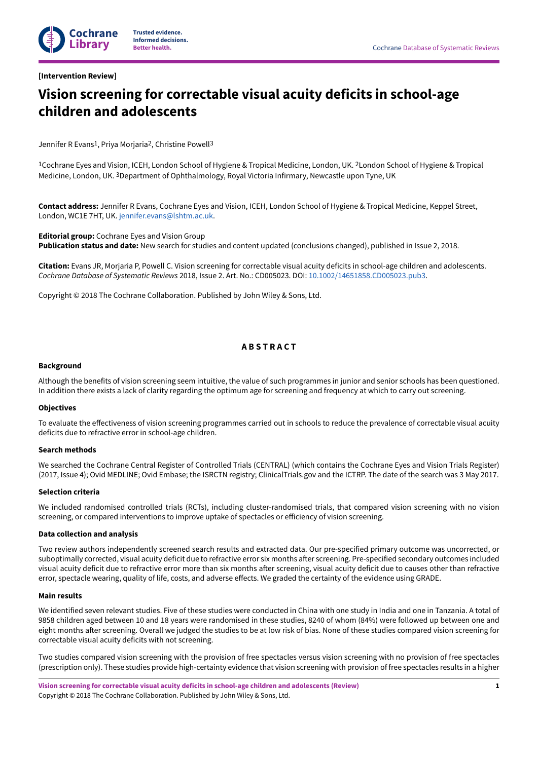**[Intervention Review]**

# Vision screening for correctable visual acuity deficits in school-age children and adolescents

Jennifer R Evans[1], Priya Morjaria[2], Christine Powell[3]

[1]Cochrane Eyes and Vision, ICEH, London School of Hygiene & Tropical Medicine, London, UK. [2]London School of Hygiene & Tropical Medicine, London, UK. [3]Department of Ophthalmology, Royal Victoria Infirmary, Newcastle upon Tyne, UK

**Contact address:** Jennifer R Evans, Cochrane Eyes and Vision, ICEH, London School of Hygiene & Tropical Medicine, Keppel Street, London, WC1E 7HT, UK. jennifer.evans@lshtm.ac.uk.

**Editorial group:** Cochrane Eyes and Vision Group
**Publication status and date:** New search for studies and content updated (conclusions changed), published in Issue 2, 2018.

**Citation:** Evans JR, Morjaria P, Powell C. Vision screening for correctable visual acuity deficits in school-age children and adolescents. *Cochrane Database of Systematic Reviews* 2018, Issue 2. Art. No.: CD005023. DOI: 10.1002/14651858.CD005023.pub3.

Copyright © 2018 The Cochrane Collaboration. Published by John Wiley & Sons, Ltd.

## ABSTRACT

### Background

Although the benefits of vision screening seem intuitive, the value of such programmes in junior and senior schools has been questioned. In addition there exists a lack of clarity regarding the optimum age for screening and frequency at which to carry out screening.

### Objectives

To evaluate the effectiveness of vision screening programmes carried out in schools to reduce the prevalence of correctable visual acuity deficits due to refractive error in school-age children.

### Search methods

We searched the Cochrane Central Register of Controlled Trials (CENTRAL) (which contains the Cochrane Eyes and Vision Trials Register) (2017, Issue 4); Ovid MEDLINE; Ovid Embase; the ISRCTN registry; ClinicalTrials.gov and the ICTRP. The date of the search was 3 May 2017.

### Selection criteria

We included randomised controlled trials (RCTs), including cluster-randomised trials, that compared vision screening with no vision screening, or compared interventions to improve uptake of spectacles or efficiency of vision screening.

### Data collection and analysis

Two review authors independently screened search results and extracted data. Our pre-specified primary outcome was uncorrected, or suboptimally corrected, visual acuity deficit due to refractive error six months after screening. Pre-specified secondary outcomes included visual acuity deficit due to refractive error more than six months after screening, visual acuity deficit due to causes other than refractive error, spectacle wearing, quality of life, costs, and adverse effects. We graded the certainty of the evidence using GRADE.

### Main results

We identified seven relevant studies. Five of these studies were conducted in China with one study in India and one in Tanzania. A total of 9858 children aged between 10 and 18 years were randomised in these studies, 8240 of whom (84%) were followed up between one and eight months after screening. Overall we judged the studies to be at low risk of bias. None of these studies compared vision screening for correctable visual acuity deficits with not screening.

Two studies compared vision screening with the provision of free spectacles versus vision screening with no provision of free spectacles (prescription only). These studies provide high-certainty evidence that vision screening with provision of free spectacles results in a higher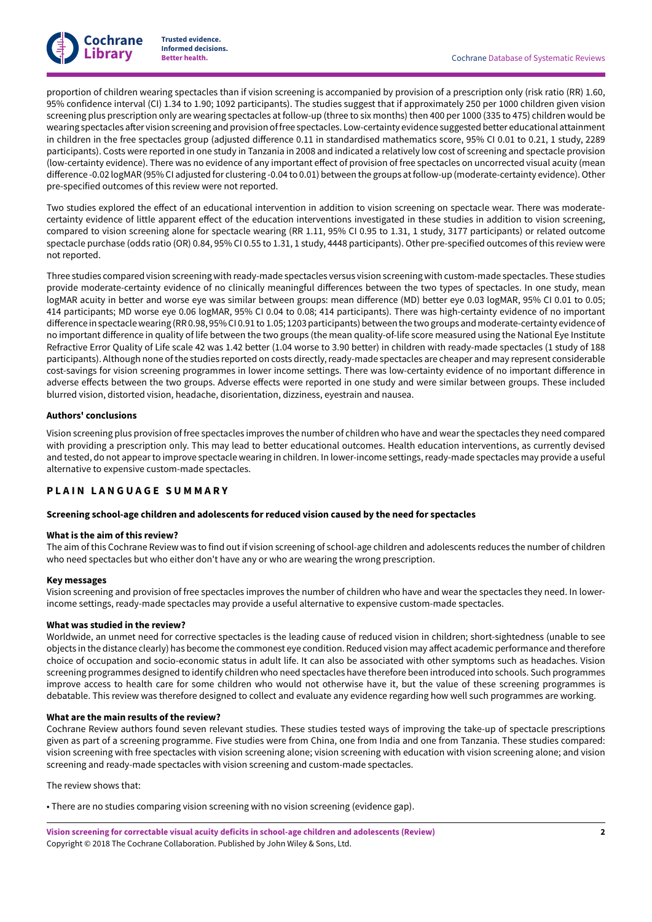proportion of children wearing spectacles than if vision screening is accompanied by provision of a prescription only (risk ratio (RR) 1.60, 95% confidence interval (CI) 1.34 to 1.90; 1092 participants). The studies suggest that if approximately 250 per 1000 children given vision screening plus prescription only are wearing spectacles at follow-up (three to six months) then 400 per 1000 (335 to 475) children would be wearing spectacles after vision screening and provision of free spectacles. Low-certainty evidence suggested better educational attainment in children in the free spectacles group (adjusted difference 0.11 in standardised mathematics score, 95% CI 0.01 to 0.21, 1 study, 2289 participants). Costs were reported in one study in Tanzania in 2008 and indicated a relatively low cost of screening and spectacle provision (low-certainty evidence). There was no evidence of any important effect of provision of free spectacles on uncorrected visual acuity (mean difference -0.02 logMAR (95% CI adjusted for clustering -0.04 to 0.01) between the groups at follow-up (moderate-certainty evidence). Other pre-specified outcomes of this review were not reported.

Two studies explored the effect of an educational intervention in addition to vision screening on spectacle wear. There was moderate-certainty evidence of little apparent effect of the education interventions investigated in these studies in addition to vision screening, compared to vision screening alone for spectacle wearing (RR 1.11, 95% CI 0.95 to 1.31, 1 study, 3177 participants) or related outcome spectacle purchase (odds ratio (OR) 0.84, 95% CI 0.55 to 1.31, 1 study, 4448 participants). Other pre-specified outcomes of this review were not reported.

Three studies compared vision screening with ready-made spectacles versus vision screening with custom-made spectacles. These studies provide moderate-certainty evidence of no clinically meaningful differences between the two types of spectacles. In one study, mean logMAR acuity in better and worse eye was similar between groups: mean difference (MD) better eye 0.03 logMAR, 95% CI 0.01 to 0.05; 414 participants; MD worse eye 0.06 logMAR, 95% CI 0.04 to 0.08; 414 participants). There was high-certainty evidence of no important difference in spectacle wearing (RR 0.98, 95% CI 0.91 to 1.05; 1203 participants) between the two groups and moderate-certainty evidence of no important difference in quality of life between the two groups (the mean quality-of-life score measured using the National Eye Institute Refractive Error Quality of Life scale 42 was 1.42 better (1.04 worse to 3.90 better) in children with ready-made spectacles (1 study of 188 participants). Although none of the studies reported on costs directly, ready-made spectacles are cheaper and may represent considerable cost-savings for vision screening programmes in lower income settings. There was low-certainty evidence of no important difference in adverse effects between the two groups. Adverse effects were reported in one study and were similar between groups. These included blurred vision, distorted vision, headache, disorientation, dizziness, eyestrain and nausea.

**Authors' conclusions**

Vision screening plus provision of free spectacles improves the number of children who have and wear the spectacles they need compared with providing a prescription only. This may lead to better educational outcomes. Health education interventions, as currently devised and tested, do not appear to improve spectacle wearing in children. In lower-income settings, ready-made spectacles may provide a useful alternative to expensive custom-made spectacles.

## PLAIN LANGUAGE SUMMARY

**Screening school-age children and adolescents for reduced vision caused by the need for spectacles**

**What is the aim of this review?**

The aim of this Cochrane Review was to find out if vision screening of school-age children and adolescents reduces the number of children who need spectacles but who either don't have any or who are wearing the wrong prescription.

**Key messages**

Vision screening and provision of free spectacles improves the number of children who have and wear the spectacles they need. In lower-income settings, ready-made spectacles may provide a useful alternative to expensive custom-made spectacles.

**What was studied in the review?**

Worldwide, an unmet need for corrective spectacles is the leading cause of reduced vision in children; short-sightedness (unable to see objects in the distance clearly) has become the commonest eye condition. Reduced vision may affect academic performance and therefore choice of occupation and socio-economic status in adult life. It can also be associated with other symptoms such as headaches. Vision screening programmes designed to identify children who need spectacles have therefore been introduced into schools. Such programmes improve access to health care for some children who would not otherwise have it, but the value of these screening programmes is debatable. This review was therefore designed to collect and evaluate any evidence regarding how well such programmes are working.

**What are the main results of the review?**

Cochrane Review authors found seven relevant studies. These studies tested ways of improving the take-up of spectacle prescriptions given as part of a screening programme. Five studies were from China, one from India and one from Tanzania. These studies compared: vision screening with free spectacles with vision screening alone; vision screening with education with vision screening alone; and vision screening and ready-made spectacles with vision screening and custom-made spectacles.

The review shows that:

- There are no studies comparing vision screening with no vision screening (evidence gap).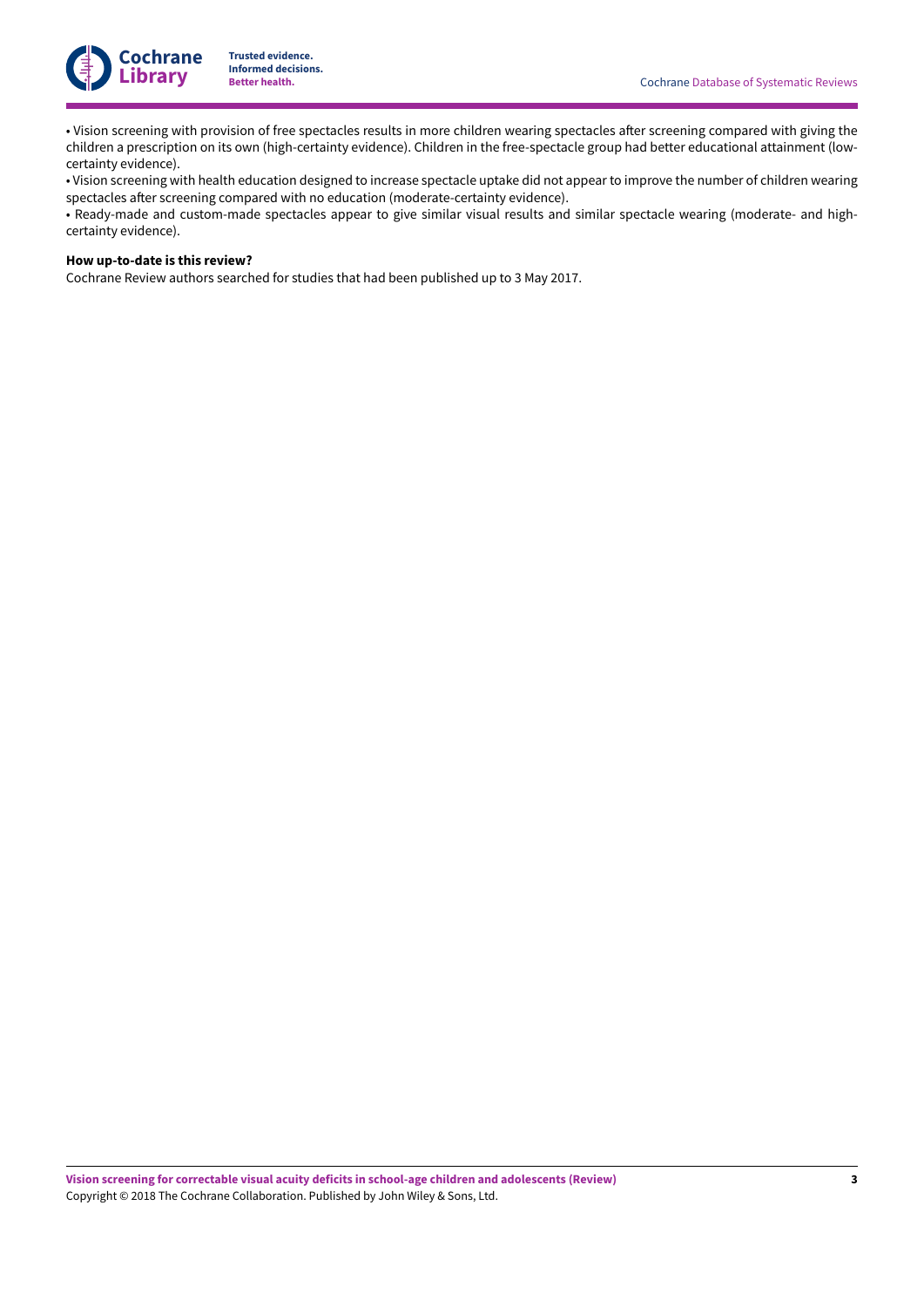• Vision screening with provision of free spectacles results in more children wearing spectacles after screening compared with giving the children a prescription on its own (high-certainty evidence). Children in the free-spectacle group had better educational attainment (low-certainty evidence).

• Vision screening with health education designed to increase spectacle uptake did not appear to improve the number of children wearing spectacles after screening compared with no education (moderate-certainty evidence).

• Ready-made and custom-made spectacles appear to give similar visual results and similar spectacle wearing (moderate- and high-certainty evidence).

**How up-to-date is this review?**

Cochrane Review authors searched for studies that had been published up to 3 May 2017.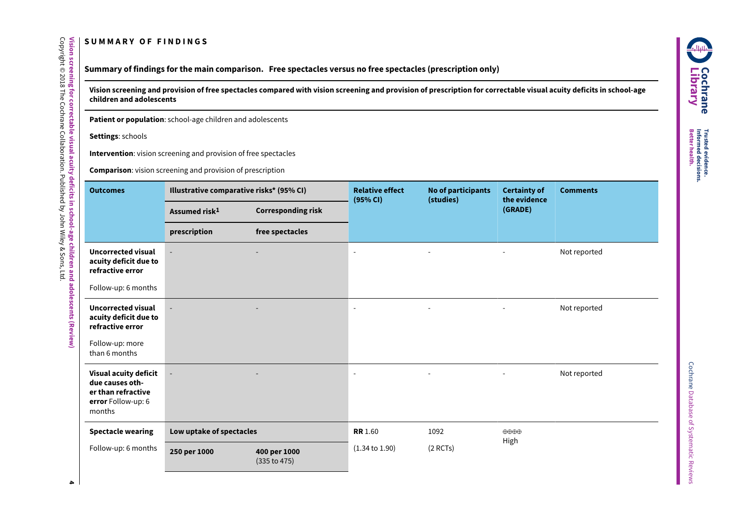## SUMMARY OF FINDINGS

**Summary of findings for the main comparison. Free spectacles versus no free spectacles (prescription only)**

**Vision screening and provision of free spectacles compared with vision screening and provision of prescription for correctable visual acuity deficits in school-age children and adolescents**

**Patient or population**: school-age children and adolescents

**Settings**: schools

**Intervention**: vision screening and provision of free spectacles

**Comparison**: vision screening and provision of prescription

| Outcomes | Illustrative comparative risks* (95% CI) | | Relative effect (95% CI) | No of participants (studies) | Certainty of the evidence (GRADE) | Comments |
|---|---|---|---|---|---|---|
| | Assumed risk[1] | Corresponding risk | | | | |
| | prescription | free spectacles | | | | |
| **Uncorrected visual acuity deficit due to refractive error** Follow-up: 6 months | - | - | - | - | - | Not reported |
| **Uncorrected visual acuity deficit due to refractive error** Follow-up: more than 6 months | - | - | - | - | - | Not reported |
| **Visual acuity deficit due causes other than refractive error** Follow-up: 6 months | - | - | - | - | - | Not reported |
| **Spectacle wearing** Follow-up: 6 months | **Low uptake of spectacles** | | **RR** 1.60 (1.34 to 1.90) | 1092 (2 RCTs) | ⊕⊕⊕⊕ High | |
| | **250 per 1000** | **400 per 1000** (335 to 475) | | | | |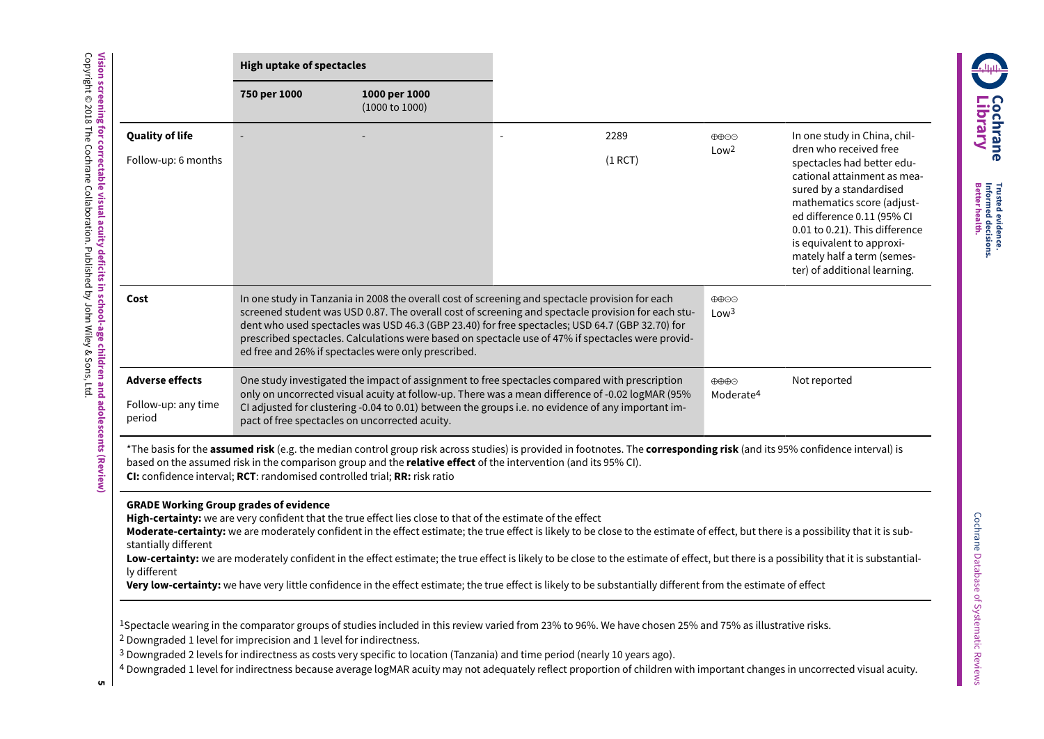| | High uptake of spectacles | | | | | |
|---|---|---|---|---|---|---|
| | 750 per 1000 | 1000 per 1000 (1000 to 1000) | | | | |
| **Quality of life** Follow-up: 6 months | - | - | - | 2289 (1 RCT) | ⊕⊕⊝⊝ Low[2] | In one study in China, children who received free spectacles had better educational attainment as measured by a standardised mathematics score (adjusted difference 0.11 (95% CI 0.01 to 0.21). This difference is equivalent to approximately half a term (semester) of additional learning. |
| **Cost** | In one study in Tanzania in 2008 the overall cost of screening and spectacle provision for each screened student was USD 0.87. The overall cost of screening and spectacle provision for each student who used spectacles was USD 46.3 (GBP 23.40) for free spectacles; USD 64.7 (GBP 32.70) for prescribed spectacles. Calculations were based on spectacle use of 47% if spectacles were provided free and 26% if spectacles were only prescribed. | | | | ⊕⊕⊝⊝ Low[3] | |
| **Adverse effects** Follow-up: any time period | One study investigated the impact of assignment to free spectacles compared with prescription only on uncorrected visual acuity at follow-up. There was a mean difference of -0.02 logMAR (95% CI adjusted for clustering -0.04 to 0.01) between the groups i.e. no evidence of any important impact of free spectacles on uncorrected acuity. | | | | ⊕⊕⊕⊝ Moderate[4] | Not reported |

*The basis for the **assumed risk** (e.g. the median control group risk across studies) is provided in footnotes. The **corresponding risk** (and its 95% confidence interval) is based on the assumed risk in the comparison group and the **relative effect** of the intervention (and its 95% CI).
**CI:** confidence interval; **RCT**: randomised controlled trial; **RR:** risk ratio

**GRADE Working Group grades of evidence**
**High-certainty:** we are very confident that the true effect lies close to that of the estimate of the effect
**Moderate-certainty:** we are moderately confident in the effect estimate; the true effect is likely to be close to the estimate of effect, but there is a possibility that it is substantially different
**Low-certainty:** we are moderately confident in the effect estimate; the true effect is likely to be close to the estimate of effect, but there is a possibility that it is substantially different
**Very low-certainty:** we have very little confidence in the effect estimate; the true effect is likely to be substantially different from the estimate of effect

[1]Spectacle wearing in the comparator groups of studies included in this review varied from 23% to 96%. We have chosen 25% and 75% as illustrative risks.
[2] Downgraded 1 level for imprecision and 1 level for indirectness.
[3] Downgraded 2 levels for indirectness as costs very specific to location (Tanzania) and time period (nearly 10 years ago).
[4] Downgraded 1 level for indirectness because average logMAR acuity may not adequately reflect proportion of children with important changes in uncorrected visual acuity.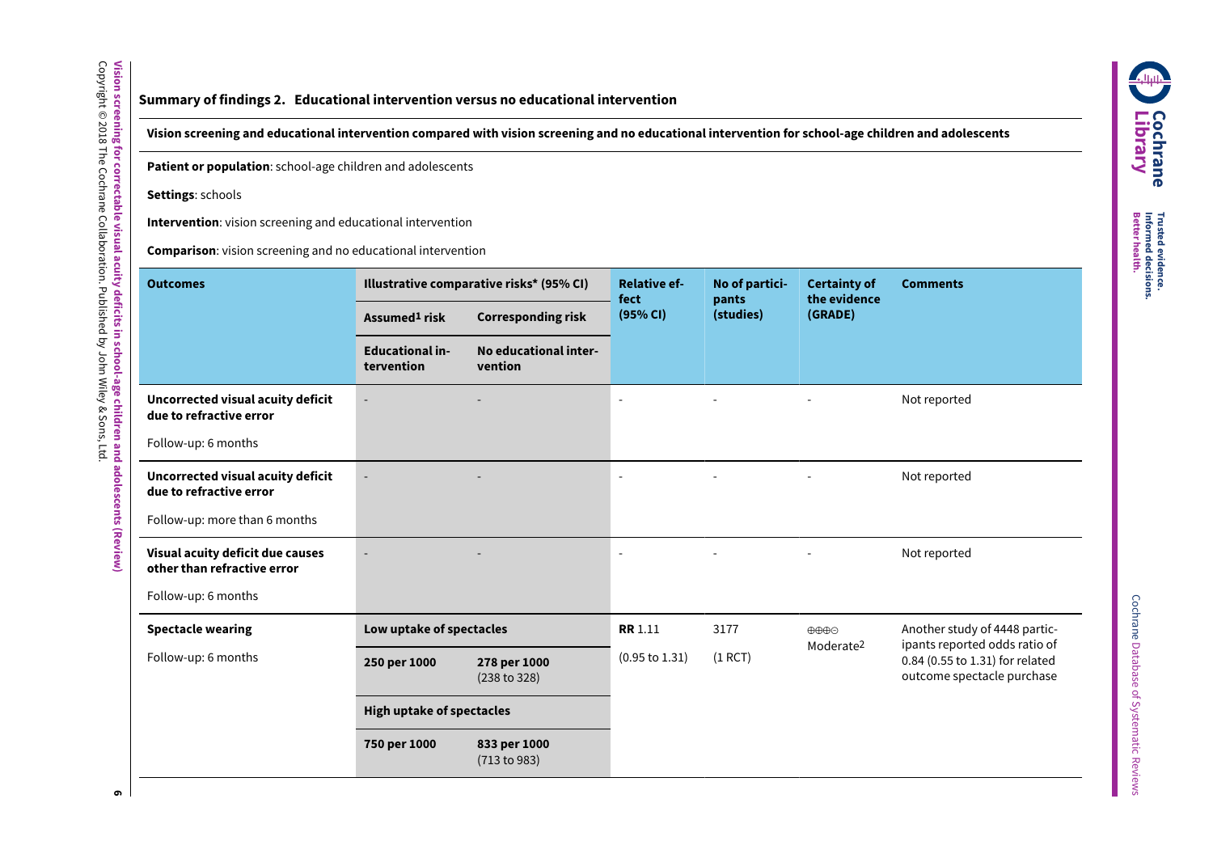**Summary of findings 2. Educational intervention versus no educational intervention**

**Vision screening and educational intervention compared with vision screening and no educational intervention for school-age children and adolescents**

**Patient or population**: school-age children and adolescents

**Settings**: schools

**Intervention**: vision screening and educational intervention

**Comparison**: vision screening and no educational intervention

| **Outcomes** | **Illustrative comparative risks* (95% CI)** | | **Relative effect (95% CI)** | **No of participants (studies)** | **Certainty of the evidence (GRADE)** | **Comments** |
|---|---|---|---|---|---|---|
| | **Assumed[1] risk** | **Corresponding risk** | | | | |
| | **Educational intervention** | **No educational intervention** | | | | |
| **Uncorrected visual acuity deficit due to refractive error** Follow-up: 6 months | - | - | - | - | - | Not reported |
| **Uncorrected visual acuity deficit due to refractive error** Follow-up: more than 6 months | - | - | - | - | - | Not reported |
| **Visual acuity deficit due causes other than refractive error** Follow-up: 6 months | - | - | - | - | - | Not reported |
| **Spectacle wearing** Follow-up: 6 months | **Low uptake of spectacles** | | **RR** 1.11 (0.95 to 1.31) | 3177 (1 RCT) | ⊕⊕⊕⊝ Moderate[2] | Another study of 4448 participants reported odds ratio of 0.84 (0.55 to 1.31) for related outcome spectacle purchase |
| | **250 per 1000** | **278 per 1000** (238 to 328) | | | | |
| | **High uptake of spectacles** | | | | | |
| | **750 per 1000** | **833 per 1000** (713 to 983) | | | | |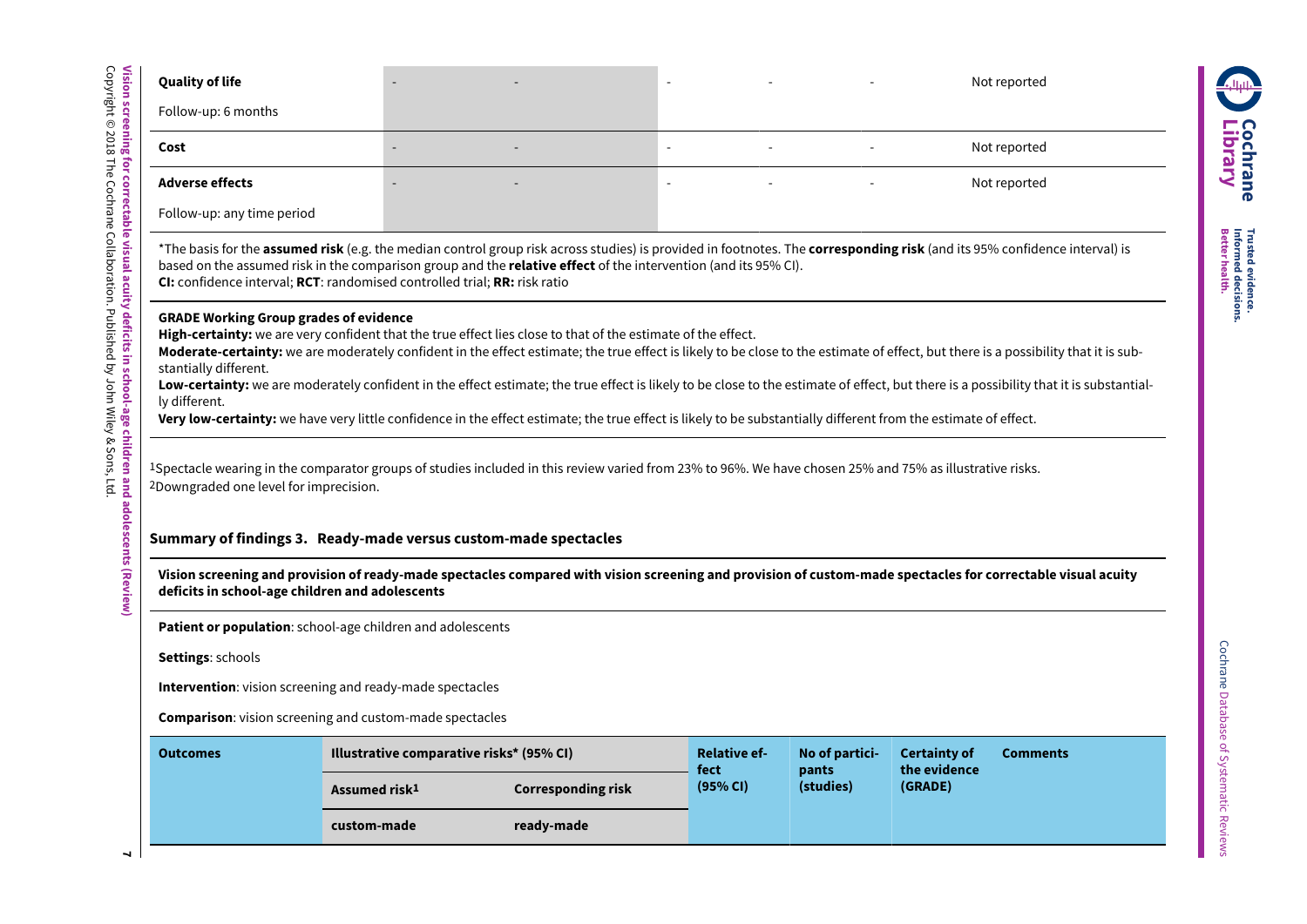| Quality of life<br>Follow-up: 6 months | - | - | - | - | - | Not reported |
|---|---|---|---|---|---|---|
| **Cost** | - | - | - | - | - | Not reported |
| **Adverse effects**<br>Follow-up: any time period | - | - | - | - | - | Not reported |

*The basis for the **assumed risk** (e.g. the median control group risk across studies) is provided in footnotes. The **corresponding risk** (and its 95% confidence interval) is based on the assumed risk in the comparison group and the **relative effect** of the intervention (and its 95% CI).
**CI:** confidence interval; **RCT**: randomised controlled trial; **RR:** risk ratio

**GRADE Working Group grades of evidence**
**High-certainty:** we are very confident that the true effect lies close to that of the estimate of the effect.
**Moderate-certainty:** we are moderately confident in the effect estimate; the true effect is likely to be close to the estimate of effect, but there is a possibility that it is substantially different.
**Low-certainty:** we are moderately confident in the effect estimate; the true effect is likely to be close to the estimate of effect, but there is a possibility that it is substantially different.
**Very low-certainty:** we have very little confidence in the effect estimate; the true effect is likely to be substantially different from the estimate of effect.

[1]Spectacle wearing in the comparator groups of studies included in this review varied from 23% to 96%. We have chosen 25% and 75% as illustrative risks.
[2]Downgraded one level for imprecision.

### Summary of findings 3. Ready-made versus custom-made spectacles

**Vision screening and provision of ready-made spectacles compared with vision screening and provision of custom-made spectacles for correctable visual acuity deficits in school-age children and adolescents**

**Patient or population**: school-age children and adolescents

**Settings**: schools

**Intervention**: vision screening and ready-made spectacles

**Comparison**: vision screening and custom-made spectacles

| Outcomes | Illustrative comparative risks* (95% CI) | | Relative effect (95% CI) | No of participants (studies) | Certainty of the evidence (GRADE) | Comments |
|---|---|---|---|---|---|---|
| | Assumed risk[1] | Corresponding risk | | | | |
| | custom-made | ready-made | | | | |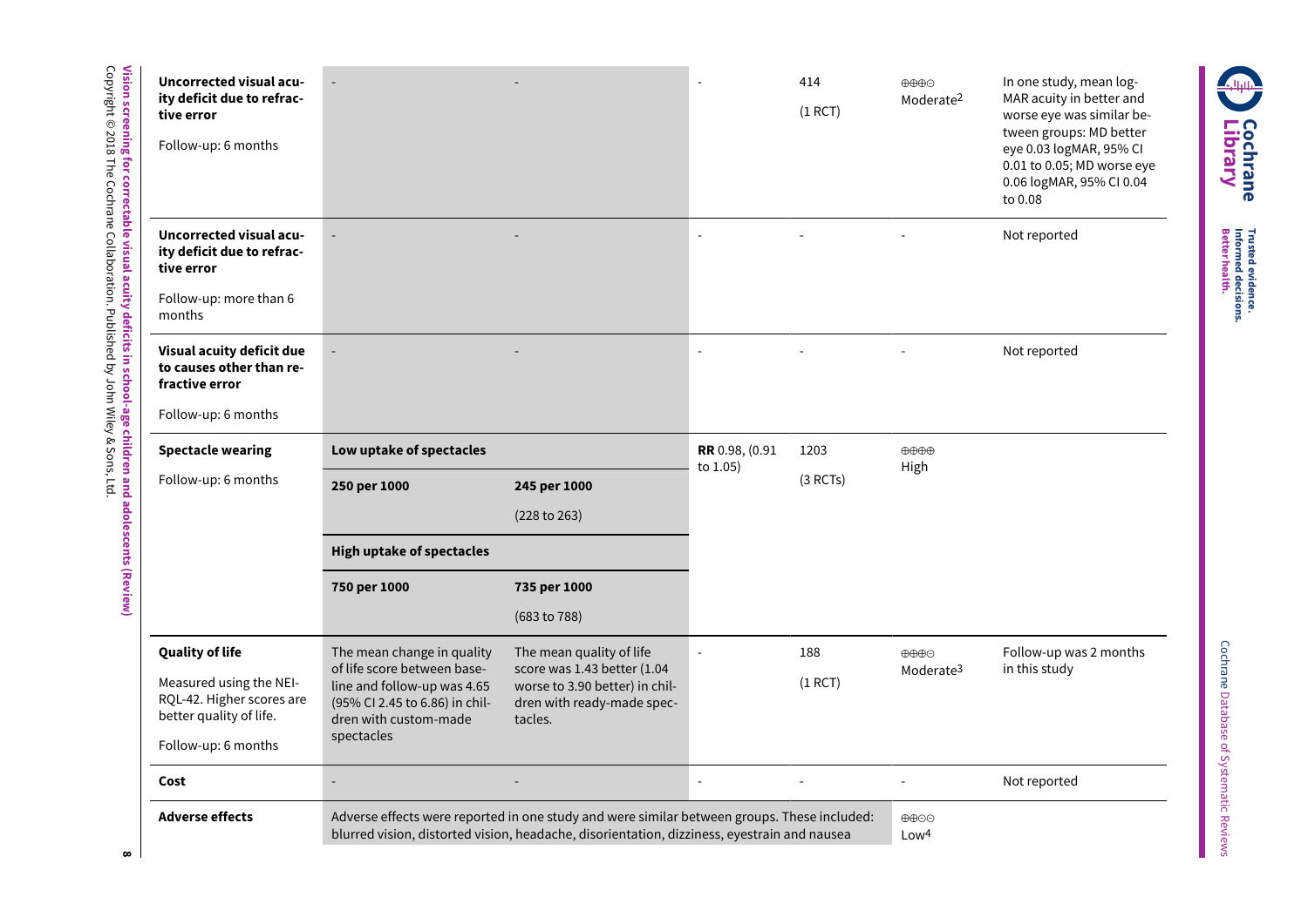| Uncorrected visual acuity deficit due to refractive error<br><br>Follow-up: 6 months | - | - | - | 414<br><br>(1 RCT) | ⊕⊕⊕⊝<br>Moderate[2] | In one study, mean logMAR acuity in better and worse eye was similar between groups: MD better eye 0.03 logMAR, 95% CI 0.01 to 0.05; MD worse eye 0.06 logMAR, 95% CI 0.04 to 0.08 |
|---|---|---|---|---|---|---|
| **Uncorrected visual acuity deficit due to refractive error**<br><br>Follow-up: more than 6 months | - | - | - | - | - | Not reported |
| **Visual acuity deficit due to causes other than refractive error**<br><br>Follow-up: 6 months | - | - | - | - | - | Not reported |
| **Spectacle wearing**<br><br>Follow-up: 6 months | **Low uptake of spectacles** | | **RR** 0.98, (0.91 to 1.05) | 1203<br><br>(3 RCTs) | ⊕⊕⊕⊕<br>High | |
| | **250 per 1000** | **245 per 1000**<br><br>(228 to 263) | | | | |
| | **High uptake of spectacles** | | | | | |
| | **750 per 1000** | **735 per 1000**<br><br>(683 to 788) | | | | |
| **Quality of life**<br><br>Measured using the NEI-RQL-42. Higher scores are better quality of life.<br><br>Follow-up: 6 months | The mean change in quality of life score between baseline and follow-up was 4.65 (95% CI 2.45 to 6.86) in children with custom-made spectacles | The mean quality of life score was 1.43 better (1.04 worse to 3.90 better) in children with ready-made spectacles. | - | 188<br><br>(1 RCT) | ⊕⊕⊕⊝<br>Moderate[3] | Follow-up was 2 months in this study |
| **Cost** | - | - | - | - | - | Not reported |
| **Adverse effects** | Adverse effects were reported in one study and were similar between groups. These included: blurred vision, distorted vision, headache, disorientation, dizziness, eyestrain and nausea | | | | ⊕⊕⊝⊝<br>Low[4] | |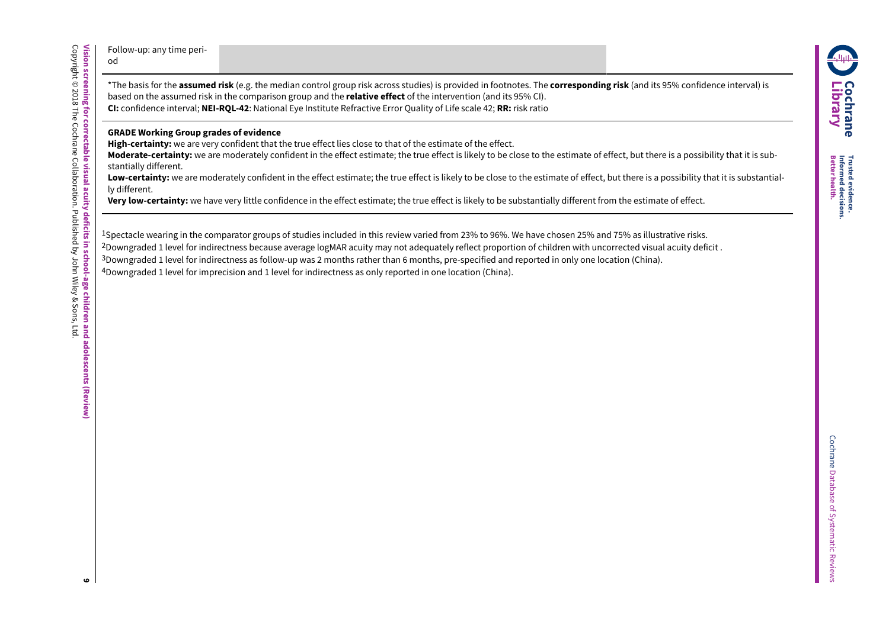| Follow-up: any time period | | |
|---|---|---|

*The basis for the **assumed risk** (e.g. the median control group risk across studies) is provided in footnotes. The **corresponding risk** (and its 95% confidence interval) is based on the assumed risk in the comparison group and the **relative effect** of the intervention (and its 95% CI).
**CI:** confidence interval; **NEI-RQL-42**: National Eye Institute Refractive Error Quality of Life scale 42; **RR:** risk ratio

**GRADE Working Group grades of evidence**
**High-certainty:** we are very confident that the true effect lies close to that of the estimate of the effect.
**Moderate-certainty:** we are moderately confident in the effect estimate; the true effect is likely to be close to the estimate of effect, but there is a possibility that it is substantially different.
**Low-certainty:** we are moderately confident in the effect estimate; the true effect is likely to be close to the estimate of effect, but there is a possibility that it is substantially different.
**Very low-certainty:** we have very little confidence in the effect estimate; the true effect is likely to be substantially different from the estimate of effect.

[1]Spectacle wearing in the comparator groups of studies included in this review varied from 23% to 96%. We have chosen 25% and 75% as illustrative risks.
[2]Downgraded 1 level for indirectness because average logMAR acuity may not adequately reflect proportion of children with uncorrected visual acuity deficit .
[3]Downgraded 1 level for indirectness as follow-up was 2 months rather than 6 months, pre-specified and reported in only one location (China).
[4]Downgraded 1 level for imprecision and 1 level for indirectness as only reported in one location (China).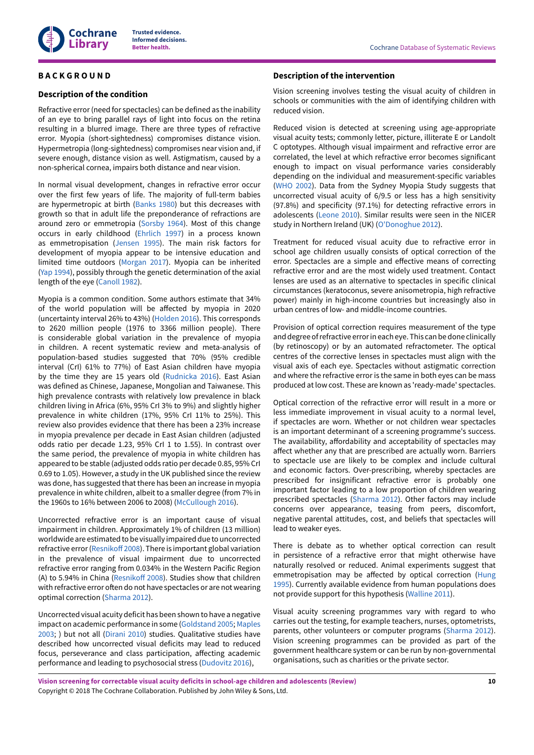# BACKGROUND

## Description of the condition

Refractive error (need for spectacles) can be defined as the inability of an eye to bring parallel rays of light into focus on the retina resulting in a blurred image. There are three types of refractive error. Myopia (short-sightedness) compromises distance vision. Hypermetropia (long-sightedness) compromises near vision and, if severe enough, distance vision as well. Astigmatism, caused by a non-spherical cornea, impairs both distance and near vision.

In normal visual development, changes in refractive error occur over the first few years of life. The majority of full-term babies are hypermetropic at birth (Banks 1980) but this decreases with growth so that in adult life the preponderance of refractions are around zero or emmetropia (Sorsby 1964). Most of this change occurs in early childhood (Ehrlich 1997) in a process known as emmetropisation (Jensen 1995). The main risk factors for development of myopia appear to be intensive education and limited time outdoors (Morgan 2017). Myopia can be inherited (Yap 1994), possibly through the genetic determination of the axial length of the eye (Canoll 1982).

Myopia is a common condition. Some authors estimate that 34% of the world population will be affected by myopia in 2020 (uncertainty interval 26% to 43%) (Holden 2016). This corresponds to 2620 million people (1976 to 3366 million people). There is considerable global variation in the prevalence of myopia in children. A recent systematic review and meta-analysis of population-based studies suggested that 70% (95% credible interval (CrI) 61% to 77%) of East Asian children have myopia by the time they are 15 years old (Rudnicka 2016). East Asian was defined as Chinese, Japanese, Mongolian and Taiwanese. This high prevalence contrasts with relatively low prevalence in black children living in Africa (6%, 95% CrI 3% to 9%) and slightly higher prevalence in white children (17%, 95% CrI 11% to 25%). This review also provides evidence that there has been a 23% increase in myopia prevalence per decade in East Asian children (adjusted odds ratio per decade 1.23, 95% CrI 1 to 1.55). In contrast over the same period, the prevalence of myopia in white children has appeared to be stable (adjusted odds ratio per decade 0.85, 95% CrI 0.69 to 1.05). However, a study in the UK published since the review was done, has suggested that there has been an increase in myopia prevalence in white children, albeit to a smaller degree (from 7% in the 1960s to 16% between 2006 to 2008) (McCullough 2016).

Uncorrected refractive error is an important cause of visual impairment in children. Approximately 1% of children (13 million) worldwide are estimated to be visually impaired due to uncorrected refractive error (Resnikoff 2008). There is important global variation in the prevalence of visual impairment due to uncorrected refractive error ranging from 0.034% in the Western Pacific Region (A) to 5.94% in China (Resnikoff 2008). Studies show that children with refractive error often do not have spectacles or are not wearing optimal correction (Sharma 2012).

Uncorrected visual acuity deficit has been shown to have a negative impact on academic performance in some (Goldstand 2005; Maples 2003; ) but not all (Dirani 2010) studies. Qualitative studies have described how uncorrected visual deficits may lead to reduced focus, perseverance and class participation, affecting academic performance and leading to psychosocial stress (Dudovitz 2016),

## Description of the intervention

Vision screening involves testing the visual acuity of children in schools or communities with the aim of identifying children with reduced vision.

Reduced vision is detected at screening using age-appropriate visual acuity tests; commonly letter, picture, illiterate E or Landolt C optotypes. Although visual impairment and refractive error are correlated, the level at which refractive error becomes significant enough to impact on visual performance varies considerably depending on the individual and measurement-specific variables (WHO 2002). Data from the Sydney Myopia Study suggests that uncorrected visual acuity of 6/9.5 or less has a high sensitivity (97.8%) and specificity (97.1%) for detecting refractive errors in adolescents (Leone 2010). Similar results were seen in the NICER study in Northern Ireland (UK) (O'Donoghue 2012).

Treatment for reduced visual acuity due to refractive error in school age children usually consists of optical correction of the error. Spectacles are a simple and effective means of correcting refractive error and are the most widely used treatment. Contact lenses are used as an alternative to spectacles in specific clinical circumstances (keratoconus, severe anisometropia, high refractive power) mainly in high-income countries but increasingly also in urban centres of low- and middle-income countries.

Provision of optical correction requires measurement of the type and degree of refractive error in each eye. This can be done clinically (by retinoscopy) or by an automated refractometer. The optical centres of the corrective lenses in spectacles must align with the visual axis of each eye. Spectacles without astigmatic correction and where the refractive error is the same in both eyes can be mass produced at low cost. These are known as 'ready-made' spectacles.

Optical correction of the refractive error will result in a more or less immediate improvement in visual acuity to a normal level, if spectacles are worn. Whether or not children wear spectacles is an important determinant of a screening programme's success. The availability, affordability and acceptability of spectacles may affect whether any that are prescribed are actually worn. Barriers to spectacle use are likely to be complex and include cultural and economic factors. Over-prescribing, whereby spectacles are prescribed for insignificant refractive error is probably one important factor leading to a low proportion of children wearing prescribed spectacles (Sharma 2012). Other factors may include concerns over appearance, teasing from peers, discomfort, negative parental attitudes, cost, and beliefs that spectacles will lead to weaker eyes.

There is debate as to whether optical correction can result in persistence of a refractive error that might otherwise have naturally resolved or reduced. Animal experiments suggest that emmetropisation may be affected by optical correction (Hung 1995). Currently available evidence from human populations does not provide support for this hypothesis (Walline 2011).

Visual acuity screening programmes vary with regard to who carries out the testing, for example teachers, nurses, optometrists, parents, other volunteers or computer programs (Sharma 2012). Vision screening programmes can be provided as part of the government healthcare system or can be run by non-governmental organisations, such as charities or the private sector.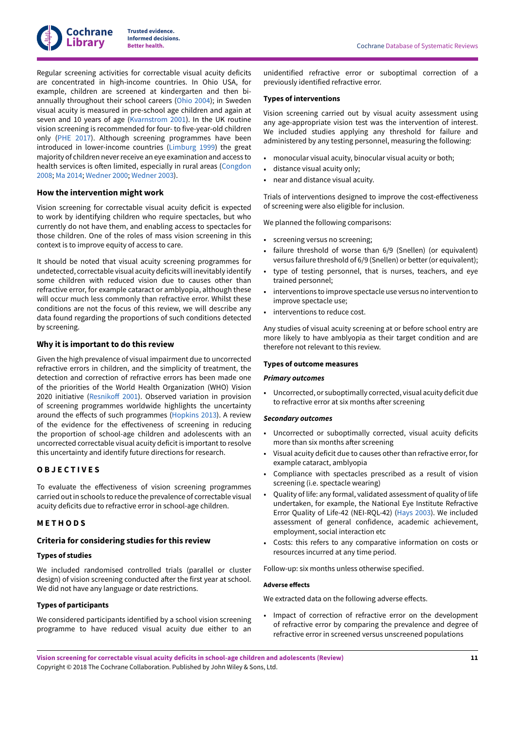Regular screening activities for correctable visual acuity deficits are concentrated in high-income countries. In Ohio USA, for example, children are screened at kindergarten and then bi-annually throughout their school careers (Ohio 2004); in Sweden visual acuity is measured in pre-school age children and again at seven and 10 years of age (Kvarnstrom 2001). In the UK routine vision screening is recommended for four- to five-year-old children only (PHE 2017). Although screening programmes have been introduced in lower-income countries (Limburg 1999) the great majority of children never receive an eye examination and access to health services is often limited, especially in rural areas (Congdon 2008; Ma 2014; Wedner 2000; Wedner 2003).

### How the intervention might work

Vision screening for correctable visual acuity deficit is expected to work by identifying children who require spectacles, but who currently do not have them, and enabling access to spectacles for those children. One of the roles of mass vision screening in this context is to improve equity of access to care.

It should be noted that visual acuity screening programmes for undetected, correctable visual acuity deficits will inevitably identify some children with reduced vision due to causes other than refractive error, for example cataract or amblyopia, although these will occur much less commonly than refractive error. Whilst these conditions are not the focus of this review, we will describe any data found regarding the proportions of such conditions detected by screening.

### Why it is important to do this review

Given the high prevalence of visual impairment due to uncorrected refractive errors in children, and the simplicity of treatment, the detection and correction of refractive errors has been made one of the priorities of the World Health Organization (WHO) Vision 2020 initiative (Resnikoff 2001). Observed variation in provision of screening programmes worldwide highlights the uncertainty around the effects of such programmes (Hopkins 2013). A review of the evidence for the effectiveness of screening in reducing the proportion of school-age children and adolescents with an uncorrected correctable visual acuity deficit is important to resolve this uncertainty and identify future directions for research.

## OBJECTIVES

To evaluate the effectiveness of vision screening programmes carried out in schools to reduce the prevalence of correctable visual acuity deficits due to refractive error in school-age children.

## METHODS

### Criteria for considering studies for this review

#### Types of studies

We included randomised controlled trials (parallel or cluster design) of vision screening conducted after the first year at school. We did not have any language or date restrictions.

#### Types of participants

We considered participants identified by a school vision screening programme to have reduced visual acuity due either to an unidentified refractive error or suboptimal correction of a previously identified refractive error.

#### Types of interventions

Vision screening carried out by visual acuity assessment using any age-appropriate vision test was the intervention of interest. We included studies applying any threshold for failure and administered by any testing personnel, measuring the following:

- monocular visual acuity, binocular visual acuity or both;
- distance visual acuity only;
- near and distance visual acuity.

Trials of interventions designed to improve the cost-effectiveness of screening were also eligible for inclusion.

We planned the following comparisons:

- screening versus no screening;
- failure threshold of worse than 6/9 (Snellen) (or equivalent) versus failure threshold of 6/9 (Snellen) or better (or equivalent);
- type of testing personnel, that is nurses, teachers, and eye trained personnel;
- interventions to improve spectacle use versus no intervention to improve spectacle use;
- interventions to reduce cost.

Any studies of visual acuity screening at or before school entry are more likely to have amblyopia as their target condition and are therefore not relevant to this review.

#### Types of outcome measures

##### *Primary outcomes*

- Uncorrected, or suboptimally corrected, visual acuity deficit due to refractive error at six months after screening

##### *Secondary outcomes*

- Uncorrected or suboptimally corrected, visual acuity deficits more than six months after screening
- Visual acuity deficit due to causes other than refractive error, for example cataract, amblyopia
- Compliance with spectacles prescribed as a result of vision screening (i.e. spectacle wearing)
- Quality of life: any formal, validated assessment of quality of life undertaken, for example, the National Eye Institute Refractive Error Quality of Life-42 (NEI-RQL-42) (Hays 2003). We included assessment of general confidence, academic achievement, employment, social interaction etc
- Costs: this refers to any comparative information on costs or resources incurred at any time period.

Follow-up: six months unless otherwise specified.

##### Adverse effects

We extracted data on the following adverse effects.

- Impact of correction of refractive error on the development of refractive error by comparing the prevalence and degree of refractive error in screened versus unscreened populations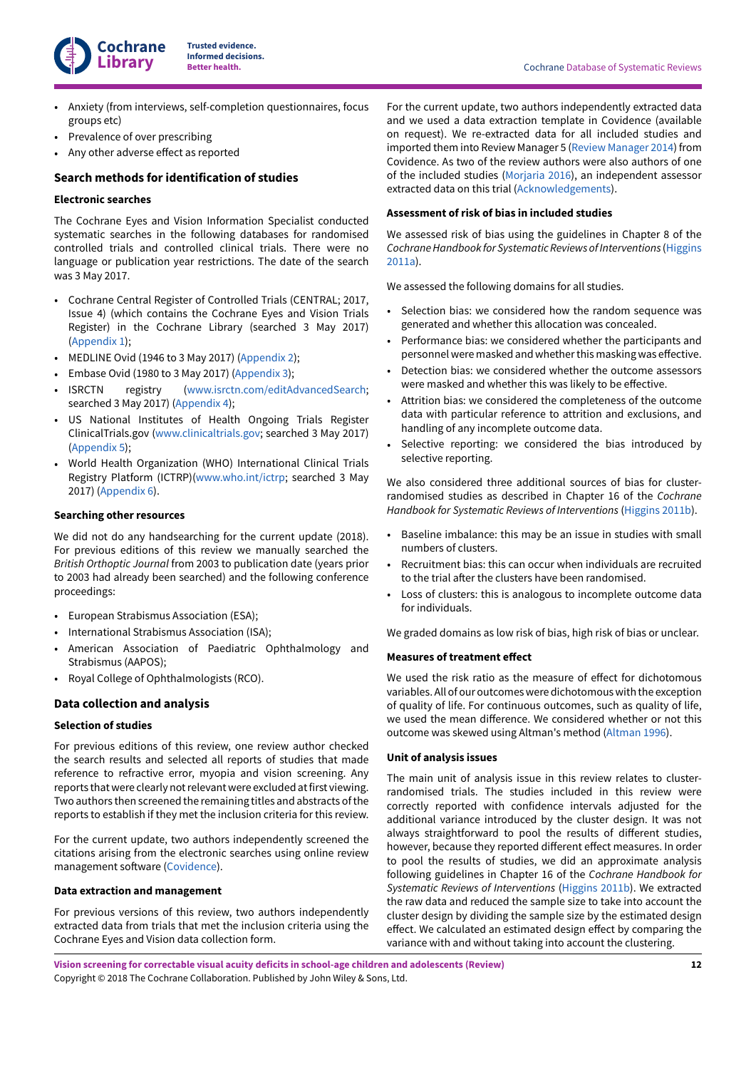- Anxiety (from interviews, self-completion questionnaires, focus groups etc)
- Prevalence of over prescribing
- Any other adverse effect as reported

## Search methods for identification of studies

### Electronic searches

The Cochrane Eyes and Vision Information Specialist conducted systematic searches in the following databases for randomised controlled trials and controlled clinical trials. There were no language or publication year restrictions. The date of the search was 3 May 2017.

- Cochrane Central Register of Controlled Trials (CENTRAL; 2017, Issue 4) (which contains the Cochrane Eyes and Vision Trials Register) in the Cochrane Library (searched 3 May 2017) (Appendix 1);
- MEDLINE Ovid (1946 to 3 May 2017) (Appendix 2);
- Embase Ovid (1980 to 3 May 2017) (Appendix 3);
- ISRCTN registry (www.isrctn.com/editAdvancedSearch; searched 3 May 2017) (Appendix 4);
- US National Institutes of Health Ongoing Trials Register ClinicalTrials.gov (www.clinicaltrials.gov; searched 3 May 2017) (Appendix 5);
- World Health Organization (WHO) International Clinical Trials Registry Platform (ICTRP)(www.who.int/ictrp; searched 3 May 2017) (Appendix 6).

### Searching other resources

We did not do any handsearching for the current update (2018). For previous editions of this review we manually searched the *British Orthoptic Journal* from 2003 to publication date (years prior to 2003 had already been searched) and the following conference proceedings:

- European Strabismus Association (ESA);
- International Strabismus Association (ISA);
- American Association of Paediatric Ophthalmology and Strabismus (AAPOS);
- Royal College of Ophthalmologists (RCO).

## Data collection and analysis

### Selection of studies

For previous editions of this review, one review author checked the search results and selected all reports of studies that made reference to refractive error, myopia and vision screening. Any reports that were clearly not relevant were excluded at first viewing. Two authors then screened the remaining titles and abstracts of the reports to establish if they met the inclusion criteria for this review.

For the current update, two authors independently screened the citations arising from the electronic searches using online review management software (Covidence).

### Data extraction and management

For previous versions of this review, two authors independently extracted data from trials that met the inclusion criteria using the Cochrane Eyes and Vision data collection form.

For the current update, two authors independently extracted data and we used a data extraction template in Covidence (available on request). We re-extracted data for all included studies and imported them into Review Manager 5 (Review Manager 2014) from Covidence. As two of the review authors were also authors of one of the included studies (Morjaria 2016), an independent assessor extracted data on this trial (Acknowledgements).

### Assessment of risk of bias in included studies

We assessed risk of bias using the guidelines in Chapter 8 of the *Cochrane Handbook for Systematic Reviews of Interventions* (Higgins 2011a).

We assessed the following domains for all studies.

- Selection bias: we considered how the random sequence was generated and whether this allocation was concealed.
- Performance bias: we considered whether the participants and personnel were masked and whether this masking was effective.
- Detection bias: we considered whether the outcome assessors were masked and whether this was likely to be effective.
- Attrition bias: we considered the completeness of the outcome data with particular reference to attrition and exclusions, and handling of any incomplete outcome data.
- Selective reporting: we considered the bias introduced by selective reporting.

We also considered three additional sources of bias for cluster-randomised studies as described in Chapter 16 of the *Cochrane Handbook for Systematic Reviews of Interventions* (Higgins 2011b).

- Baseline imbalance: this may be an issue in studies with small numbers of clusters.
- Recruitment bias: this can occur when individuals are recruited to the trial after the clusters have been randomised.
- Loss of clusters: this is analogous to incomplete outcome data for individuals.

We graded domains as low risk of bias, high risk of bias or unclear.

### Measures of treatment effect

We used the risk ratio as the measure of effect for dichotomous variables. All of our outcomes were dichotomous with the exception of quality of life. For continuous outcomes, such as quality of life, we used the mean difference. We considered whether or not this outcome was skewed using Altman's method (Altman 1996).

### Unit of analysis issues

The main unit of analysis issue in this review relates to cluster-randomised trials. The studies included in this review were correctly reported with confidence intervals adjusted for the additional variance introduced by the cluster design. It was not always straightforward to pool the results of different studies, however, because they reported different effect measures. In order to pool the results of studies, we did an approximate analysis following guidelines in Chapter 16 of the *Cochrane Handbook for Systematic Reviews of Interventions* (Higgins 2011b). We extracted the raw data and reduced the sample size to take into account the cluster design by dividing the sample size by the estimated design effect. We calculated an estimated design effect by comparing the variance with and without taking into account the clustering.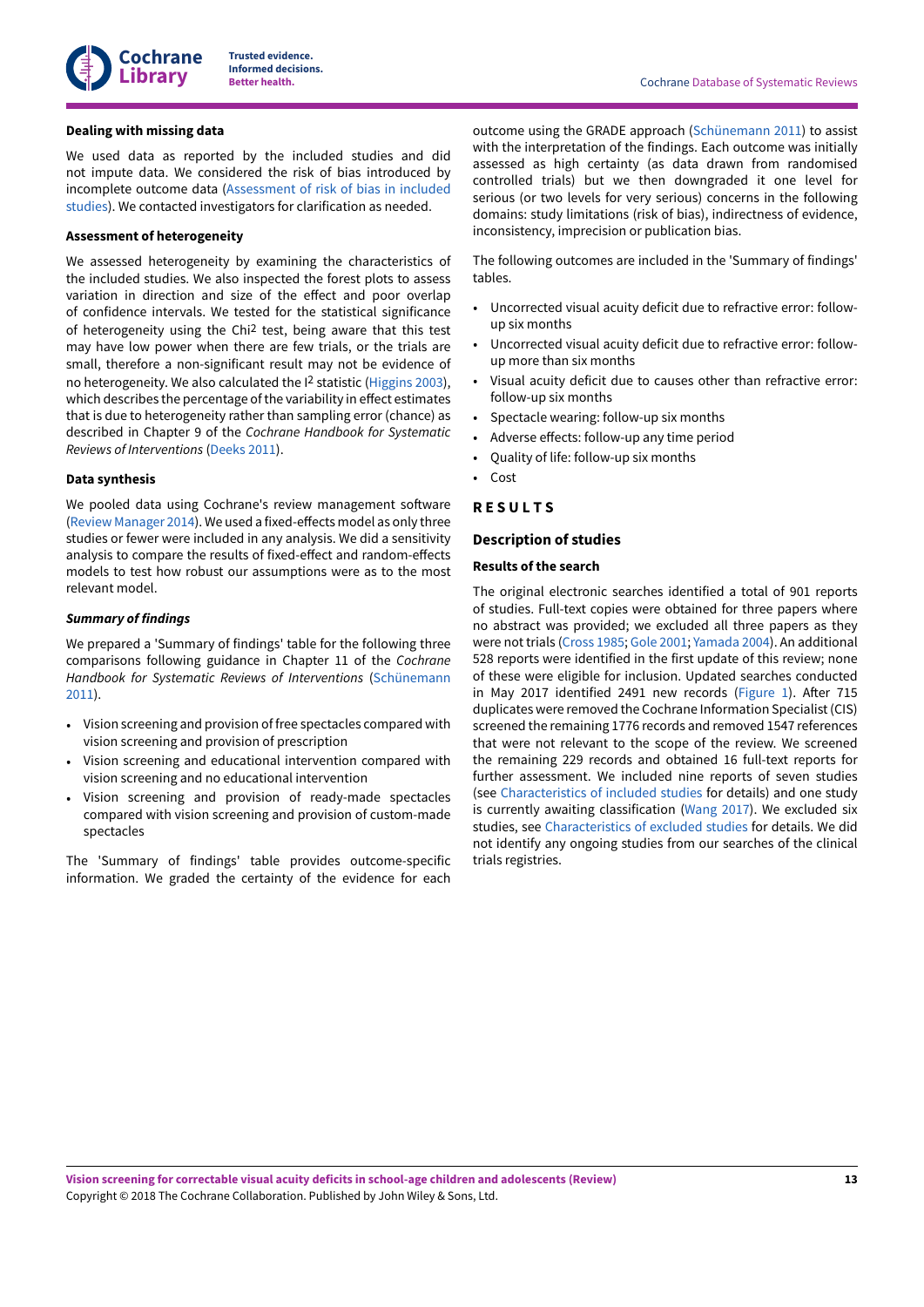#### Dealing with missing data

We used data as reported by the included studies and did not impute data. We considered the risk of bias introduced by incomplete outcome data (Assessment of risk of bias in included studies). We contacted investigators for clarification as needed.

#### Assessment of heterogeneity

We assessed heterogeneity by examining the characteristics of the included studies. We also inspected the forest plots to assess variation in direction and size of the effect and poor overlap of confidence intervals. We tested for the statistical significance of heterogeneity using the $Chi^2$ test, being aware that this test may have low power when there are few trials, or the trials are small, therefore a non-significant result may not be evidence of no heterogeneity. We also calculated the $I^2$ statistic (Higgins 2003), which describes the percentage of the variability in effect estimates that is due to heterogeneity rather than sampling error (chance) as described in Chapter 9 of the *Cochrane Handbook for Systematic Reviews of Interventions* (Deeks 2011).

#### Data synthesis

We pooled data using Cochrane's review management software (Review Manager 2014). We used a fixed-effects model as only three studies or fewer were included in any analysis. We did a sensitivity analysis to compare the results of fixed-effect and random-effects models to test how robust our assumptions were as to the most relevant model.

#### *Summary of findings*

We prepared a 'Summary of findings' table for the following three comparisons following guidance in Chapter 11 of the *Cochrane Handbook for Systematic Reviews of Interventions* (Schünemann 2011).

- Vision screening and provision of free spectacles compared with vision screening and provision of prescription
- Vision screening and educational intervention compared with vision screening and no educational intervention
- Vision screening and provision of ready-made spectacles compared with vision screening and provision of custom-made spectacles

The 'Summary of findings' table provides outcome-specific information. We graded the certainty of the evidence for each outcome using the GRADE approach (Schünemann 2011) to assist with the interpretation of the findings. Each outcome was initially assessed as high certainty (as data drawn from randomised controlled trials) but we then downgraded it one level for serious (or two levels for very serious) concerns in the following domains: study limitations (risk of bias), indirectness of evidence, inconsistency, imprecision or publication bias.

The following outcomes are included in the 'Summary of findings' tables.

- Uncorrected visual acuity deficit due to refractive error: follow-up six months
- Uncorrected visual acuity deficit due to refractive error: follow-up more than six months
- Visual acuity deficit due to causes other than refractive error: follow-up six months
- Spectacle wearing: follow-up six months
- Adverse effects: follow-up any time period
- Quality of life: follow-up six months
- Cost

## RESULTS

### Description of studies

#### Results of the search

The original electronic searches identified a total of 901 reports of studies. Full-text copies were obtained for three papers where no abstract was provided; we excluded all three papers as they were not trials (Cross 1985; Gole 2001; Yamada 2004). An additional 528 reports were identified in the first update of this review; none of these were eligible for inclusion. Updated searches conducted in May 2017 identified 2491 new records (Figure 1). After 715 duplicates were removed the Cochrane Information Specialist (CIS) screened the remaining 1776 records and removed 1547 references that were not relevant to the scope of the review. We screened the remaining 229 records and obtained 16 full-text reports for further assessment. We included nine reports of seven studies (see Characteristics of included studies for details) and one study is currently awaiting classification (Wang 2017). We excluded six studies, see Characteristics of excluded studies for details. We did not identify any ongoing studies from our searches of the clinical trials registries.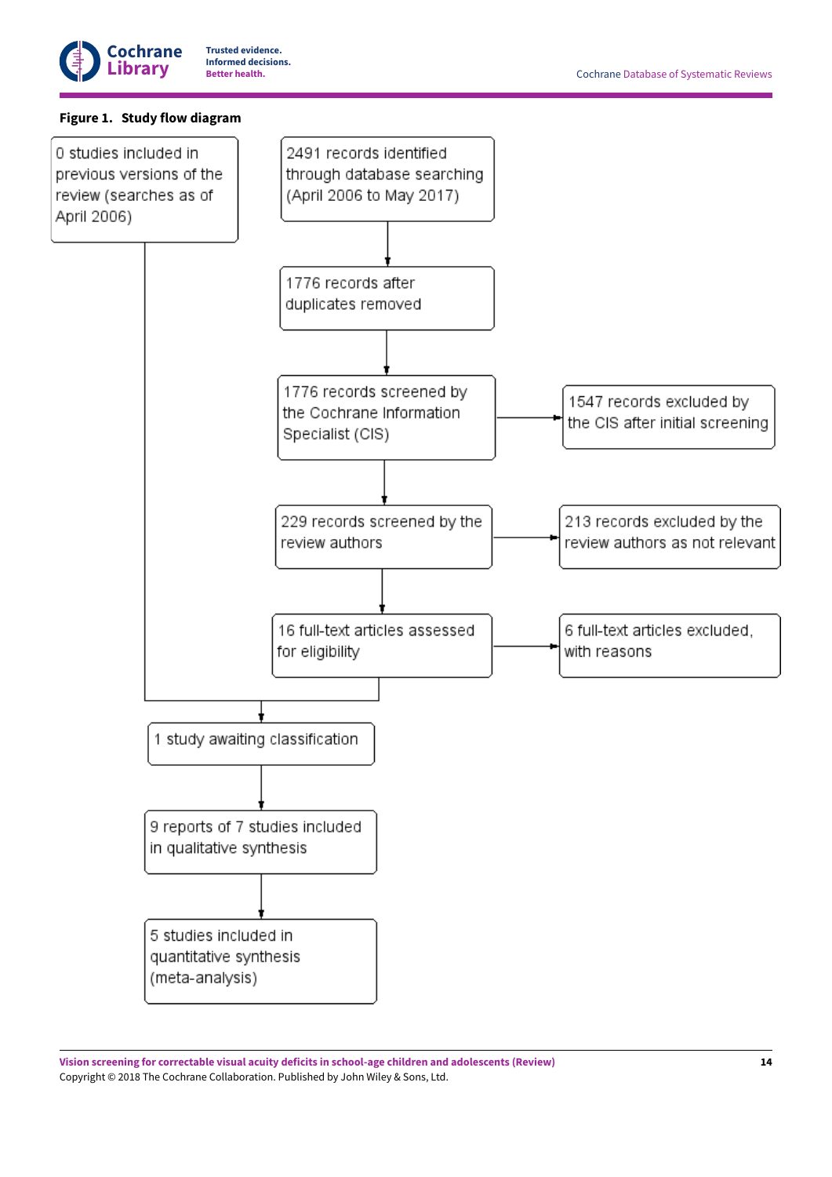**Figure 1. Study flow diagram**

0 studies included in previous versions of the review (searches as of April 2006)

2491 records identified through database searching (April 2006 to May 2017)

1776 records after duplicates removed

1776 records screened by the Cochrane Information Specialist (CIS)

1547 records excluded by the CIS after initial screening

229 records screened by the review authors

213 records excluded by the review authors as not relevant

16 full-text articles assessed for eligibility

6 full-text articles excluded, with reasons

1 study awaiting classification

9 reports of 7 studies included in qualitative synthesis

5 studies included in quantitative synthesis (meta-analysis)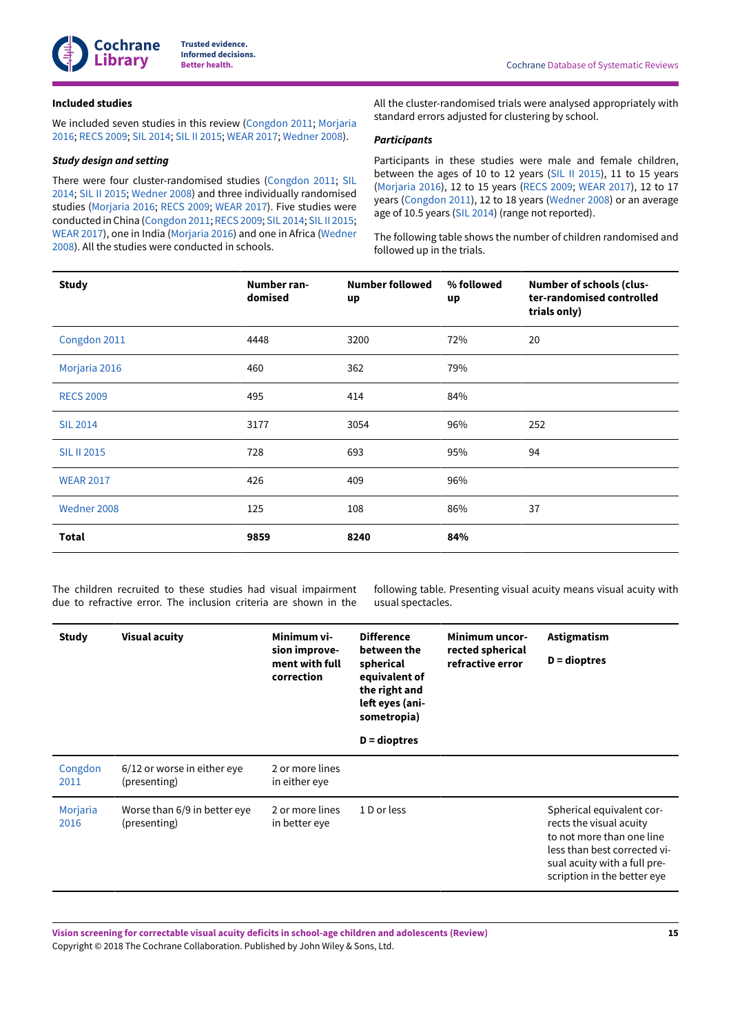### Included studies

We included seven studies in this review (Congdon 2011; Morjaria 2016; RECS 2009; SIL 2014; SIL II 2015; WEAR 2017; Wedner 2008).

#### *Study design and setting*

There were four cluster-randomised studies (Congdon 2011; SIL 2014; SIL II 2015; Wedner 2008) and three individually randomised studies (Morjaria 2016; RECS 2009; WEAR 2017). Five studies were conducted in China (Congdon 2011; RECS 2009; SIL 2014; SIL II 2015; WEAR 2017), one in India (Morjaria 2016) and one in Africa (Wedner 2008). All the studies were conducted in schools.

All the cluster-randomised trials were analysed appropriately with standard errors adjusted for clustering by school.

#### *Participants*

Participants in these studies were male and female children, between the ages of 10 to 12 years (SIL II 2015), 11 to 15 years (Morjaria 2016), 12 to 15 years (RECS 2009; WEAR 2017), 12 to 17 years (Congdon 2011), 12 to 18 years (Wedner 2008) or an average age of 10.5 years (SIL 2014) (range not reported).

The following table shows the number of children randomised and followed up in the trials.

| Study | Number randomised | Number followed up | % followed up | Number of schools (cluster-randomised controlled trials only) |
|---|---|---|---|---|
| Congdon 2011 | 4448 | 3200 | 72% | 20 |
| Morjaria 2016 | 460 | 362 | 79% | |
| RECS 2009 | 495 | 414 | 84% | |
| SIL 2014 | 3177 | 3054 | 96% | 252 |
| SIL II 2015 | 728 | 693 | 95% | 94 |
| WEAR 2017 | 426 | 409 | 96% | |
| Wedner 2008 | 125 | 108 | 86% | 37 |
| **Total** | **9859** | **8240** | **84%** | |

The children recruited to these studies had visual impairment due to refractive error. The inclusion criteria are shown in the following table. Presenting visual acuity means visual acuity with usual spectacles.

| Study | Visual acuity | Minimum vision improvement with full correction | Difference between the spherical equivalent of the right and left eyes (anisometropia)<br><br>D = dioptres | Minimum uncorrected spherical refractive error | Astigmatism<br><br>D = dioptres |
|---|---|---|---|---|---|
| Congdon 2011 | 6/12 or worse in either eye (presenting) | 2 or more lines in either eye | | | |
| Morjaria 2016 | Worse than 6/9 in better eye (presenting) | 2 or more lines in better eye | 1 D or less | | Spherical equivalent corrects the visual acuity to not more than one line less than best corrected visual acuity with a full prescription in the better eye |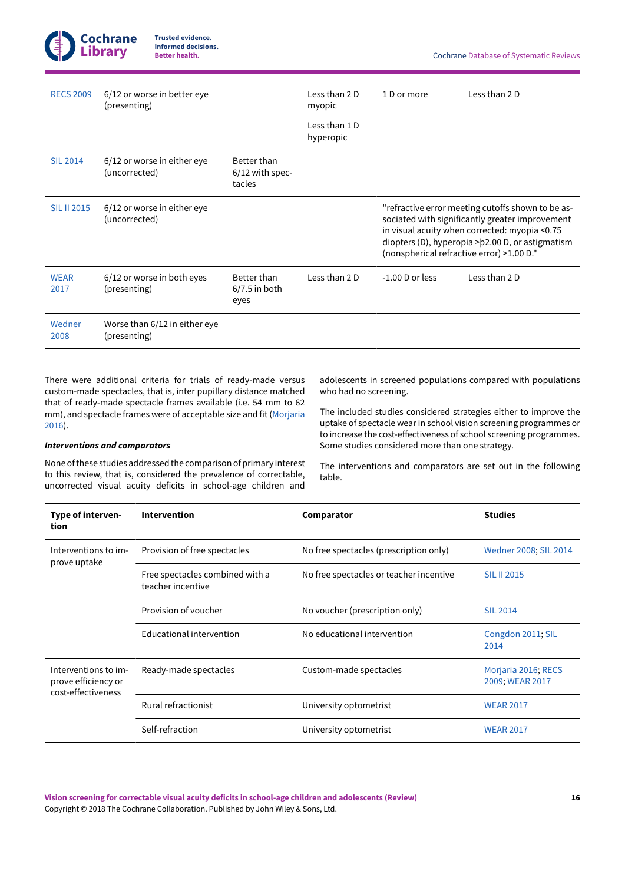| | | | | | |
|---|---|---|---|---|---|
| RECS 2009 | 6/12 or worse in better eye (presenting) | | Less than 2 D myopic<br><br>Less than 1 D hyperopic | 1 D or more | Less than 2 D |
| SIL 2014 | 6/12 or worse in either eye (uncorrected) | Better than 6/12 with spectacles | | | |
| SIL II 2015 | 6/12 or worse in either eye (uncorrected) | | | "refractive error meeting cutoffs shown to be associated with significantly greater improvement in visual acuity when corrected: myopia <0.75 diopters (D), hyperopia >þ2.00 D, or astigmatism (nonspherical refractive error) >1.00 D." | |
| WEAR 2017 | 6/12 or worse in both eyes (presenting) | Better than 6/7.5 in both eyes | Less than 2 D | -1.00 D or less | Less than 2 D |
| Wedner 2008 | Worse than 6/12 in either eye (presenting) | | | | |

There were additional criteria for trials of ready-made versus custom-made spectacles, that is, inter pupillary distance matched that of ready-made spectacle frames available (i.e. 54 mm to 62 mm), and spectacle frames were of acceptable size and fit (Morjaria 2016).

***Interventions and comparators***

None of these studies addressed the comparison of primary interest to this review, that is, considered the prevalence of correctable, uncorrected visual acuity deficits in school-age children and adolescents in screened populations compared with populations who had no screening.

The included studies considered strategies either to improve the uptake of spectacle wear in school vision screening programmes or to increase the cost-effectiveness of school screening programmes. Some studies considered more than one strategy.

The interventions and comparators are set out in the following table.

| Type of intervention | Intervention | Comparator | Studies |
|---|---|---|---|
| Interventions to improve uptake | Provision of free spectacles | No free spectacles (prescription only) | Wedner 2008; SIL 2014 |
| | Free spectacles combined with a teacher incentive | No free spectacles or teacher incentive | SIL II 2015 |
| | Provision of voucher | No voucher (prescription only) | SIL 2014 |
| | Educational intervention | No educational intervention | Congdon 2011; SIL 2014 |
| Interventions to improve efficiency or cost-effectiveness | Ready-made spectacles | Custom-made spectacles | Morjaria 2016; RECS 2009; WEAR 2017 |
| | Rural refractionist | University optometrist | WEAR 2017 |
| | Self-refraction | University optometrist | WEAR 2017 |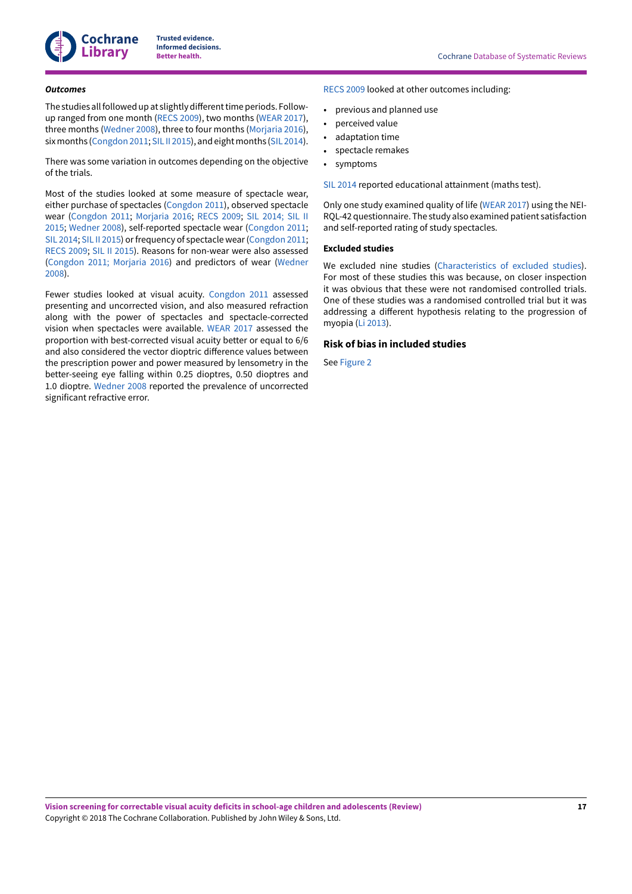***Outcomes***

The studies all followed up at slightly different time periods. Follow-up ranged from one month (RECS 2009), two months (WEAR 2017), three months (Wedner 2008), three to four months (Morjaria 2016), six months (Congdon 2011; SIL II 2015), and eight months (SIL 2014).

There was some variation in outcomes depending on the objective of the trials.

Most of the studies looked at some measure of spectacle wear, either purchase of spectacles (Congdon 2011), observed spectacle wear (Congdon 2011; Morjaria 2016; RECS 2009; SIL 2014; SIL II 2015; Wedner 2008), self-reported spectacle wear (Congdon 2011; SIL 2014; SIL II 2015) or frequency of spectacle wear (Congdon 2011; RECS 2009; SIL II 2015). Reasons for non-wear were also assessed (Congdon 2011; Morjaria 2016) and predictors of wear (Wedner 2008).

Fewer studies looked at visual acuity. Congdon 2011 assessed presenting and uncorrected vision, and also measured refraction along with the power of spectacles and spectacle-corrected vision when spectacles were available. WEAR 2017 assessed the proportion with best-corrected visual acuity better or equal to 6/6 and also considered the vector dioptric difference values between the prescription power and power measured by lensometry in the better-seeing eye falling within 0.25 dioptres, 0.50 dioptres and 1.0 dioptre. Wedner 2008 reported the prevalence of uncorrected significant refractive error.

RECS 2009 looked at other outcomes including:

- previous and planned use
- perceived value
- adaptation time
- spectacle remakes
- symptoms

SIL 2014 reported educational attainment (maths test).

Only one study examined quality of life (WEAR 2017) using the NEI-RQL-42 questionnaire. The study also examined patient satisfaction and self-reported rating of study spectacles.

### Excluded studies

We excluded nine studies (Characteristics of excluded studies). For most of these studies this was because, on closer inspection it was obvious that these were not randomised controlled trials. One of these studies was a randomised controlled trial but it was addressing a different hypothesis relating to the progression of myopia (Li 2013).

## Risk of bias in included studies

See Figure 2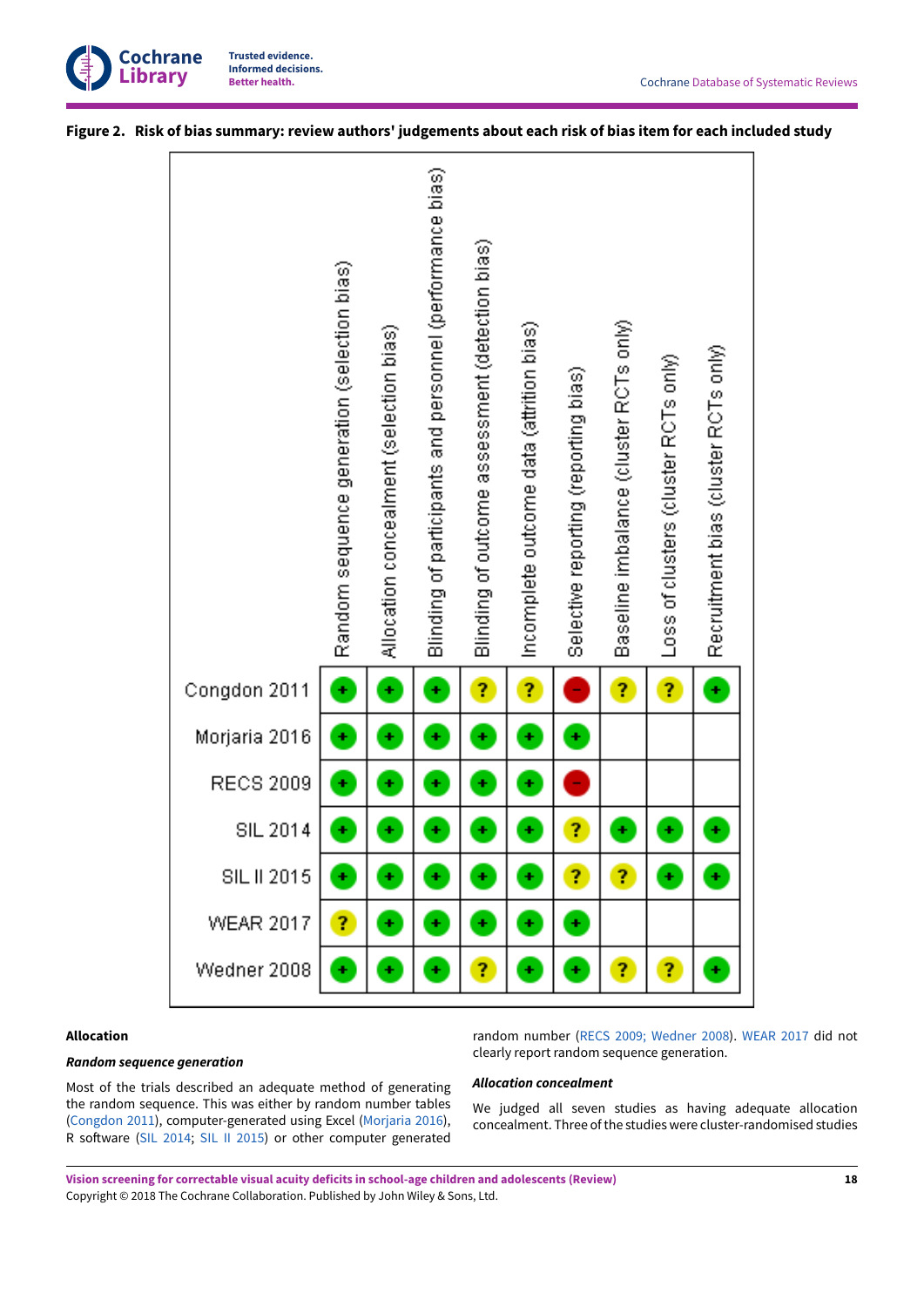**Figure 2. Risk of bias summary: review authors' judgements about each risk of bias item for each included study**

| | Random sequence generation (selection bias) | Allocation concealment (selection bias) | Blinding of participants and personnel (performance bias) | Blinding of outcome assessment (detection bias) | Incomplete outcome data (attrition bias) | Selective reporting (reporting bias) | Baseline imbalance (cluster RCTs only) | Loss of clusters (cluster RCTs only) | Recruitment bias (cluster RCTs only) |
|---|---|---|---|---|---|---|---|---|---|
| Congdon 2011 | + | + | + | ? | ? | - | ? | ? | + |
| Morjaria 2016 | + | + | + | + | + | + | | | |
| RECS 2009 | + | + | + | + | + | - | | | |
| SIL 2014 | + | + | + | + | + | ? | + | + | + |
| SIL II 2015 | + | + | + | + | + | ? | ? | + | + |
| WEAR 2017 | ? | + | + | + | + | + | | | |
| Wedner 2008 | + | + | + | ? | + | + | ? | ? | + |

### Allocation

#### *Random sequence generation*

Most of the trials described an adequate method of generating the random sequence. This was either by random number tables (Congdon 2011), computer-generated using Excel (Morjaria 2016), R software (SIL 2014; SIL II 2015) or other computer generated random number (RECS 2009; Wedner 2008). WEAR 2017 did not clearly report random sequence generation.

#### *Allocation concealment*

We judged all seven studies as having adequate allocation concealment. Three of the studies were cluster-randomised studies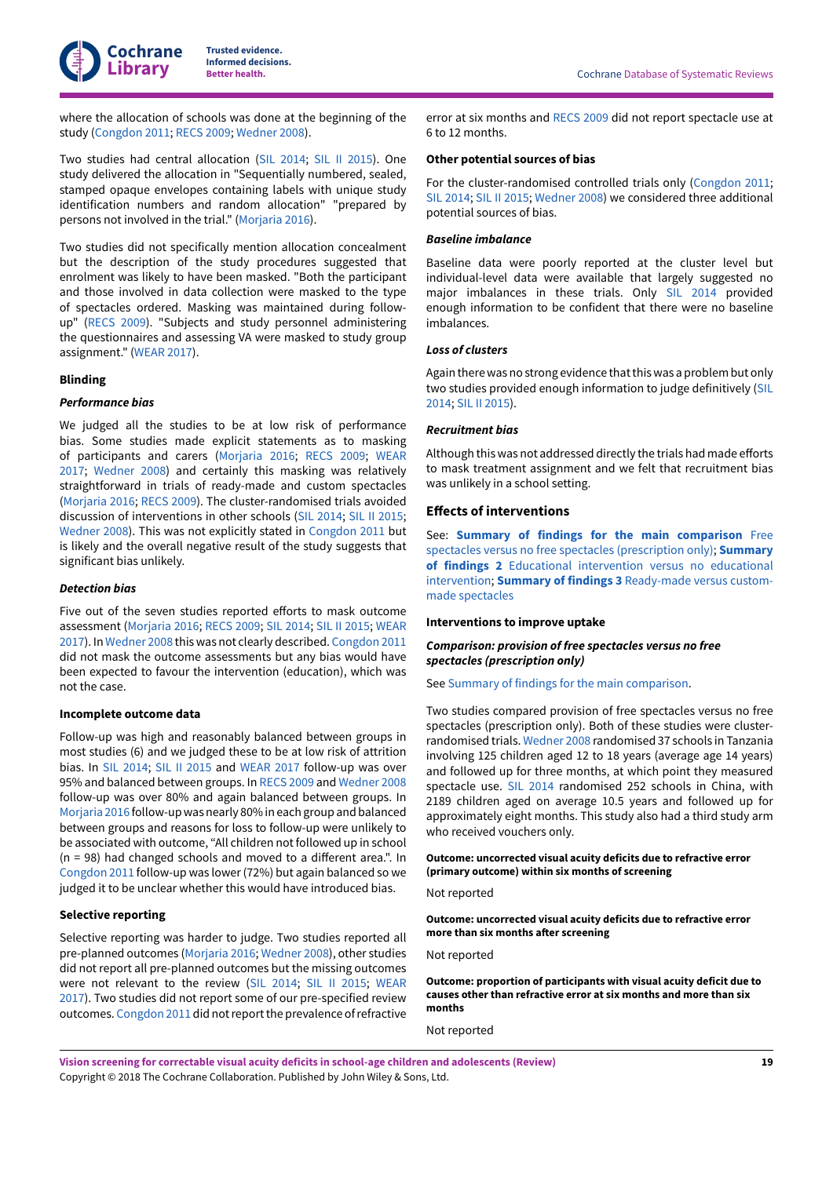where the allocation of schools was done at the beginning of the study (Congdon 2011; RECS 2009; Wedner 2008).

Two studies had central allocation (SIL 2014; SIL II 2015). One study delivered the allocation in "Sequentially numbered, sealed, stamped opaque envelopes containing labels with unique study identification numbers and random allocation" "prepared by persons not involved in the trial." (Morjaria 2016).

Two studies did not specifically mention allocation concealment but the description of the study procedures suggested that enrolment was likely to have been masked. "Both the participant and those involved in data collection were masked to the type of spectacles ordered. Masking was maintained during follow-up" (RECS 2009). "Subjects and study personnel administering the questionnaires and assessing VA were masked to study group assignment." (WEAR 2017).

#### Blinding

##### *Performance bias*

We judged all the studies to be at low risk of performance bias. Some studies made explicit statements as to masking of participants and carers (Morjaria 2016; RECS 2009; WEAR 2017; Wedner 2008) and certainly this masking was relatively straightforward in trials of ready-made and custom spectacles (Morjaria 2016; RECS 2009). The cluster-randomised trials avoided discussion of interventions in other schools (SIL 2014; SIL II 2015; Wedner 2008). This was not explicitly stated in Congdon 2011 but is likely and the overall negative result of the study suggests that significant bias unlikely.

##### *Detection bias*

Five out of the seven studies reported efforts to mask outcome assessment (Morjaria 2016; RECS 2009; SIL 2014; SIL II 2015; WEAR 2017). In Wedner 2008 this was not clearly described. Congdon 2011 did not mask the outcome assessments but any bias would have been expected to favour the intervention (education), which was not the case.

#### Incomplete outcome data

Follow-up was high and reasonably balanced between groups in most studies (6) and we judged these to be at low risk of attrition bias. In SIL 2014; SIL II 2015 and WEAR 2017 follow-up was over 95% and balanced between groups. In RECS 2009 and Wedner 2008 follow-up was over 80% and again balanced between groups. In Morjaria 2016 follow-up was nearly 80% in each group and balanced between groups and reasons for loss to follow-up were unlikely to be associated with outcome, "All children not followed up in school (n = 98) had changed schools and moved to a different area.". In Congdon 2011 follow-up was lower (72%) but again balanced so we judged it to be unclear whether this would have introduced bias.

#### Selective reporting

Selective reporting was harder to judge. Two studies reported all pre-planned outcomes (Morjaria 2016; Wedner 2008), other studies did not report all pre-planned outcomes but the missing outcomes were not relevant to the review (SIL 2014; SIL II 2015; WEAR 2017). Two studies did not report some of our pre-specified review outcomes. Congdon 2011 did not report the prevalence of refractive error at six months and RECS 2009 did not report spectacle use at 6 to 12 months.

#### Other potential sources of bias

For the cluster-randomised controlled trials only (Congdon 2011; SIL 2014; SIL II 2015; Wedner 2008) we considered three additional potential sources of bias.

##### *Baseline imbalance*

Baseline data were poorly reported at the cluster level but individual-level data were available that largely suggested no major imbalances in these trials. Only SIL 2014 provided enough information to be confident that there were no baseline imbalances.

##### *Loss of clusters*

Again there was no strong evidence that this was a problem but only two studies provided enough information to judge definitively (SIL 2014; SIL II 2015).

##### *Recruitment bias*

Although this was not addressed directly the trials had made efforts to mask treatment assignment and we felt that recruitment bias was unlikely in a school setting.

### Effects of interventions

See: **Summary of findings for the main comparison** Free spectacles versus no free spectacles (prescription only); **Summary of findings 2** Educational intervention versus no educational intervention; **Summary of findings 3** Ready-made versus custom-made spectacles

#### Interventions to improve uptake

##### *Comparison: provision of free spectacles versus no free spectacles (prescription only)*

See Summary of findings for the main comparison.

Two studies compared provision of free spectacles versus no free spectacles (prescription only). Both of these studies were cluster-randomised trials. Wedner 2008 randomised 37 schools in Tanzania involving 125 children aged 12 to 18 years (average age 14 years) and followed up for three months, at which point they measured spectacle use. SIL 2014 randomised 252 schools in China, with 2189 children aged on average 10.5 years and followed up for approximately eight months. This study also had a third study arm who received vouchers only.

**Outcome: uncorrected visual acuity deficits due to refractive error (primary outcome) within six months of screening**

Not reported

**Outcome: uncorrected visual acuity deficits due to refractive error more than six months after screening**

Not reported

**Outcome: proportion of participants with visual acuity deficit due to causes other than refractive error at six months and more than six months**

Not reported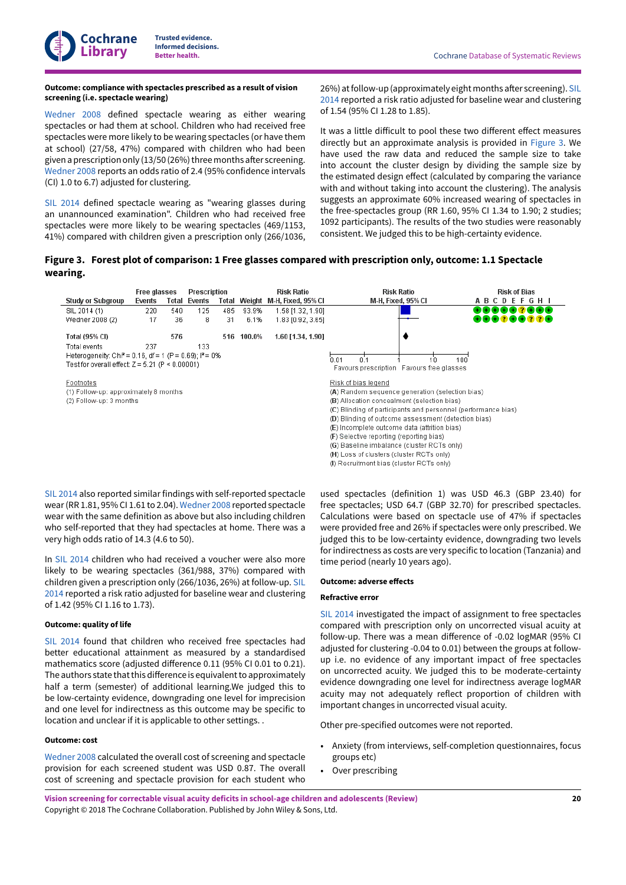**Outcome: compliance with spectacles prescribed as a result of vision screening (i.e. spectacle wearing)**

Wedner 2008 defined spectacle wearing as either wearing spectacles or had them at school. Children who had received free spectacles were more likely to be wearing spectacles (or have them at school) (27/58, 47%) compared with children who had been given a prescription only (13/50 (26%) three months after screening. Wedner 2008 reports an odds ratio of 2.4 (95% confidence intervals (CI) 1.0 to 6.7) adjusted for clustering.

SIL 2014 defined spectacle wearing as "wearing glasses during an unannounced examination". Children who had received free spectacles were more likely to be wearing spectacles (469/1153, 41%) compared with children given a prescription only (266/1036, 26%) at follow-up (approximately eight months after screening). SIL 2014 reported a risk ratio adjusted for baseline wear and clustering of 1.54 (95% CI 1.28 to 1.85).

It was a little difficult to pool these two different effect measures directly but an approximate analysis is provided in Figure 3. We have used the raw data and reduced the sample size to take into account the cluster design by dividing the sample size by the estimated design effect (calculated by comparing the variance with and without taking into account the clustering). The analysis suggests an approximate 60% increased wearing of spectacles in the free-spectacles group (RR 1.60, 95% CI 1.34 to 1.90; 2 studies; 1092 participants). The results of the two studies were reasonably consistent. We judged this to be high-certainty evidence.

**Figure 3. Forest plot of comparison: 1 Free glasses compared with prescription only, outcome: 1.1 Spectacle wearing.**

| Study or Subgroup | Free glasses Events | Free glasses Total | Prescription Events | Prescription Total | Weight | Risk Ratio M-H, Fixed, 95% CI | Risk of Bias A B C D E F G H I |
|---|---|---|---|---|---|---|---|
| SIL 2014 (1) | 220 | 540 | 125 | 485 | 93.9% | 1.58 [1.32, 1.90] | + + + + + ? + + + |
| Wedner 2008 (2) | 17 | 36 | 8 | 31 | 6.1% | 1.83 [0.92, 3.65] | + + + ? + + ? ? + |
| **Total (95% CI)** | | **576** | | **516** | **100.0%** | **1.60 [1.34, 1.90]** | |
| Total events | 237 | | 133 | | | | |

Heterogeneity: $Chi^2 = 0.16$, df = 1 (P = 0.69); $I^2 = 0\%$
Test for overall effect: Z = 5.21 (P < 0.00001)

Axis: 0.01 0.1 1 10 100 — Favours prescription / Favours free glasses

Footnotes
(1) Follow-up: approximately 8 months
(2) Follow-up: 3 months

Risk of bias legend
(A) Random sequence generation (selection bias)
(B) Allocation concealment (selection bias)
(C) Blinding of participants and personnel (performance bias)
(D) Blinding of outcome assessment (detection bias)
(E) Incomplete outcome data (attrition bias)
(F) Selective reporting (reporting bias)
(G) Baseline imbalance (cluster RCTs only)
(H) Loss of clusters (cluster RCTs only)
(I) Recruitment bias (cluster RCTs only)

SIL 2014 also reported similar findings with self-reported spectacle wear (RR 1.81, 95% CI 1.61 to 2.04). Wedner 2008 reported spectacle wear with the same definition as above but also including children who self-reported that they had spectacles at home. There was a very high odds ratio of 14.3 (4.6 to 50).

In SIL 2014 children who had received a voucher were also more likely to be wearing spectacles (361/988, 37%) compared with children given a prescription only (266/1036, 26%) at follow-up. SIL 2014 reported a risk ratio adjusted for baseline wear and clustering of 1.42 (95% CI 1.16 to 1.73).

**Outcome: quality of life**

SIL 2014 found that children who received free spectacles had better educational attainment as measured by a standardised mathematics score (adjusted difference 0.11 (95% CI 0.01 to 0.21). The authors state that this difference is equivalent to approximately half a term (semester) of additional learning.We judged this to be low-certainty evidence, downgrading one level for imprecision and one level for indirectness as this outcome may be specific to location and unclear if it is applicable to other settings. .

**Outcome: cost**

Wedner 2008 calculated the overall cost of screening and spectacle provision for each screened student was USD 0.87. The overall cost of screening and spectacle provision for each student who used spectacles (definition 1) was USD 46.3 (GBP 23.40) for free spectacles; USD 64.7 (GBP 32.70) for prescribed spectacles. Calculations were based on spectacle use of 47% if spectacles were provided free and 26% if spectacles were only prescribed. We judged this to be low-certainty evidence, downgrading two levels for indirectness as costs are very specific to location (Tanzania) and time period (nearly 10 years ago).

**Outcome: adverse effects**

**Refractive error**

SIL 2014 investigated the impact of assignment to free spectacles compared with prescription only on uncorrected visual acuity at follow-up. There was a mean difference of -0.02 logMAR (95% CI adjusted for clustering -0.04 to 0.01) between the groups at follow-up i.e. no evidence of any important impact of free spectacles on uncorrected acuity. We judged this to be moderate-certainty evidence downgrading one level for indirectness average logMAR acuity may not adequately reflect proportion of children with important changes in uncorrected visual acuity.

Other pre-specified outcomes were not reported.

- Anxiety (from interviews, self-completion questionnaires, focus groups etc)
- Over prescribing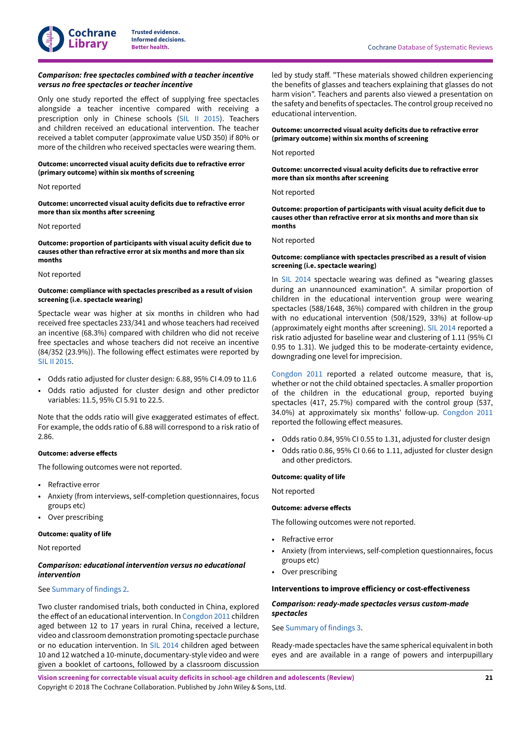### *Comparison: free spectacles combined with a teacher incentive versus no free spectacles or teacher incentive*

Only one study reported the effect of supplying free spectacles alongside a teacher incentive compared with receiving a prescription only in Chinese schools (SIL II 2015). Teachers and children received an educational intervention. The teacher received a tablet computer (approximate value USD 350) if 80% or more of the children who received spectacles were wearing them.

**Outcome: uncorrected visual acuity deficits due to refractive error (primary outcome) within six months of screening**

Not reported

**Outcome: uncorrected visual acuity deficits due to refractive error more than six months after screening**

Not reported

**Outcome: proportion of participants with visual acuity deficit due to causes other than refractive error at six months and more than six months**

Not reported

**Outcome: compliance with spectacles prescribed as a result of vision screening (i.e. spectacle wearing)**

Spectacle wear was higher at six months in children who had received free spectacles 233/341 and whose teachers had received an incentive (68.3%) compared with children who did not receive free spectacles and whose teachers did not receive an incentive (84/352 (23.9%)). The following effect estimates were reported by SIL II 2015.

- Odds ratio adjusted for cluster design: 6.88, 95% CI 4.09 to 11.6
- Odds ratio adjusted for cluster design and other predictor variables: 11.5, 95% CI 5.91 to 22.5.

Note that the odds ratio will give exaggerated estimates of effect. For example, the odds ratio of 6.88 will correspond to a risk ratio of 2.86.

**Outcome: adverse effects**

The following outcomes were not reported.

- Refractive error
- Anxiety (from interviews, self-completion questionnaires, focus groups etc)
- Over prescribing

**Outcome: quality of life**

Not reported

### *Comparison: educational intervention versus no educational intervention*

See Summary of findings 2.

Two cluster randomised trials, both conducted in China, explored the effect of an educational intervention. In Congdon 2011 children aged between 12 to 17 years in rural China, received a lecture, video and classroom demonstration promoting spectacle purchase or no education intervention. In SIL 2014 children aged between 10 and 12 watched a 10-minute, documentary-style video and were given a booklet of cartoons, followed by a classroom discussion led by study staff. "These materials showed children experiencing the benefits of glasses and teachers explaining that glasses do not harm vision". Teachers and parents also viewed a presentation on the safety and benefits of spectacles. The control group received no educational intervention.

**Outcome: uncorrected visual acuity deficits due to refractive error (primary outcome) within six months of screening**

Not reported

**Outcome: uncorrected visual acuity deficits due to refractive error more than six months after screening**

Not reported

**Outcome: proportion of participants with visual acuity deficit due to causes other than refractive error at six months and more than six months**

Not reported

**Outcome: compliance with spectacles prescribed as a result of vision screening (i.e. spectacle wearing)**

In SIL 2014 spectacle wearing was defined as "wearing glasses during an unannounced examination". A similar proportion of children in the educational intervention group were wearing spectacles (588/1648, 36%) compared with children in the group with no educational intervention (508/1529, 33%) at follow-up (approximately eight months after screening). SIL 2014 reported a risk ratio adjusted for baseline wear and clustering of 1.11 (95% CI 0.95 to 1.31). We judged this to be moderate-certainty evidence, downgrading one level for imprecision.

Congdon 2011 reported a related outcome measure, that is, whether or not the child obtained spectacles. A smaller proportion of the children in the educational group, reported buying spectacles (417, 25.7%) compared with the control group (537, 34.0%) at approximately six months' follow-up. Congdon 2011 reported the following effect measures.

- Odds ratio 0.84, 95% CI 0.55 to 1.31, adjusted for cluster design
- Odds ratio 0.86, 95% CI 0.66 to 1.11, adjusted for cluster design and other predictors.

**Outcome: quality of life**

Not reported

**Outcome: adverse effects**

The following outcomes were not reported.

- Refractive error
- Anxiety (from interviews, self-completion questionnaires, focus groups etc)
- Over prescribing

### Interventions to improve efficiency or cost-effectiveness

### *Comparison: ready-made spectacles versus custom-made spectacles*

See Summary of findings 3.

Ready-made spectacles have the same spherical equivalent in both eyes and are available in a range of powers and interpupillary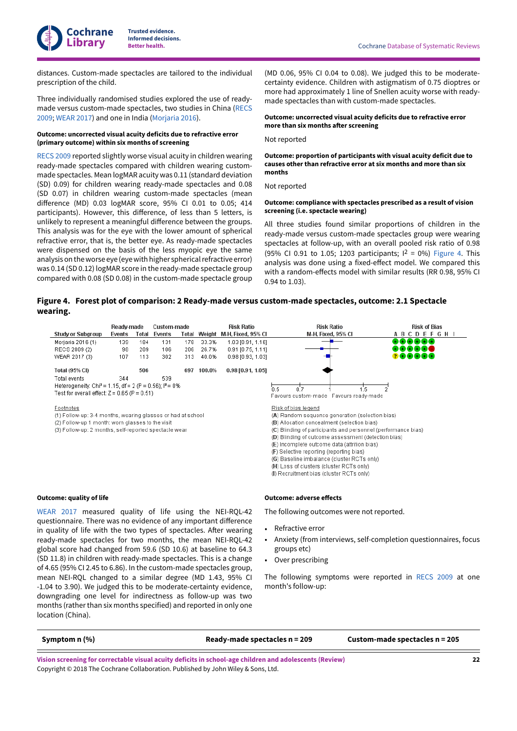distances. Custom-made spectacles are tailored to the individual prescription of the child.

Three individually randomised studies explored the use of ready-made versus custom-made spectacles, two studies in China (RECS 2009; WEAR 2017) and one in India (Morjaria 2016).

#### Outcome: uncorrected visual acuity deficits due to refractive error (primary outcome) within six months of screening

RECS 2009 reported slightly worse visual acuity in children wearing ready-made spectacles compared with children wearing custom-made spectacles. Mean logMAR acuity was 0.11 (standard deviation (SD) 0.09) for children wearing ready-made spectacles and 0.08 (SD 0.07) in children wearing custom-made spectacles (mean difference (MD) 0.03 logMAR score, 95% CI 0.01 to 0.05; 414 participants). However, this difference, of less than 5 letters, is unlikely to represent a meaningful difference between the groups. This analysis was for the eye with the lower amount of spherical refractive error, that is, the better eye. As ready-made spectacles were dispensed on the basis of the less myopic eye the same analysis on the worse eye (eye with higher spherical refractive error) was 0.14 (SD 0.12) logMAR score in the ready-made spectacle group compared with 0.08 (SD 0.08) in the custom-made spectacle group (MD 0.06, 95% CI 0.04 to 0.08). We judged this to be moderate-certainty evidence. Children with astigmatism of 0.75 dioptres or more had approximately 1 line of Snellen acuity worse with ready-made spectacles than with custom-made spectacles.

#### Outcome: uncorrected visual acuity deficits due to refractive error more than six months after screening

Not reported

#### Outcome: proportion of participants with visual acuity deficit due to causes other than refractive error at six months and more than six months

Not reported

#### Outcome: compliance with spectacles prescribed as a result of vision screening (i.e. spectacle wearing)

All three studies found similar proportions of children in the ready-made versus custom-made spectacles group were wearing spectacles at follow-up, with an overall pooled risk ratio of 0.98 (95% CI 0.91 to 1.05; 1203 participants; $I^2$ = 0%) Figure 4. This analysis was done using a fixed-effect model. We compared this with a random-effects model with similar results (RR 0.98, 95% CI 0.94 to 1.03).

**Figure 4. Forest plot of comparison: 2 Ready-made versus custom-made spectacles, outcome: 2.1 Spectacle wearing.**

| Study or Subgroup | Ready-made Events | Ready-made Total | Custom-made Events | Custom-made Total | Weight | Risk Ratio M-H, Fixed, 95% CI | Risk of Bias A B C D E F G H I |
|---|---|---|---|---|---|---|---|
| Morjaria 2016 (1) | 139 | 184 | 131 | 178 | 33.3% | 1.03 [0.91, 1.16] | + + + + + + |
| RECS 2009 (2) | 98 | 209 | 106 | 206 | 26.7% | 0.91 [0.75, 1.11] | + + + + + − |
| WEAR 2017 (3) | 107 | 113 | 302 | 313 | 40.0% | 0.98 [0.93, 1.03] | ? + + + + + |
| **Total (95% CI)** | | **506** | | **697** | **100.0%** | **0.98 [0.91, 1.05]** | |
| Total events | 344 | | 539 | | | | |

Heterogeneity: Chi² = 1.15, df = 2 (P = 0.56); I² = 0%
Test for overall effect: Z = 0.65 (P = 0.51)

Favours custom-made | Favours ready-made

Footnotes
(1) Follow-up: 3-4 months, wearing glasses or had at school
(2) Follow-up 1 month: worn glasses to the visit
(3) Follow-up: 2 months, self-reported spectacle wear

Risk of bias legend
(A) Random sequence generation (selection bias)
(B) Allocation concealment (selection bias)
(C) Blinding of participants and personnel (performance bias)
(D) Blinding of outcome assessment (detection bias)
(E) Incomplete outcome data (attrition bias)
(F) Selective reporting (reporting bias)
(G) Baseline imbalance (cluster RCTs only)
(H) Loss of clusters (cluster RCTs only)
(I) Recruitment bias (cluster RCTs only)

#### Outcome: quality of life

WEAR 2017 measured quality of life using the NEI-RQL-42 questionnaire. There was no evidence of any important difference in quality of life with the two types of spectacles. After wearing ready-made spectacles for two months, the mean NEI-RQL-42 global score had changed from 59.6 (SD 10.6) at baseline to 64.3 (SD 11.8) in children with ready-made spectacles. This is a change of 4.65 (95% CI 2.45 to 6.86). In the custom-made spectacles group, mean NEI-RQL changed to a similar degree (MD 1.43, 95% CI -1.04 to 3.90). We judged this to be moderate-certainty evidence, downgrading one level for indirectness as follow-up was two months (rather than six months specified) and reported in only one location (China).

#### Outcome: adverse effects

The following outcomes were not reported.

- Refractive error
- Anxiety (from interviews, self-completion questionnaires, focus groups etc)
- Over prescribing

The following symptoms were reported in RECS 2009 at one month's follow-up:

| Symptom n (%) | Ready-made spectacles n = 209 | Custom-made spectacles n = 205 |
|---|---|---|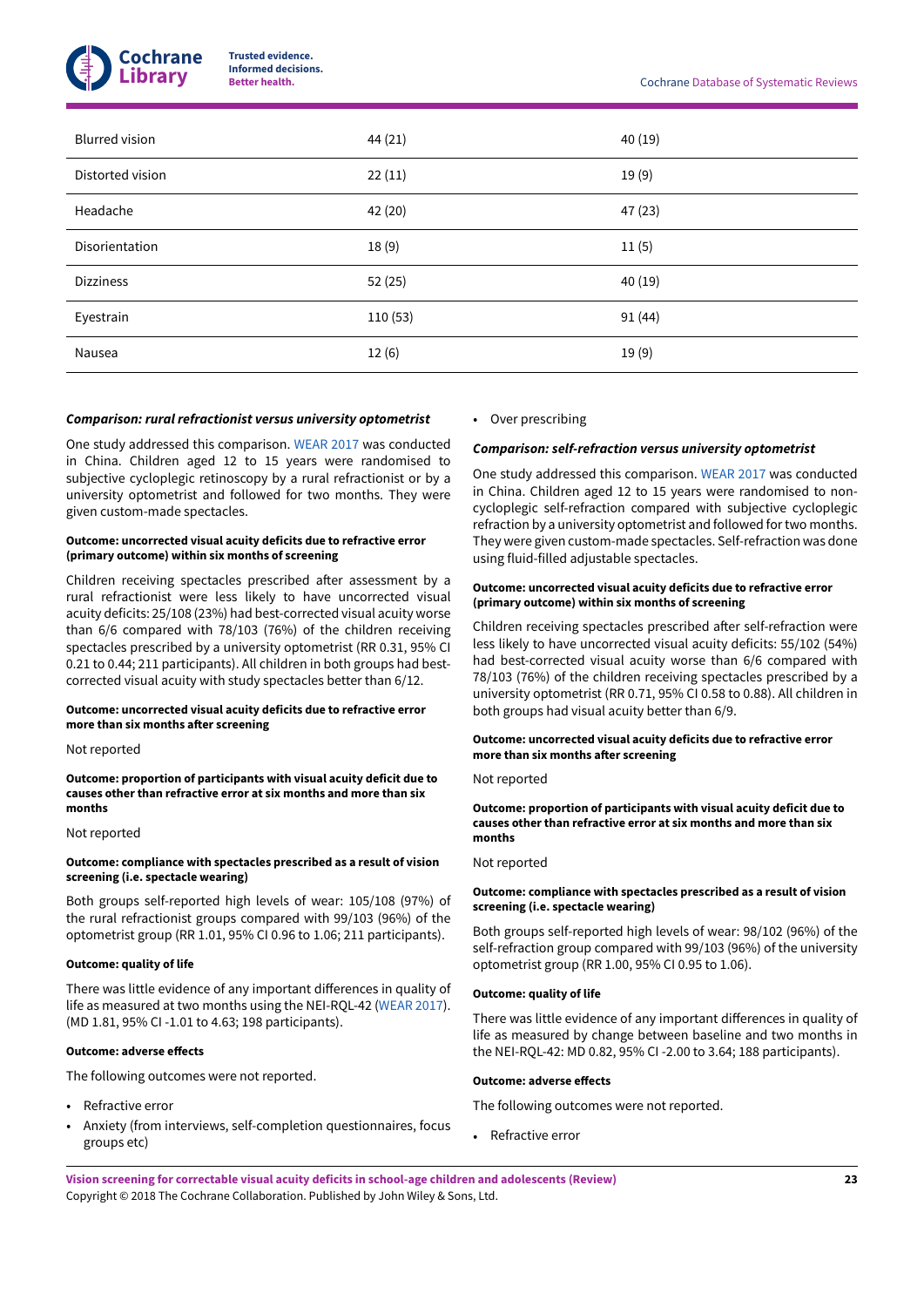| | | |
|---|---|---|
| Blurred vision | 44 (21) | 40 (19) |
| Distorted vision | 22 (11) | 19 (9) |
| Headache | 42 (20) | 47 (23) |
| Disorientation | 18 (9) | 11 (5) |
| Dizziness | 52 (25) | 40 (19) |
| Eyestrain | 110 (53) | 91 (44) |
| Nausea | 12 (6) | 19 (9) |

***Comparison: rural refractionist versus university optometrist***

One study addressed this comparison. WEAR 2017 was conducted in China. Children aged 12 to 15 years were randomised to subjective cycloplegic retinoscopy by a rural refractionist or by a university optometrist and followed for two months. They were given custom-made spectacles.

**Outcome: uncorrected visual acuity deficits due to refractive error (primary outcome) within six months of screening**

Children receiving spectacles prescribed after assessment by a rural refractionist were less likely to have uncorrected visual acuity deficits: 25/108 (23%) had best-corrected visual acuity worse than 6/6 compared with 78/103 (76%) of the children receiving spectacles prescribed by a university optometrist (RR 0.31, 95% CI 0.21 to 0.44; 211 participants). All children in both groups had best-corrected visual acuity with study spectacles better than 6/12.

**Outcome: uncorrected visual acuity deficits due to refractive error more than six months after screening**

Not reported

**Outcome: proportion of participants with visual acuity deficit due to causes other than refractive error at six months and more than six months**

Not reported

**Outcome: compliance with spectacles prescribed as a result of vision screening (i.e. spectacle wearing)**

Both groups self-reported high levels of wear: 105/108 (97%) of the rural refractionist groups compared with 99/103 (96%) of the optometrist group (RR 1.01, 95% CI 0.96 to 1.06; 211 participants).

**Outcome: quality of life**

There was little evidence of any important differences in quality of life as measured at two months using the NEI-RQL-42 (WEAR 2017). (MD 1.81, 95% CI -1.01 to 4.63; 198 participants).

**Outcome: adverse effects**

The following outcomes were not reported.

- Refractive error
- Anxiety (from interviews, self-completion questionnaires, focus groups etc)
- Over prescribing

***Comparison: self-refraction versus university optometrist***

One study addressed this comparison. WEAR 2017 was conducted in China. Children aged 12 to 15 years were randomised to non-cycloplegic self-refraction compared with subjective cycloplegic refraction by a university optometrist and followed for two months. They were given custom-made spectacles. Self-refraction was done using fluid-filled adjustable spectacles.

**Outcome: uncorrected visual acuity deficits due to refractive error (primary outcome) within six months of screening**

Children receiving spectacles prescribed after self-refraction were less likely to have uncorrected visual acuity deficits: 55/102 (54%) had best-corrected visual acuity worse than 6/6 compared with 78/103 (76%) of the children receiving spectacles prescribed by a university optometrist (RR 0.71, 95% CI 0.58 to 0.88). All children in both groups had visual acuity better than 6/9.

**Outcome: uncorrected visual acuity deficits due to refractive error more than six months after screening**

Not reported

**Outcome: proportion of participants with visual acuity deficit due to causes other than refractive error at six months and more than six months**

Not reported

**Outcome: compliance with spectacles prescribed as a result of vision screening (i.e. spectacle wearing)**

Both groups self-reported high levels of wear: 98/102 (96%) of the self-refraction group compared with 99/103 (96%) of the university optometrist group (RR 1.00, 95% CI 0.95 to 1.06).

**Outcome: quality of life**

There was little evidence of any important differences in quality of life as measured by change between baseline and two months in the NEI-RQL-42: MD 0.82, 95% CI -2.00 to 3.64; 188 participants).

**Outcome: adverse effects**

The following outcomes were not reported.

- Refractive error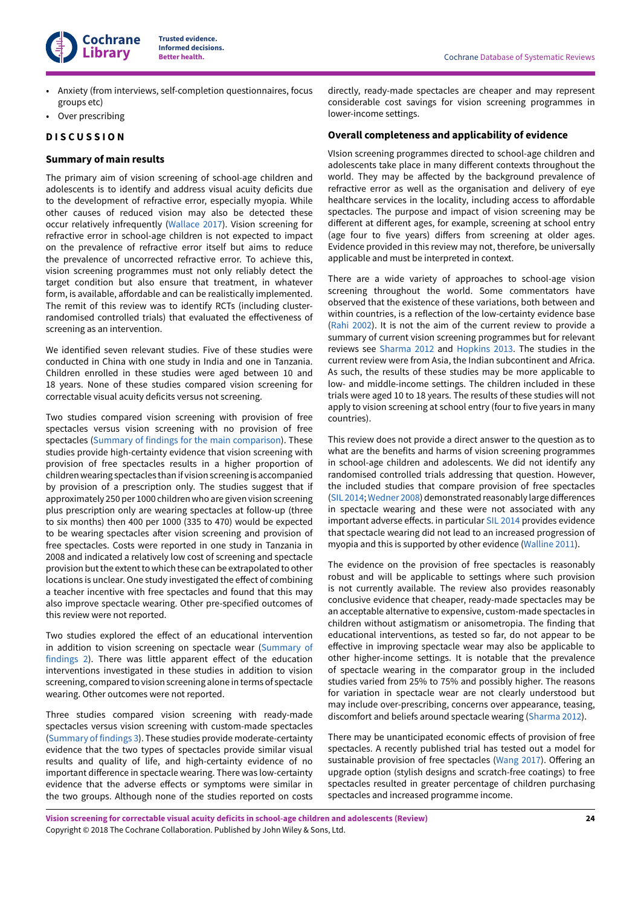- Anxiety (from interviews, self-completion questionnaires, focus groups etc)
- Over prescribing

# DISCUSSION

## Summary of main results

The primary aim of vision screening of school-age children and adolescents is to identify and address visual acuity deficits due to the development of refractive error, especially myopia. While other causes of reduced vision may also be detected these occur relatively infrequently (Wallace 2017). Vision screening for refractive error in school-age children is not expected to impact on the prevalence of refractive error itself but aims to reduce the prevalence of uncorrected refractive error. To achieve this, vision screening programmes must not only reliably detect the target condition but also ensure that treatment, in whatever form, is available, affordable and can be realistically implemented. The remit of this review was to identify RCTs (including cluster-randomised controlled trials) that evaluated the effectiveness of screening as an intervention.

We identified seven relevant studies. Five of these studies were conducted in China with one study in India and one in Tanzania. Children enrolled in these studies were aged between 10 and 18 years. None of these studies compared vision screening for correctable visual acuity deficits versus not screening.

Two studies compared vision screening with provision of free spectacles versus vision screening with no provision of free spectacles (Summary of findings for the main comparison). These studies provide high-certainty evidence that vision screening with provision of free spectacles results in a higher proportion of children wearing spectacles than if vision screening is accompanied by provision of a prescription only. The studies suggest that if approximately 250 per 1000 children who are given vision screening plus prescription only are wearing spectacles at follow-up (three to six months) then 400 per 1000 (335 to 470) would be expected to be wearing spectacles after vision screening and provision of free spectacles. Costs were reported in one study in Tanzania in 2008 and indicated a relatively low cost of screening and spectacle provision but the extent to which these can be extrapolated to other locations is unclear. One study investigated the effect of combining a teacher incentive with free spectacles and found that this may also improve spectacle wearing. Other pre-specified outcomes of this review were not reported.

Two studies explored the effect of an educational intervention in addition to vision screening on spectacle wear (Summary of findings 2). There was little apparent effect of the education interventions investigated in these studies in addition to vision screening, compared to vision screening alone in terms of spectacle wearing. Other outcomes were not reported.

Three studies compared vision screening with ready-made spectacles versus vision screening with custom-made spectacles (Summary of findings 3). These studies provide moderate-certainty evidence that the two types of spectacles provide similar visual results and quality of life, and high-certainty evidence of no important difference in spectacle wearing. There was low-certainty evidence that the adverse effects or symptoms were similar in the two groups. Although none of the studies reported on costs directly, ready-made spectacles are cheaper and may represent considerable cost savings for vision screening programmes in lower-income settings.

## Overall completeness and applicability of evidence

VIsion screening programmes directed to school-age children and adolescents take place in many different contexts throughout the world. They may be affected by the background prevalence of refractive error as well as the organisation and delivery of eye healthcare services in the locality, including access to affordable spectacles. The purpose and impact of vision screening may be different at different ages, for example, screening at school entry (age four to five years) differs from screening at older ages. Evidence provided in this review may not, therefore, be universally applicable and must be interpreted in context.

There are a wide variety of approaches to school-age vision screening throughout the world. Some commentators have observed that the existence of these variations, both between and within countries, is a reflection of the low-certainty evidence base (Rahi 2002). It is not the aim of the current review to provide a summary of current vision screening programmes but for relevant reviews see Sharma 2012 and Hopkins 2013. The studies in the current review were from Asia, the Indian subcontinent and Africa. As such, the results of these studies may be more applicable to low- and middle-income settings. The children included in these trials were aged 10 to 18 years. The results of these studies will not apply to vision screening at school entry (four to five years in many countries).

This review does not provide a direct answer to the question as to what are the benefits and harms of vision screening programmes in school-age children and adolescents. We did not identify any randomised controlled trials addressing that question. However, the included studies that compare provision of free spectacles (SIL 2014; Wedner 2008) demonstrated reasonably large differences in spectacle wearing and these were not associated with any important adverse effects. in particular SIL 2014 provides evidence that spectacle wearing did not lead to an increased progression of myopia and this is supported by other evidence (Walline 2011).

The evidence on the provision of free spectacles is reasonably robust and will be applicable to settings where such provision is not currently available. The review also provides reasonably conclusive evidence that cheaper, ready-made spectacles may be an acceptable alternative to expensive, custom-made spectacles in children without astigmatism or anisometropia. The finding that educational interventions, as tested so far, do not appear to be effective in improving spectacle wear may also be applicable to other higher-income settings. It is notable that the prevalence of spectacle wearing in the comparator group in the included studies varied from 25% to 75% and possibly higher. The reasons for variation in spectacle wear are not clearly understood but may include over-prescribing, concerns over appearance, teasing, discomfort and beliefs around spectacle wearing (Sharma 2012).

There may be unanticipated economic effects of provision of free spectacles. A recently published trial has tested out a model for sustainable provision of free spectacles (Wang 2017). Offering an upgrade option (stylish designs and scratch-free coatings) to free spectacles resulted in greater percentage of children purchasing spectacles and increased programme income.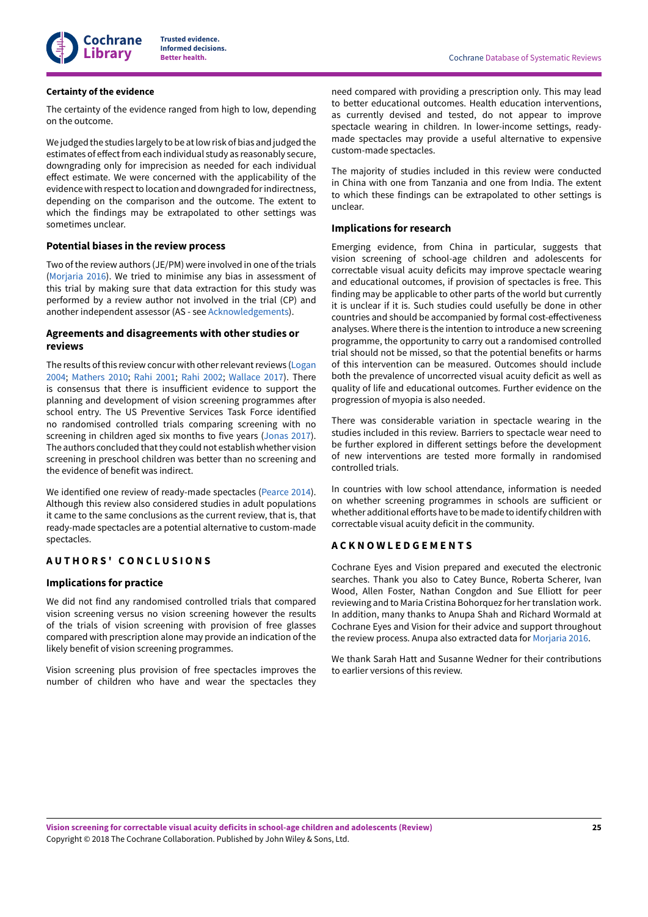### Certainty of the evidence

The certainty of the evidence ranged from high to low, depending on the outcome.

We judged the studies largely to be at low risk of bias and judged the estimates of effect from each individual study as reasonably secure, downgrading only for imprecision as needed for each individual effect estimate. We were concerned with the applicability of the evidence with respect to location and downgraded for indirectness, depending on the comparison and the outcome. The extent to which the findings may be extrapolated to other settings was sometimes unclear.

### Potential biases in the review process

Two of the review authors (JE/PM) were involved in one of the trials (Morjaria 2016). We tried to minimise any bias in assessment of this trial by making sure that data extraction for this study was performed by a review author not involved in the trial (CP) and another independent assessor (AS - see Acknowledgements).

### Agreements and disagreements with other studies or reviews

The results of this review concur with other relevant reviews (Logan 2004; Mathers 2010; Rahi 2001; Rahi 2002; Wallace 2017). There is consensus that there is insufficient evidence to support the planning and development of vision screening programmes after school entry. The US Preventive Services Task Force identified no randomised controlled trials comparing screening with no screening in children aged six months to five years (Jonas 2017). The authors concluded that they could not establish whether vision screening in preschool children was better than no screening and the evidence of benefit was indirect.

We identified one review of ready-made spectacles (Pearce 2014). Although this review also considered studies in adult populations it came to the same conclusions as the current review, that is, that ready-made spectacles are a potential alternative to custom-made spectacles.

## AUTHORS' CONCLUSIONS

### Implications for practice

We did not find any randomised controlled trials that compared vision screening versus no vision screening however the results of the trials of vision screening with provision of free glasses compared with prescription alone may provide an indication of the likely benefit of vision screening programmes.

Vision screening plus provision of free spectacles improves the number of children who have and wear the spectacles they need compared with providing a prescription only. This may lead to better educational outcomes. Health education interventions, as currently devised and tested, do not appear to improve spectacle wearing in children. In lower-income settings, ready-made spectacles may provide a useful alternative to expensive custom-made spectacles.

The majority of studies included in this review were conducted in China with one from Tanzania and one from India. The extent to which these findings can be extrapolated to other settings is unclear.

### Implications for research

Emerging evidence, from China in particular, suggests that vision screening of school-age children and adolescents for correctable visual acuity deficits may improve spectacle wearing and educational outcomes, if provision of spectacles is free. This finding may be applicable to other parts of the world but currently it is unclear if it is. Such studies could usefully be done in other countries and should be accompanied by formal cost-effectiveness analyses. Where there is the intention to introduce a new screening programme, the opportunity to carry out a randomised controlled trial should not be missed, so that the potential benefits or harms of this intervention can be measured. Outcomes should include both the prevalence of uncorrected visual acuity deficit as well as quality of life and educational outcomes. Further evidence on the progression of myopia is also needed.

There was considerable variation in spectacle wearing in the studies included in this review. Barriers to spectacle wear need to be further explored in different settings before the development of new interventions are tested more formally in randomised controlled trials.

In countries with low school attendance, information is needed on whether screening programmes in schools are sufficient or whether additional efforts have to be made to identify children with correctable visual acuity deficit in the community.

## ACKNOWLEDGEMENTS

Cochrane Eyes and Vision prepared and executed the electronic searches. Thank you also to Catey Bunce, Roberta Scherer, Ivan Wood, Allen Foster, Nathan Congdon and Sue Elliott for peer reviewing and to Maria Cristina Bohorquez for her translation work. In addition, many thanks to Anupa Shah and Richard Wormald at Cochrane Eyes and Vision for their advice and support throughout the review process. Anupa also extracted data for Morjaria 2016.

We thank Sarah Hatt and Susanne Wedner for their contributions to earlier versions of this review.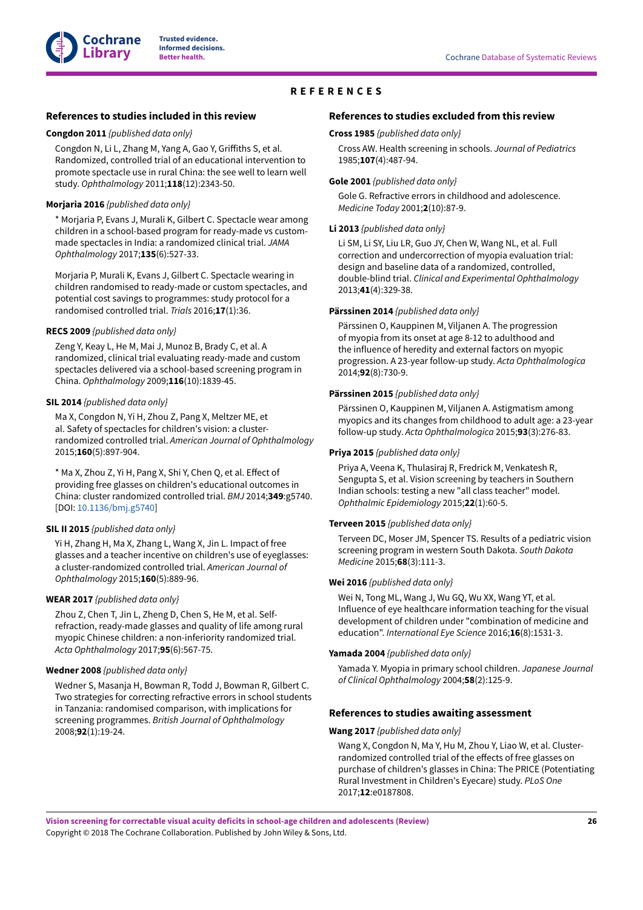# REFERENCES

## References to studies included in this review

**Congdon 2011** *{published data only}*

Congdon N, Li L, Zhang M, Yang A, Gao Y, Griffiths S, et al. Randomized, controlled trial of an educational intervention to promote spectacle use in rural China: the see well to learn well study. *Ophthalmology* 2011;**118**(12):2343-50.

**Morjaria 2016** *{published data only}*

* Morjaria P, Evans J, Murali K, Gilbert C. Spectacle wear among children in a school-based program for ready-made vs custom-made spectacles in India: a randomized clinical trial. *JAMA Ophthalmology* 2017;**135**(6):527-33.

Morjaria P, Murali K, Evans J, Gilbert C. Spectacle wearing in children randomised to ready-made or custom spectacles, and potential cost savings to programmes: study protocol for a randomised controlled trial. *Trials* 2016;**17**(1):36.

**RECS 2009** *{published data only}*

Zeng Y, Keay L, He M, Mai J, Munoz B, Brady C, et al. A randomized, clinical trial evaluating ready-made and custom spectacles delivered via a school-based screening program in China. *Ophthalmology* 2009;**116**(10):1839-45.

**SIL 2014** *{published data only}*

Ma X, Congdon N, Yi H, Zhou Z, Pang X, Meltzer ME, et al. Safety of spectacles for children's vision: a cluster-randomized controlled trial. *American Journal of Ophthalmology* 2015;**160**(5):897-904.

* Ma X, Zhou Z, Yi H, Pang X, Shi Y, Chen Q, et al. Effect of providing free glasses on children's educational outcomes in China: cluster randomized controlled trial. *BMJ* 2014;**349**:g5740. [DOI: 10.1136/bmj.g5740]

**SIL II 2015** *{published data only}*

Yi H, Zhang H, Ma X, Zhang L, Wang X, Jin L. Impact of free glasses and a teacher incentive on children's use of eyeglasses: a cluster-randomized controlled trial. *American Journal of Ophthalmology* 2015;**160**(5):889-96.

**WEAR 2017** *{published data only}*

Zhou Z, Chen T, Jin L, Zheng D, Chen S, He M, et al. Self-refraction, ready-made glasses and quality of life among rural myopic Chinese children: a non-inferiority randomized trial. *Acta Ophthalmology* 2017;**95**(6):567-75.

**Wedner 2008** *{published data only}*

Wedner S, Masanja H, Bowman R, Todd J, Bowman R, Gilbert C. Two strategies for correcting refractive errors in school students in Tanzania: randomised comparison, with implications for screening programmes. *British Journal of Ophthalmology* 2008;**92**(1):19-24.

## References to studies excluded from this review

**Cross 1985** *{published data only}*

Cross AW. Health screening in schools. *Journal of Pediatrics* 1985;**107**(4):487-94.

**Gole 2001** *{published data only}*

Gole G. Refractive errors in childhood and adolescence. *Medicine Today* 2001;**2**(10):87-9.

**Li 2013** *{published data only}*

Li SM, Li SY, Liu LR, Guo JY, Chen W, Wang NL, et al. Full correction and undercorrection of myopia evaluation trial: design and baseline data of a randomized, controlled, double-blind trial. *Clinical and Experimental Ophthalmology* 2013;**41**(4):329-38.

**Pärssinen 2014** *{published data only}*

Pärssinen O, Kauppinen M, Viljanen A. The progression of myopia from its onset at age 8-12 to adulthood and the influence of heredity and external factors on myopic progression. A 23-year follow-up study. *Acta Ophthalmologica* 2014;**92**(8):730-9.

**Pärssinen 2015** *{published data only}*

Pärssinen O, Kauppinen M, Viljanen A. Astigmatism among myopics and its changes from childhood to adult age: a 23-year follow-up study. *Acta Ophthalmologica* 2015;**93**(3):276-83.

**Priya 2015** *{published data only}*

Priya A, Veena K, Thulasiraj R, Fredrick M, Venkatesh R, Sengupta S, et al. Vision screening by teachers in Southern Indian schools: testing a new "all class teacher" model. *Ophthalmic Epidemiology* 2015;**22**(1):60-5.

**Terveen 2015** *{published data only}*

Terveen DC, Moser JM, Spencer TS. Results of a pediatric vision screening program in western South Dakota. *South Dakota Medicine* 2015;**68**(3):111-3.

**Wei 2016** *{published data only}*

Wei N, Tong ML, Wang J, Wu GQ, Wu XX, Wang YT, et al. Influence of eye healthcare information teaching for the visual development of children under "combination of medicine and education". *International Eye Science* 2016;**16**(8):1531-3.

**Yamada 2004** *{published data only}*

Yamada Y. Myopia in primary school children. *Japanese Journal of Clinical Ophthalmology* 2004;**58**(2):125-9.

## References to studies awaiting assessment

**Wang 2017** *{published data only}*

Wang X, Congdon N, Ma Y, Hu M, Zhou Y, Liao W, et al. Cluster-randomized controlled trial of the effects of free glasses on purchase of children's glasses in China: The PRICE (Potentiating Rural Investment in Children's Eyecare) study. *PLoS One* 2017;**12**:e0187808.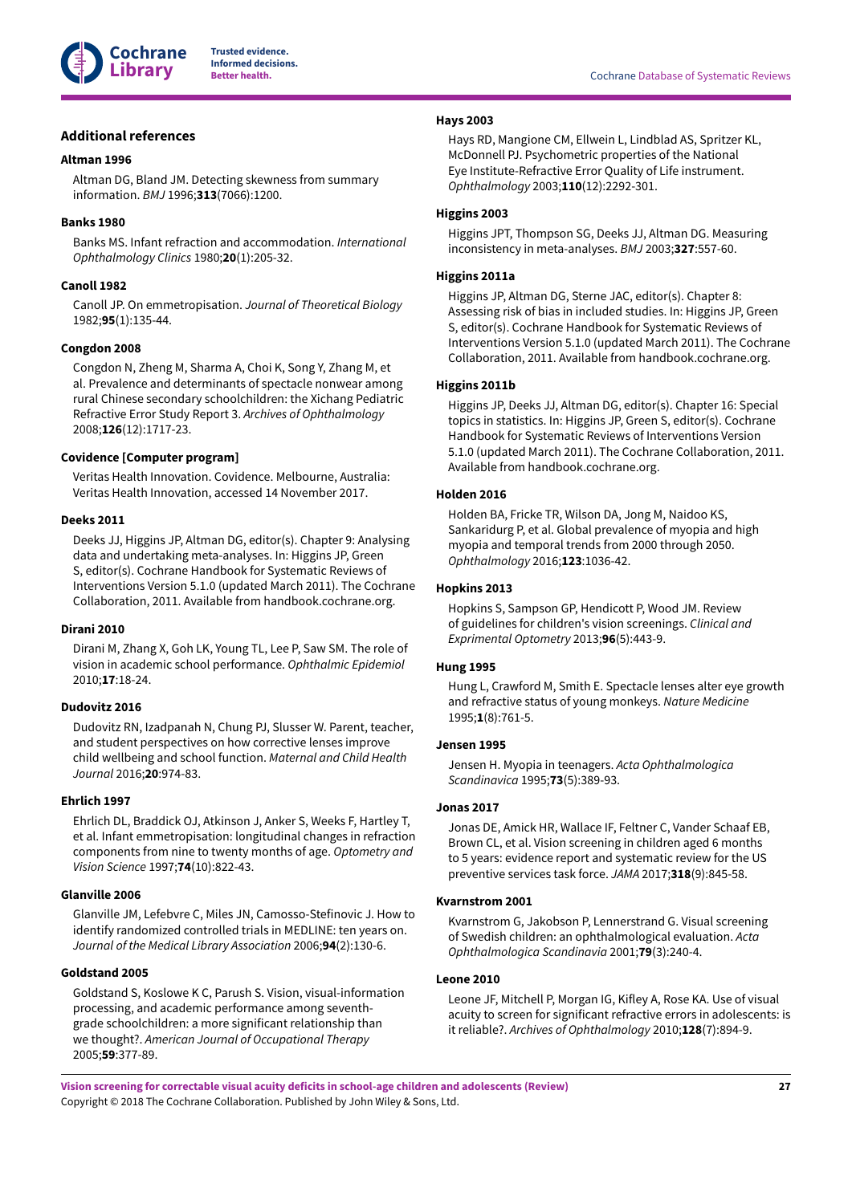## Additional references

**Altman 1996**

Altman DG, Bland JM. Detecting skewness from summary information. *BMJ* 1996;**313**(7066):1200.

**Banks 1980**

Banks MS. Infant refraction and accommodation. *International Ophthalmology Clinics* 1980;**20**(1):205-32.

**Canoll 1982**

Canoll JP. On emmetropisation. *Journal of Theoretical Biology* 1982;**95**(1):135-44.

**Congdon 2008**

Congdon N, Zheng M, Sharma A, Choi K, Song Y, Zhang M, et al. Prevalence and determinants of spectacle nonwear among rural Chinese secondary schoolchildren: the Xichang Pediatric Refractive Error Study Report 3. *Archives of Ophthalmology* 2008;**126**(12):1717-23.

**Covidence [Computer program]**

Veritas Health Innovation. Covidence. Melbourne, Australia: Veritas Health Innovation, accessed 14 November 2017.

**Deeks 2011**

Deeks JJ, Higgins JP, Altman DG, editor(s). Chapter 9: Analysing data and undertaking meta-analyses. In: Higgins JP, Green S, editor(s). Cochrane Handbook for Systematic Reviews of Interventions Version 5.1.0 (updated March 2011). The Cochrane Collaboration, 2011. Available from handbook.cochrane.org.

**Dirani 2010**

Dirani M, Zhang X, Goh LK, Young TL, Lee P, Saw SM. The role of vision in academic school performance. *Ophthalmic Epidemiol* 2010;**17**:18-24.

**Dudovitz 2016**

Dudovitz RN, Izadpanah N, Chung PJ, Slusser W. Parent, teacher, and student perspectives on how corrective lenses improve child wellbeing and school function. *Maternal and Child Health Journal* 2016;**20**:974-83.

**Ehrlich 1997**

Ehrlich DL, Braddick OJ, Atkinson J, Anker S, Weeks F, Hartley T, et al. Infant emmetropisation: longitudinal changes in refraction components from nine to twenty months of age. *Optometry and Vision Science* 1997;**74**(10):822-43.

**Glanville 2006**

Glanville JM, Lefebvre C, Miles JN, Camosso-Stefinovic J. How to identify randomized controlled trials in MEDLINE: ten years on. *Journal of the Medical Library Association* 2006;**94**(2):130-6.

**Goldstand 2005**

Goldstand S, Koslowe K C, Parush S. Vision, visual-information processing, and academic performance among seventh-grade schoolchildren: a more significant relationship than we thought?. *American Journal of Occupational Therapy* 2005;**59**:377-89.

**Hays 2003**

Hays RD, Mangione CM, Ellwein L, Lindblad AS, Spritzer KL, McDonnell PJ. Psychometric properties of the National Eye Institute-Refractive Error Quality of Life instrument. *Ophthalmology* 2003;**110**(12):2292-301.

**Higgins 2003**

Higgins JPT, Thompson SG, Deeks JJ, Altman DG. Measuring inconsistency in meta-analyses. *BMJ* 2003;**327**:557-60.

**Higgins 2011a**

Higgins JP, Altman DG, Sterne JAC, editor(s). Chapter 8: Assessing risk of bias in included studies. In: Higgins JP, Green S, editor(s). Cochrane Handbook for Systematic Reviews of Interventions Version 5.1.0 (updated March 2011). The Cochrane Collaboration, 2011. Available from handbook.cochrane.org.

**Higgins 2011b**

Higgins JP, Deeks JJ, Altman DG, editor(s). Chapter 16: Special topics in statistics. In: Higgins JP, Green S, editor(s). Cochrane Handbook for Systematic Reviews of Interventions Version 5.1.0 (updated March 2011). The Cochrane Collaboration, 2011. Available from handbook.cochrane.org.

**Holden 2016**

Holden BA, Fricke TR, Wilson DA, Jong M, Naidoo KS, Sankaridurg P, et al. Global prevalence of myopia and high myopia and temporal trends from 2000 through 2050. *Ophthalmology* 2016;**123**:1036-42.

**Hopkins 2013**

Hopkins S, Sampson GP, Hendicott P, Wood JM. Review of guidelines for children's vision screenings. *Clinical and Exprimental Optometry* 2013;**96**(5):443-9.

**Hung 1995**

Hung L, Crawford M, Smith E. Spectacle lenses alter eye growth and refractive status of young monkeys. *Nature Medicine* 1995;**1**(8):761-5.

**Jensen 1995**

Jensen H. Myopia in teenagers. *Acta Ophthalmologica Scandinavica* 1995;**73**(5):389-93.

**Jonas 2017**

Jonas DE, Amick HR, Wallace IF, Feltner C, Vander Schaaf EB, Brown CL, et al. Vision screening in children aged 6 months to 5 years: evidence report and systematic review for the US preventive services task force. *JAMA* 2017;**318**(9):845-58.

**Kvarnstrom 2001**

Kvarnstrom G, Jakobson P, Lennerstrand G. Visual screening of Swedish children: an ophthalmological evaluation. *Acta Ophthalmologica Scandinavia* 2001;**79**(3):240-4.

**Leone 2010**

Leone JF, Mitchell P, Morgan IG, Kifley A, Rose KA. Use of visual acuity to screen for significant refractive errors in adolescents: is it reliable?. *Archives of Ophthalmology* 2010;**128**(7):894-9.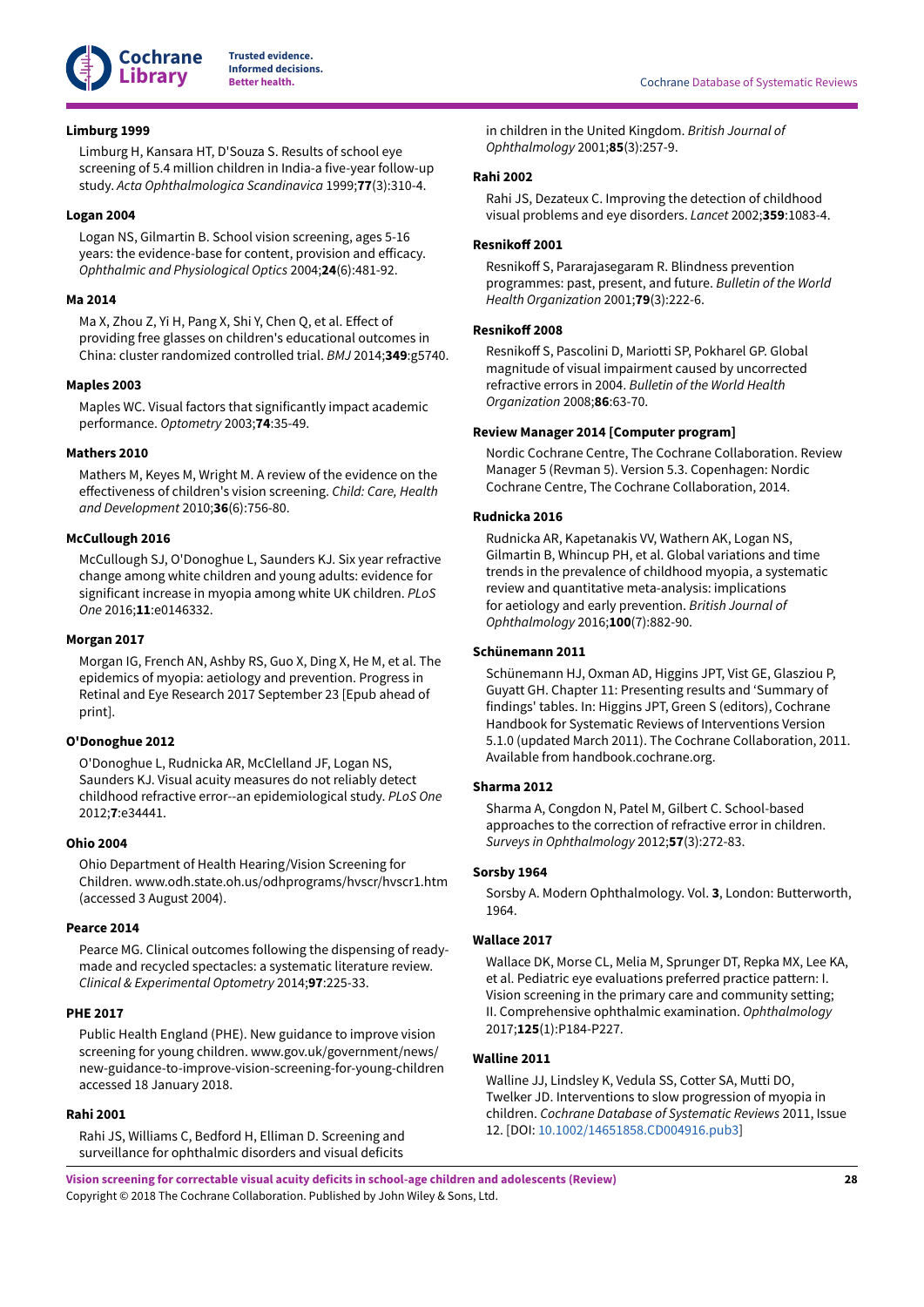**Limburg 1999**

Limburg H, Kansara HT, D'Souza S. Results of school eye screening of 5.4 million children in India-a five-year follow-up study. *Acta Ophthalmologica Scandinavica* 1999;**77**(3):310-4.

**Logan 2004**

Logan NS, Gilmartin B. School vision screening, ages 5-16 years: the evidence-base for content, provision and efficacy. *Ophthalmic and Physiological Optics* 2004;**24**(6):481-92.

**Ma 2014**

Ma X, Zhou Z, Yi H, Pang X, Shi Y, Chen Q, et al. Effect of providing free glasses on children's educational outcomes in China: cluster randomized controlled trial. *BMJ* 2014;**349**:g5740.

**Maples 2003**

Maples WC. Visual factors that significantly impact academic performance. *Optometry* 2003;**74**:35-49.

**Mathers 2010**

Mathers M, Keyes M, Wright M. A review of the evidence on the effectiveness of children's vision screening. *Child: Care, Health and Development* 2010;**36**(6):756-80.

**McCullough 2016**

McCullough SJ, O'Donoghue L, Saunders KJ. Six year refractive change among white children and young adults: evidence for significant increase in myopia among white UK children. *PLoS One* 2016;**11**:e0146332.

**Morgan 2017**

Morgan IG, French AN, Ashby RS, Guo X, Ding X, He M, et al. The epidemics of myopia: aetiology and prevention. Progress in Retinal and Eye Research 2017 September 23 [Epub ahead of print].

**O'Donoghue 2012**

O'Donoghue L, Rudnicka AR, McClelland JF, Logan NS, Saunders KJ. Visual acuity measures do not reliably detect childhood refractive error--an epidemiological study. *PLoS One* 2012;**7**:e34441.

**Ohio 2004**

Ohio Department of Health Hearing/Vision Screening for Children. www.odh.state.oh.us/odhprograms/hvscr/hvscr1.htm (accessed 3 August 2004).

**Pearce 2014**

Pearce MG. Clinical outcomes following the dispensing of ready-made and recycled spectacles: a systematic literature review. *Clinical & Experimental Optometry* 2014;**97**:225-33.

**PHE 2017**

Public Health England (PHE). New guidance to improve vision screening for young children. www.gov.uk/government/news/new-guidance-to-improve-vision-screening-for-young-children accessed 18 January 2018.

**Rahi 2001**

Rahi JS, Williams C, Bedford H, Elliman D. Screening and surveillance for ophthalmic disorders and visual deficits in children in the United Kingdom. *British Journal of Ophthalmology* 2001;**85**(3):257-9.

**Rahi 2002**

Rahi JS, Dezateux C. Improving the detection of childhood visual problems and eye disorders. *Lancet* 2002;**359**:1083-4.

**Resnikoff 2001**

Resnikoff S, Pararajasegaram R. Blindness prevention programmes: past, present, and future. *Bulletin of the World Health Organization* 2001;**79**(3):222-6.

**Resnikoff 2008**

Resnikoff S, Pascolini D, Mariotti SP, Pokharel GP. Global magnitude of visual impairment caused by uncorrected refractive errors in 2004. *Bulletin of the World Health Organization* 2008;**86**:63-70.

**Review Manager 2014 [Computer program]**

Nordic Cochrane Centre, The Cochrane Collaboration. Review Manager 5 (Revman 5). Version 5.3. Copenhagen: Nordic Cochrane Centre, The Cochrane Collaboration, 2014.

**Rudnicka 2016**

Rudnicka AR, Kapetanakis VV, Wathern AK, Logan NS, Gilmartin B, Whincup PH, et al. Global variations and time trends in the prevalence of childhood myopia, a systematic review and quantitative meta-analysis: implications for aetiology and early prevention. *British Journal of Ophthalmology* 2016;**100**(7):882-90.

**Schünemann 2011**

Schünemann HJ, Oxman AD, Higgins JPT, Vist GE, Glasziou P, Guyatt GH. Chapter 11: Presenting results and 'Summary of findings' tables. In: Higgins JPT, Green S (editors), Cochrane Handbook for Systematic Reviews of Interventions Version 5.1.0 (updated March 2011). The Cochrane Collaboration, 2011. Available from handbook.cochrane.org.

**Sharma 2012**

Sharma A, Congdon N, Patel M, Gilbert C. School-based approaches to the correction of refractive error in children. *Surveys in Ophthalmology* 2012;**57**(3):272-83.

**Sorsby 1964**

Sorsby A. Modern Ophthalmology. Vol. **3**, London: Butterworth, 1964.

**Wallace 2017**

Wallace DK, Morse CL, Melia M, Sprunger DT, Repka MX, Lee KA, et al. Pediatric eye evaluations preferred practice pattern: I. Vision screening in the primary care and community setting; II. Comprehensive ophthalmic examination. *Ophthalmology* 2017;**125**(1):P184-P227.

**Walline 2011**

Walline JJ, Lindsley K, Vedula SS, Cotter SA, Mutti DO, Twelker JD. Interventions to slow progression of myopia in children. *Cochrane Database of Systematic Reviews* 2011, Issue 12. [DOI: 10.1002/14651858.CD004916.pub3]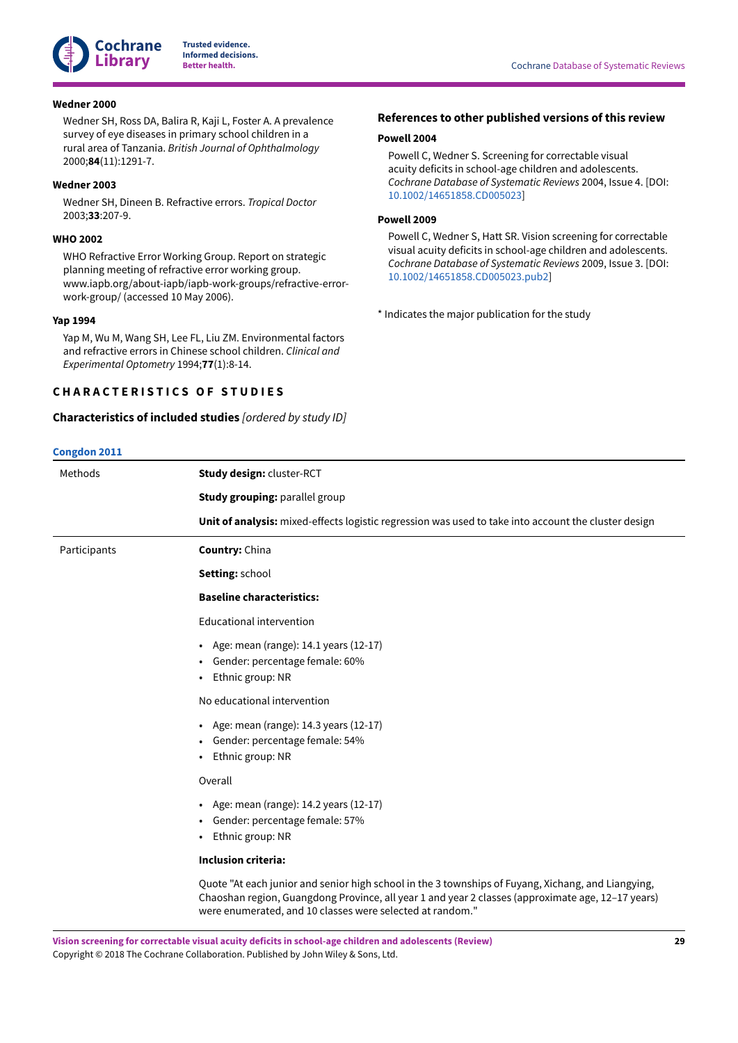**Wedner 2000**

Wedner SH, Ross DA, Balira R, Kaji L, Foster A. A prevalence survey of eye diseases in primary school children in a rural area of Tanzania. *British Journal of Ophthalmology* 2000;**84**(11):1291-7.

**Wedner 2003**

Wedner SH, Dineen B. Refractive errors. *Tropical Doctor* 2003;**33**:207-9.

**WHO 2002**

WHO Refractive Error Working Group. Report on strategic planning meeting of refractive error working group. www.iapb.org/about-iapb/iapb-work-groups/refractive-error-work-group/ (accessed 10 May 2006).

**Yap 1994**

Yap M, Wu M, Wang SH, Lee FL, Liu ZM. Environmental factors and refractive errors in Chinese school children. *Clinical and Experimental Optometry* 1994;**77**(1):8-14.

### References to other published versions of this review

**Powell 2004**

Powell C, Wedner S. Screening for correctable visual acuity deficits in school-age children and adolescents. *Cochrane Database of Systematic Reviews* 2004, Issue 4. [DOI: 10.1002/14651858.CD005023]

**Powell 2009**

Powell C, Wedner S, Hatt SR. Vision screening for correctable visual acuity deficits in school-age children and adolescents. *Cochrane Database of Systematic Reviews* 2009, Issue 3. [DOI: 10.1002/14651858.CD005023.pub2]

* Indicates the major publication for the study

## CHARACTERISTICS OF STUDIES

### Characteristics of included studies *[ordered by study ID]*

**Congdon 2011**

| | |
|---|---|
| Methods | **Study design:** cluster-RCT<br><br>**Study grouping:** parallel group<br><br>**Unit of analysis:** mixed-effects logistic regression was used to take into account the cluster design |
| Participants | **Country:** China<br><br>**Setting:** school<br><br>**Baseline characteristics:**<br><br>Educational intervention<br><br>• Age: mean (range): 14.1 years (12-17)<br>• Gender: percentage female: 60%<br>• Ethnic group: NR<br><br>No educational intervention<br><br>• Age: mean (range): 14.3 years (12-17)<br>• Gender: percentage female: 54%<br>• Ethnic group: NR<br><br>Overall<br><br>• Age: mean (range): 14.2 years (12-17)<br>• Gender: percentage female: 57%<br>• Ethnic group: NR<br><br>**Inclusion criteria:**<br><br>Quote "At each junior and senior high school in the 3 townships of Fuyang, Xichang, and Liangying, Chaoshan region, Guangdong Province, all year 1 and year 2 classes (approximate age, 12–17 years) were enumerated, and 10 classes were selected at random." |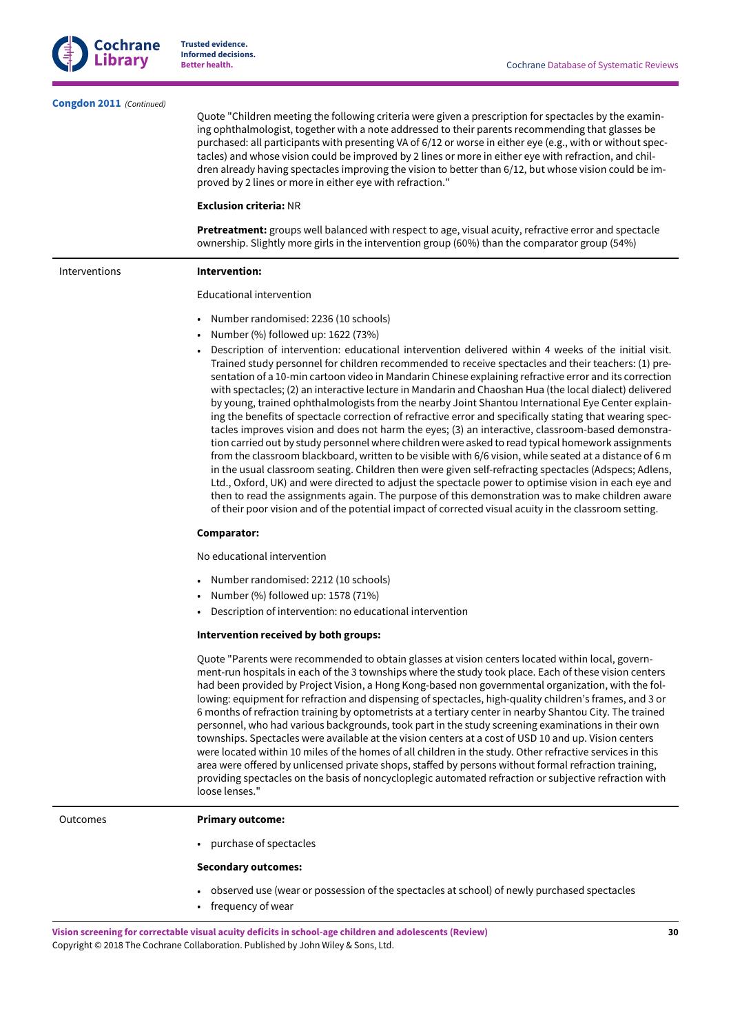**Congdon 2011** *(Continued)*

| | |
|---|---|
| | Quote "Children meeting the following criteria were given a prescription for spectacles by the examining ophthalmologist, together with a note addressed to their parents recommending that glasses be purchased: all participants with presenting VA of 6/12 or worse in either eye (e.g., with or without spectacles) and whose vision could be improved by 2 lines or more in either eye with refraction, and children already having spectacles improving the vision to better than 6/12, but whose vision could be improved by 2 lines or more in either eye with refraction."<br><br>**Exclusion criteria:** NR<br><br>**Pretreatment:** groups well balanced with respect to age, visual acuity, refractive error and spectacle ownership. Slightly more girls in the intervention group (60%) than the comparator group (54%) |
| Interventions | **Intervention:**<br><br>Educational intervention<br><br>• Number randomised: 2236 (10 schools)<br>• Number (%) followed up: 1622 (73%)<br>• Description of intervention: educational intervention delivered within 4 weeks of the initial visit. Trained study personnel for children recommended to receive spectacles and their teachers: (1) presentation of a 10-min cartoon video in Mandarin Chinese explaining refractive error and its correction with spectacles; (2) an interactive lecture in Mandarin and Chaoshan Hua (the local dialect) delivered by young, trained ophthalmologists from the nearby Joint Shantou International Eye Center explaining the benefits of spectacle correction of refractive error and specifically stating that wearing spectacles improves vision and does not harm the eyes; (3) an interactive, classroom-based demonstration carried out by study personnel where children were asked to read typical homework assignments from the classroom blackboard, written to be visible with 6/6 vision, while seated at a distance of 6 m in the usual classroom seating. Children then were given self-refracting spectacles (Adspecs; Adlens, Ltd., Oxford, UK) and were directed to adjust the spectacle power to optimise vision in each eye and then to read the assignments again. The purpose of this demonstration was to make children aware of their poor vision and of the potential impact of corrected visual acuity in the classroom setting.<br><br>**Comparator:**<br><br>No educational intervention<br><br>• Number randomised: 2212 (10 schools)<br>• Number (%) followed up: 1578 (71%)<br>• Description of intervention: no educational intervention<br><br>**Intervention received by both groups:**<br><br>Quote "Parents were recommended to obtain glasses at vision centers located within local, government-run hospitals in each of the 3 townships where the study took place. Each of these vision centers had been provided by Project Vision, a Hong Kong-based non governmental organization, with the following: equipment for refraction and dispensing of spectacles, high-quality children's frames, and 3 or 6 months of refraction training by optometrists at a tertiary center in nearby Shantou City. The trained personnel, who had various backgrounds, took part in the study screening examinations in their own townships. Spectacles were available at the vision centers at a cost of USD 10 and up. Vision centers were located within 10 miles of the homes of all children in the study. Other refractive services in this area were offered by unlicensed private shops, staffed by persons without formal refraction training, providing spectacles on the basis of noncycloplegic automated refraction or subjective refraction with loose lenses." |
| Outcomes | **Primary outcome:**<br><br>• purchase of spectacles<br><br>**Secondary outcomes:**<br><br>• observed use (wear or possession of the spectacles at school) of newly purchased spectacles<br>• frequency of wear |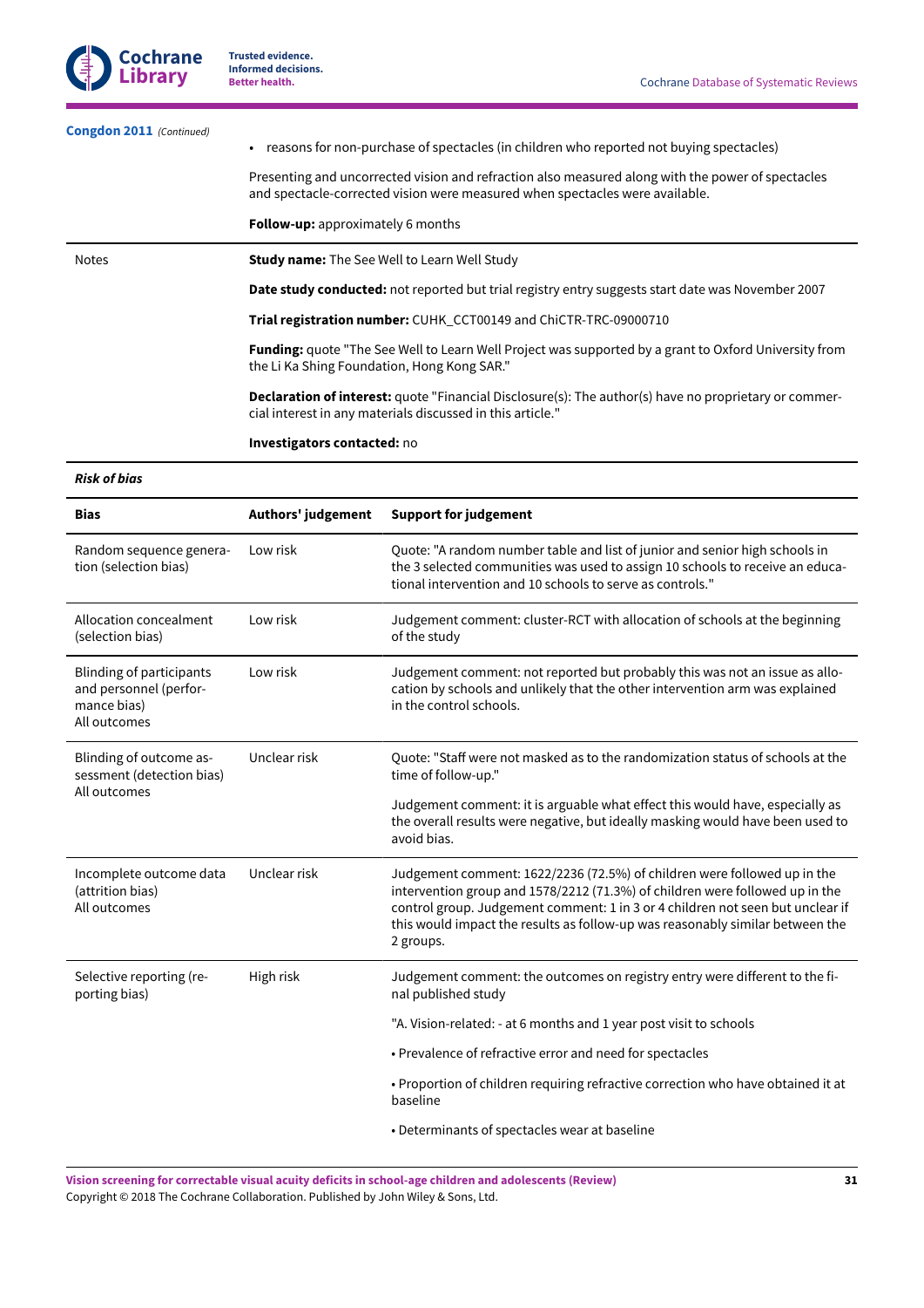**Congdon 2011** *(Continued)*

| | |
|---|---|
| | • reasons for non-purchase of spectacles (in children who reported not buying spectacles)<br><br>Presenting and uncorrected vision and refraction also measured along with the power of spectacles and spectacle-corrected vision were measured when spectacles were available.<br><br>**Follow-up:** approximately 6 months |
| Notes | **Study name:** The See Well to Learn Well Study<br><br>**Date study conducted:** not reported but trial registry entry suggests start date was November 2007<br><br>**Trial registration number:** CUHK_CCT00149 and ChiCTR-TRC-09000710<br><br>**Funding:** quote "The See Well to Learn Well Project was supported by a grant to Oxford University from the Li Ka Shing Foundation, Hong Kong SAR."<br><br>**Declaration of interest:** quote "Financial Disclosure(s): The author(s) have no proprietary or commercial interest in any materials discussed in this article."<br><br>**Investigators contacted:** no |

***Risk of bias***

| Bias | Authors' judgement | Support for judgement |
|---|---|---|
| Random sequence generation (selection bias) | Low risk | Quote: "A random number table and list of junior and senior high schools in the 3 selected communities was used to assign 10 schools to receive an educational intervention and 10 schools to serve as controls." |
| Allocation concealment (selection bias) | Low risk | Judgement comment: cluster-RCT with allocation of schools at the beginning of the study |
| Blinding of participants and personnel (performance bias)<br>All outcomes | Low risk | Judgement comment: not reported but probably this was not an issue as allocation by schools and unlikely that the other intervention arm was explained in the control schools. |
| Blinding of outcome assessment (detection bias)<br>All outcomes | Unclear risk | Quote: "Staff were not masked as to the randomization status of schools at the time of follow-up."<br><br>Judgement comment: it is arguable what effect this would have, especially as the overall results were negative, but ideally masking would have been used to avoid bias. |
| Incomplete outcome data (attrition bias)<br>All outcomes | Unclear risk | Judgement comment: 1622/2236 (72.5%) of children were followed up in the intervention group and 1578/2212 (71.3%) of children were followed up in the control group. Judgement comment: 1 in 3 or 4 children not seen but unclear if this would impact the results as follow-up was reasonably similar between the 2 groups. |
| Selective reporting (reporting bias) | High risk | Judgement comment: the outcomes on registry entry were different to the final published study<br><br>"A. Vision-related: - at 6 months and 1 year post visit to schools<br><br>• Prevalence of refractive error and need for spectacles<br><br>• Proportion of children requiring refractive correction who have obtained it at baseline<br><br>• Determinants of spectacles wear at baseline |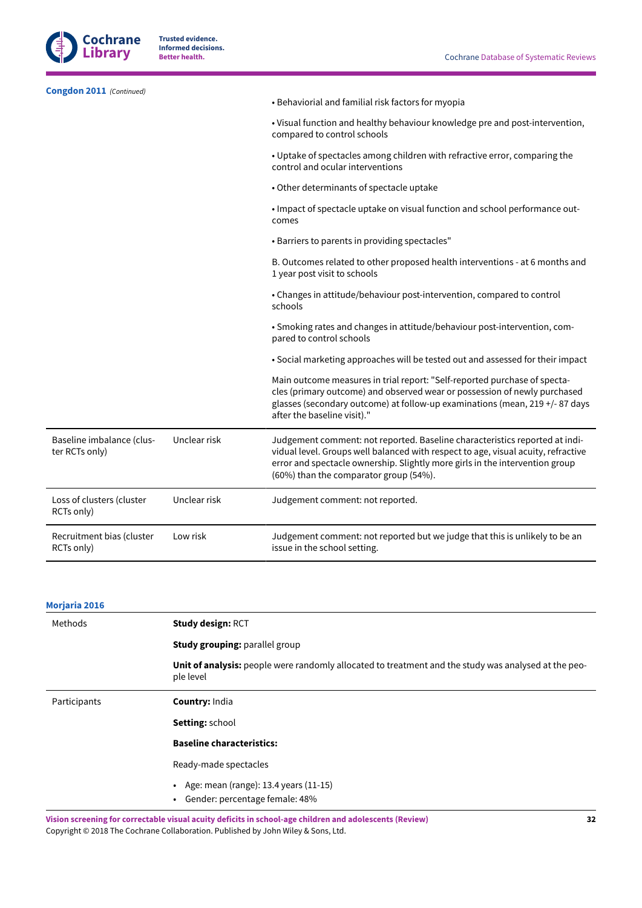**Congdon 2011** *(Continued)*

| | | |
|---|---|---|
| | | • Behaviorial and familial risk factors for myopia<br><br>• Visual function and healthy behaviour knowledge pre and post-intervention, compared to control schools<br><br>• Uptake of spectacles among children with refractive error, comparing the control and ocular interventions<br><br>• Other determinants of spectacle uptake<br><br>• Impact of spectacle uptake on visual function and school performance outcomes<br><br>• Barriers to parents in providing spectacles"<br><br>B. Outcomes related to other proposed health interventions - at 6 months and 1 year post visit to schools<br><br>• Changes in attitude/behaviour post-intervention, compared to control schools<br><br>• Smoking rates and changes in attitude/behaviour post-intervention, compared to control schools<br><br>• Social marketing approaches will be tested out and assessed for their impact<br><br>Main outcome measures in trial report: "Self-reported purchase of spectacles (primary outcome) and observed wear or possession of newly purchased glasses (secondary outcome) at follow-up examinations (mean, 219 +/- 87 days after the baseline visit)." |
| Baseline imbalance (cluster RCTs only) | Unclear risk | Judgement comment: not reported. Baseline characteristics reported at individual level. Groups well balanced with respect to age, visual acuity, refractive error and spectacle ownership. Slightly more girls in the intervention group (60%) than the comparator group (54%). |
| Loss of clusters (cluster RCTs only) | Unclear risk | Judgement comment: not reported. |
| Recruitment bias (cluster RCTs only) | Low risk | Judgement comment: not reported but we judge that this is unlikely to be an issue in the school setting. |

**Morjaria 2016**

| | |
|---|---|
| Methods | **Study design:** RCT<br><br>**Study grouping:** parallel group<br><br>**Unit of analysis:** people were randomly allocated to treatment and the study was analysed at the people level |
| Participants | **Country:** India<br><br>**Setting:** school<br><br>**Baseline characteristics:**<br><br>Ready-made spectacles<br><br>• Age: mean (range): 13.4 years (11-15)<br>• Gender: percentage female: 48% |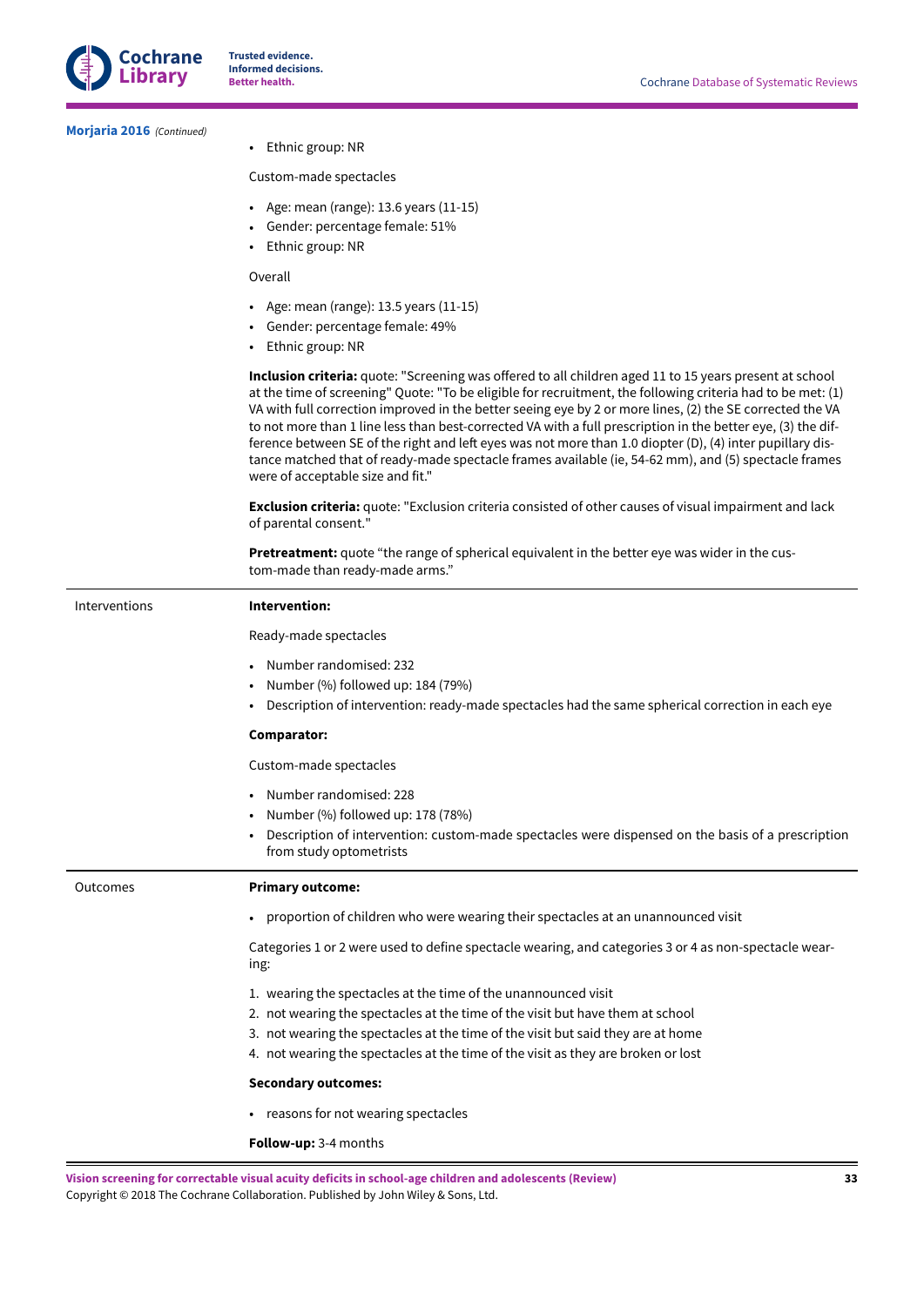**Morjaria 2016** *(Continued)*

| | |
|---|---|
| | • Ethnic group: NR<br><br>Custom-made spectacles<br><br>• Age: mean (range): 13.6 years (11-15)<br>• Gender: percentage female: 51%<br>• Ethnic group: NR<br><br>Overall<br><br>• Age: mean (range): 13.5 years (11-15)<br>• Gender: percentage female: 49%<br>• Ethnic group: NR<br><br>**Inclusion criteria:** quote: "Screening was offered to all children aged 11 to 15 years present at school at the time of screening" Quote: "To be eligible for recruitment, the following criteria had to be met: (1) VA with full correction improved in the better seeing eye by 2 or more lines, (2) the SE corrected the VA to not more than 1 line less than best-corrected VA with a full prescription in the better eye, (3) the difference between SE of the right and left eyes was not more than 1.0 diopter (D), (4) inter pupillary distance matched that of ready-made spectacle frames available (ie, 54-62 mm), and (5) spectacle frames were of acceptable size and fit."<br><br>**Exclusion criteria:** quote: "Exclusion criteria consisted of other causes of visual impairment and lack of parental consent."<br><br>**Pretreatment:** quote "the range of spherical equivalent in the better eye was wider in the custom-made than ready-made arms." |
| Interventions | **Intervention:**<br><br>Ready-made spectacles<br><br>• Number randomised: 232<br>• Number (%) followed up: 184 (79%)<br>• Description of intervention: ready-made spectacles had the same spherical correction in each eye<br><br>**Comparator:**<br><br>Custom-made spectacles<br><br>• Number randomised: 228<br>• Number (%) followed up: 178 (78%)<br>• Description of intervention: custom-made spectacles were dispensed on the basis of a prescription from study optometrists |
| Outcomes | **Primary outcome:**<br><br>• proportion of children who were wearing their spectacles at an unannounced visit<br><br>Categories 1 or 2 were used to define spectacle wearing, and categories 3 or 4 as non-spectacle wearing:<br><br>1. wearing the spectacles at the time of the unannounced visit<br>2. not wearing the spectacles at the time of the visit but have them at school<br>3. not wearing the spectacles at the time of the visit but said they are at home<br>4. not wearing the spectacles at the time of the visit as they are broken or lost<br><br>**Secondary outcomes:**<br><br>• reasons for not wearing spectacles<br><br>**Follow-up:** 3-4 months |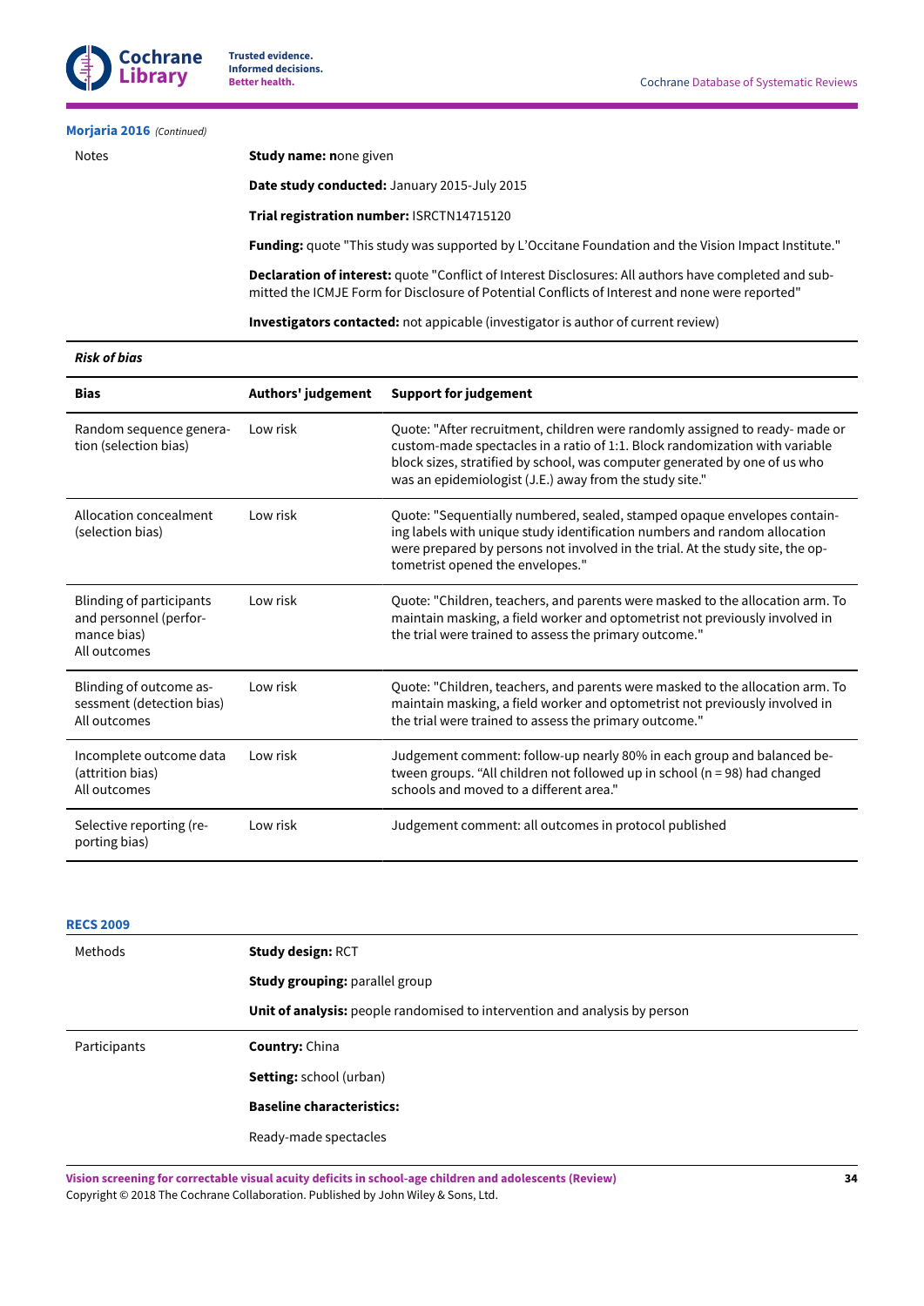**Morjaria 2016** *(Continued)*

| | |
|---|---|
| Notes | **Study name: n**one given<br><br>**Date study conducted:** January 2015-July 2015<br><br>**Trial registration number:** ISRCTN14715120<br><br>**Funding:** quote "This study was supported by L'Occitane Foundation and the Vision Impact Institute."<br><br>**Declaration of interest:** quote "Conflict of Interest Disclosures: All authors have completed and submitted the ICMJE Form for Disclosure of Potential Conflicts of Interest and none were reported"<br><br>**Investigators contacted:** not appicable (investigator is author of current review) |

***Risk of bias***

| Bias | Authors' judgement | Support for judgement |
|---|---|---|
| Random sequence generation (selection bias) | Low risk | Quote: "After recruitment, children were randomly assigned to ready- made or custom-made spectacles in a ratio of 1:1. Block randomization with variable block sizes, stratified by school, was computer generated by one of us who was an epidemiologist (J.E.) away from the study site." |
| Allocation concealment (selection bias) | Low risk | Quote: "Sequentially numbered, sealed, stamped opaque envelopes containing labels with unique study identification numbers and random allocation were prepared by persons not involved in the trial. At the study site, the optometrist opened the envelopes." |
| Blinding of participants and personnel (performance bias)<br>All outcomes | Low risk | Quote: "Children, teachers, and parents were masked to the allocation arm. To maintain masking, a field worker and optometrist not previously involved in the trial were trained to assess the primary outcome." |
| Blinding of outcome assessment (detection bias)<br>All outcomes | Low risk | Quote: "Children, teachers, and parents were masked to the allocation arm. To maintain masking, a field worker and optometrist not previously involved in the trial were trained to assess the primary outcome." |
| Incomplete outcome data (attrition bias)<br>All outcomes | Low risk | Judgement comment: follow-up nearly 80% in each group and balanced between groups. "All children not followed up in school (n = 98) had changed schools and moved to a different area." |
| Selective reporting (reporting bias) | Low risk | Judgement comment: all outcomes in protocol published |

**RECS 2009**

| | |
|---|---|
| Methods | **Study design:** RCT<br><br>**Study grouping:** parallel group<br><br>**Unit of analysis:** people randomised to intervention and analysis by person |
| Participants | **Country:** China<br><br>**Setting:** school (urban)<br><br>**Baseline characteristics:**<br><br>Ready-made spectacles |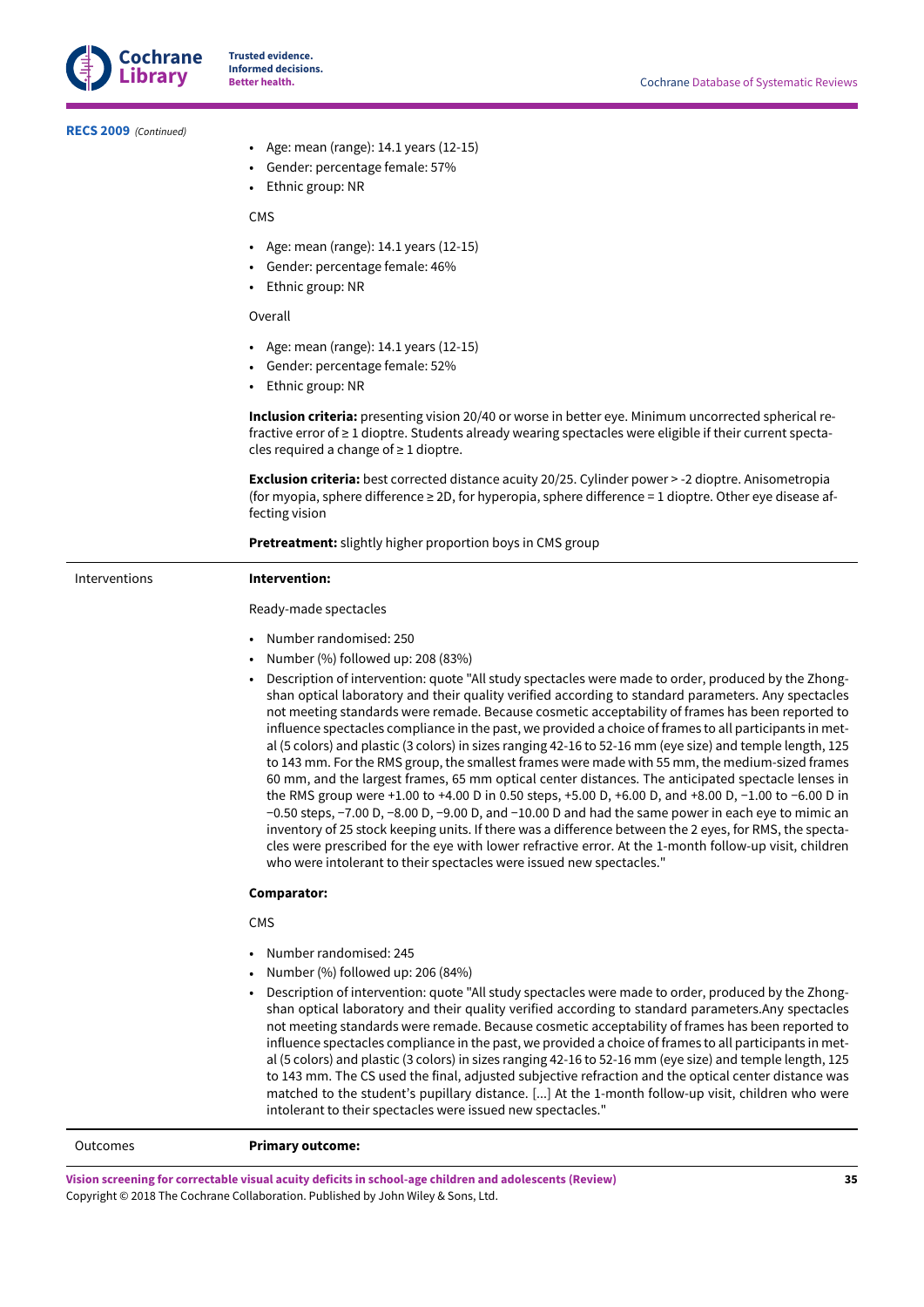**RECS 2009** *(Continued)*

| | |
|---|---|
| | • Age: mean (range): 14.1 years (12-15)<br>• Gender: percentage female: 57%<br>• Ethnic group: NR<br><br>CMS<br><br>• Age: mean (range): 14.1 years (12-15)<br>• Gender: percentage female: 46%<br>• Ethnic group: NR<br><br>Overall<br><br>• Age: mean (range): 14.1 years (12-15)<br>• Gender: percentage female: 52%<br>• Ethnic group: NR<br><br>**Inclusion criteria:** presenting vision 20/40 or worse in better eye. Minimum uncorrected spherical refractive error of ≥ 1 dioptre. Students already wearing spectacles were eligible if their current spectacles required a change of ≥ 1 dioptre.<br><br>**Exclusion criteria:** best corrected distance acuity 20/25. Cylinder power > -2 dioptre. Anisometropia (for myopia, sphere difference ≥ 2D, for hyperopia, sphere difference = 1 dioptre. Other eye disease affecting vision<br><br>**Pretreatment:** slightly higher proportion boys in CMS group |
| Interventions | **Intervention:**<br><br>Ready-made spectacles<br><br>• Number randomised: 250<br>• Number (%) followed up: 208 (83%)<br>• Description of intervention: quote "All study spectacles were made to order, produced by the Zhongshan optical laboratory and their quality verified according to standard parameters. Any spectacles not meeting standards were remade. Because cosmetic acceptability of frames has been reported to influence spectacles compliance in the past, we provided a choice of frames to all participants in metal (5 colors) and plastic (3 colors) in sizes ranging 42-16 to 52-16 mm (eye size) and temple length, 125 to 143 mm. For the RMS group, the smallest frames were made with 55 mm, the medium-sized frames 60 mm, and the largest frames, 65 mm optical center distances. The anticipated spectacle lenses in the RMS group were +1.00 to +4.00 D in 0.50 steps, +5.00 D, +6.00 D, and +8.00 D, −1.00 to −6.00 D in −0.50 steps, −7.00 D, −8.00 D, −9.00 D, and −10.00 D and had the same power in each eye to mimic an inventory of 25 stock keeping units. If there was a difference between the 2 eyes, for RMS, the spectacles were prescribed for the eye with lower refractive error. At the 1-month follow-up visit, children who were intolerant to their spectacles were issued new spectacles."<br><br>**Comparator:**<br><br>CMS<br><br>• Number randomised: 245<br>• Number (%) followed up: 206 (84%)<br>• Description of intervention: quote "All study spectacles were made to order, produced by the Zhongshan optical laboratory and their quality verified according to standard parameters.Any spectacles not meeting standards were remade. Because cosmetic acceptability of frames has been reported to influence spectacles compliance in the past, we provided a choice of frames to all participants in metal (5 colors) and plastic (3 colors) in sizes ranging 42-16 to 52-16 mm (eye size) and temple length, 125 to 143 mm. The CS used the final, adjusted subjective refraction and the optical center distance was matched to the student's pupillary distance. [...] At the 1-month follow-up visit, children who were intolerant to their spectacles were issued new spectacles." |
| Outcomes | **Primary outcome:** |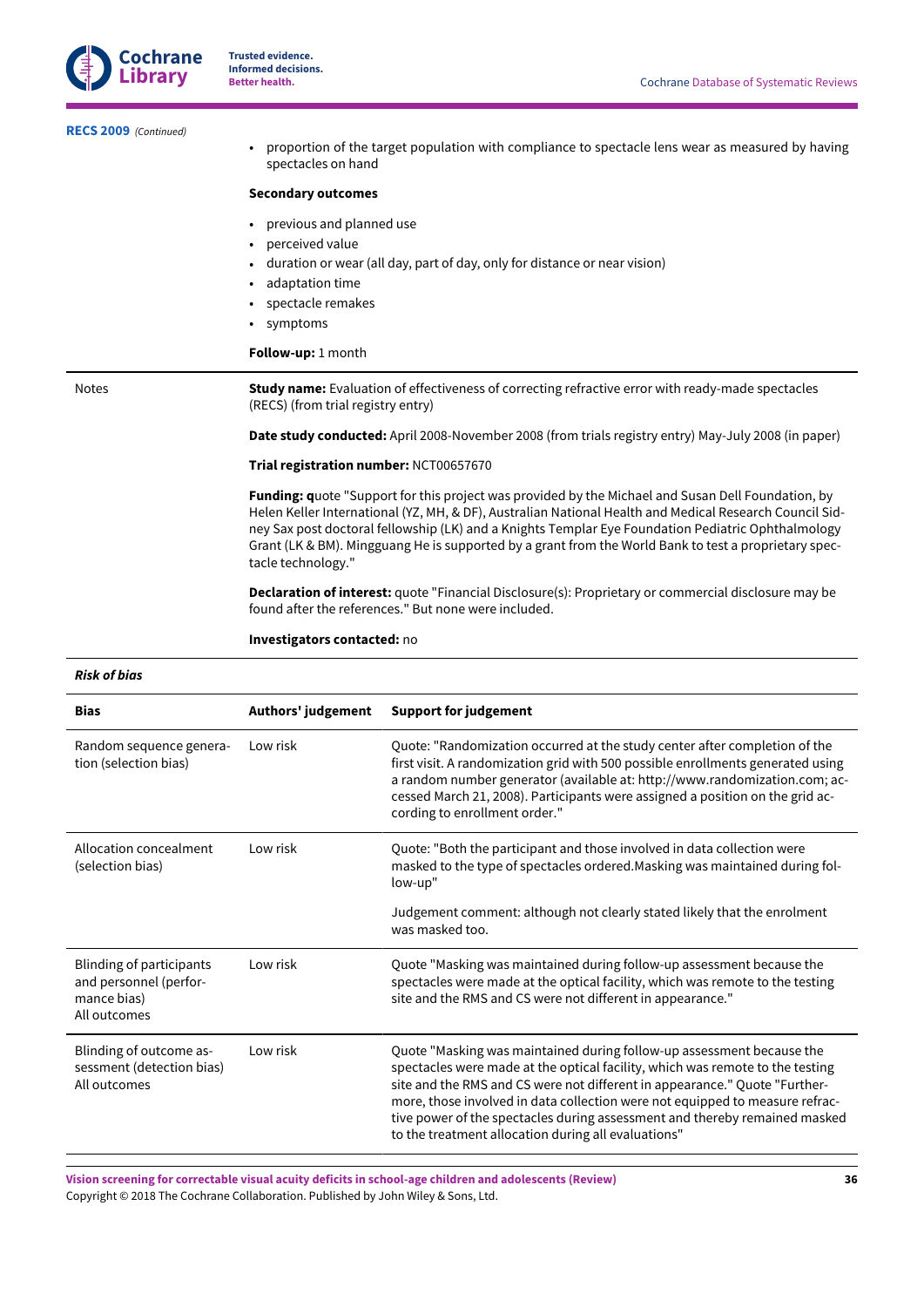**RECS 2009** *(Continued)*

| | |
|---|---|
| | • proportion of the target population with compliance to spectacle lens wear as measured by having spectacles on hand<br><br>**Secondary outcomes**<br><br>• previous and planned use<br>• perceived value<br>• duration or wear (all day, part of day, only for distance or near vision)<br>• adaptation time<br>• spectacle remakes<br>• symptoms<br><br>**Follow-up:** 1 month |
| Notes | **Study name:** Evaluation of effectiveness of correcting refractive error with ready-made spectacles (RECS) (from trial registry entry)<br><br>**Date study conducted:** April 2008-November 2008 (from trials registry entry) May-July 2008 (in paper)<br><br>**Trial registration number:** NCT00657670<br><br>**Funding: q**uote "Support for this project was provided by the Michael and Susan Dell Foundation, by Helen Keller International (YZ, MH, & DF), Australian National Health and Medical Research Council Sidney Sax post doctoral fellowship (LK) and a Knights Templar Eye Foundation Pediatric Ophthalmology Grant (LK & BM). Mingguang He is supported by a grant from the World Bank to test a proprietary spectacle technology."<br><br>**Declaration of interest:** quote "Financial Disclosure(s): Proprietary or commercial disclosure may be found after the references." But none were included.<br><br>**Investigators contacted:** no |

***Risk of bias***

| Bias | Authors' judgement | Support for judgement |
|---|---|---|
| Random sequence generation (selection bias) | Low risk | Quote: "Randomization occurred at the study center after completion of the first visit. A randomization grid with 500 possible enrollments generated using a random number generator (available at: http://www.randomization.com; accessed March 21, 2008). Participants were assigned a position on the grid according to enrollment order." |
| Allocation concealment (selection bias) | Low risk | Quote: "Both the participant and those involved in data collection were masked to the type of spectacles ordered.Masking was maintained during follow-up"<br><br>Judgement comment: although not clearly stated likely that the enrolment was masked too. |
| Blinding of participants and personnel (performance bias)<br>All outcomes | Low risk | Quote "Masking was maintained during follow-up assessment because the spectacles were made at the optical facility, which was remote to the testing site and the RMS and CS were not different in appearance." |
| Blinding of outcome assessment (detection bias)<br>All outcomes | Low risk | Quote "Masking was maintained during follow-up assessment because the spectacles were made at the optical facility, which was remote to the testing site and the RMS and CS were not different in appearance." Quote "Furthermore, those involved in data collection were not equipped to measure refractive power of the spectacles during assessment and thereby remained masked to the treatment allocation during all evaluations" |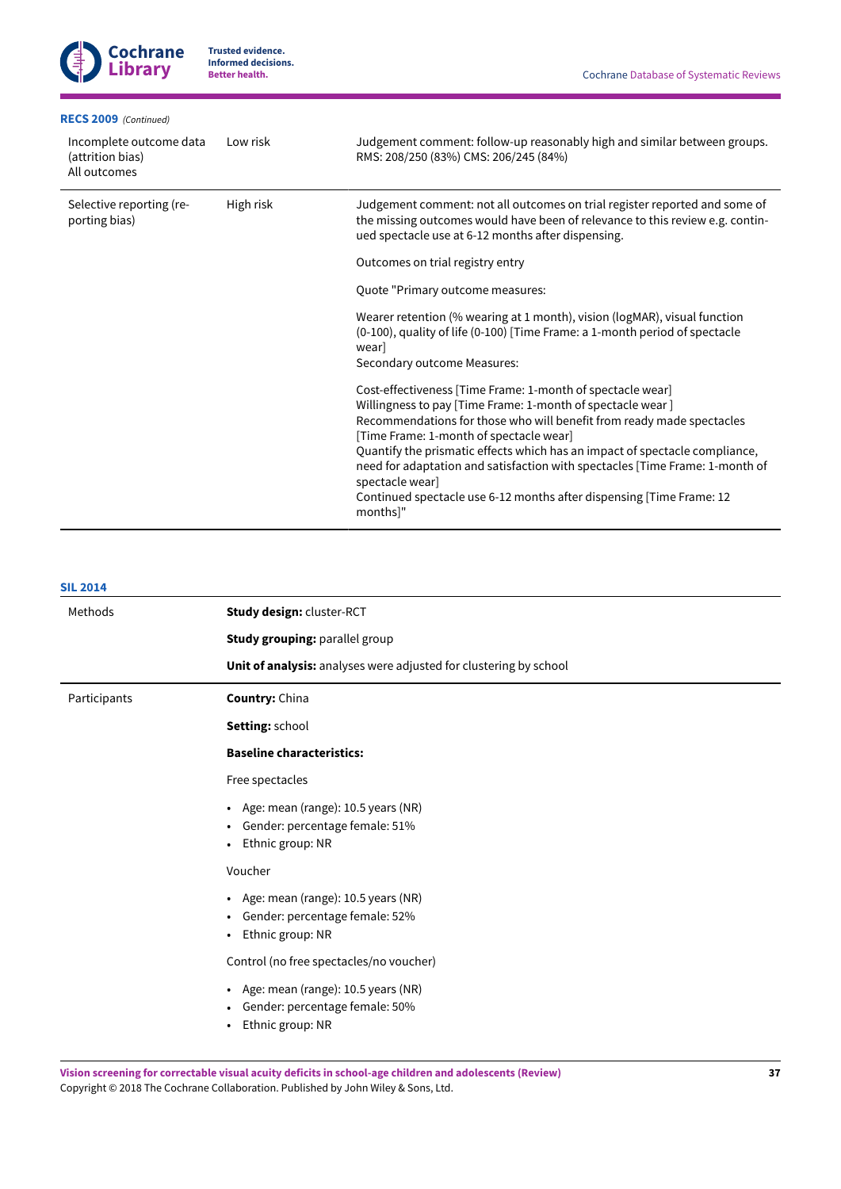**RECS 2009** *(Continued)*

| | | |
|---|---|---|
| Incomplete outcome data (attrition bias)<br>All outcomes | Low risk | Judgement comment: follow-up reasonably high and similar between groups. RMS: 208/250 (83%) CMS: 206/245 (84%) |
| Selective reporting (reporting bias) | High risk | Judgement comment: not all outcomes on trial register reported and some of the missing outcomes would have been of relevance to this review e.g. continued spectacle use at 6-12 months after dispensing.<br><br>Outcomes on trial registry entry<br><br>Quote "Primary outcome measures:<br><br>Wearer retention (% wearing at 1 month), vision (logMAR), visual function (0-100), quality of life (0-100) [Time Frame: a 1-month period of spectacle wear]<br>Secondary outcome Measures:<br><br>Cost-effectiveness [Time Frame: 1-month of spectacle wear]<br>Willingness to pay [Time Frame: 1-month of spectacle wear ]<br>Recommendations for those who will benefit from ready made spectacles [Time Frame: 1-month of spectacle wear]<br>Quantify the prismatic effects which has an impact of spectacle compliance, need for adaptation and satisfaction with spectacles [Time Frame: 1-month of spectacle wear]<br>Continued spectacle use 6-12 months after dispensing [Time Frame: 12 months]" |

**SIL 2014**

| | |
|---|---|
| Methods | **Study design:** cluster-RCT<br><br>**Study grouping:** parallel group<br><br>**Unit of analysis:** analyses were adjusted for clustering by school |
| Participants | **Country:** China<br><br>**Setting:** school<br><br>**Baseline characteristics:**<br><br>Free spectacles<br><br>• Age: mean (range): 10.5 years (NR)<br>• Gender: percentage female: 51%<br>• Ethnic group: NR<br><br>Voucher<br><br>• Age: mean (range): 10.5 years (NR)<br>• Gender: percentage female: 52%<br>• Ethnic group: NR<br><br>Control (no free spectacles/no voucher)<br><br>• Age: mean (range): 10.5 years (NR)<br>• Gender: percentage female: 50%<br>• Ethnic group: NR |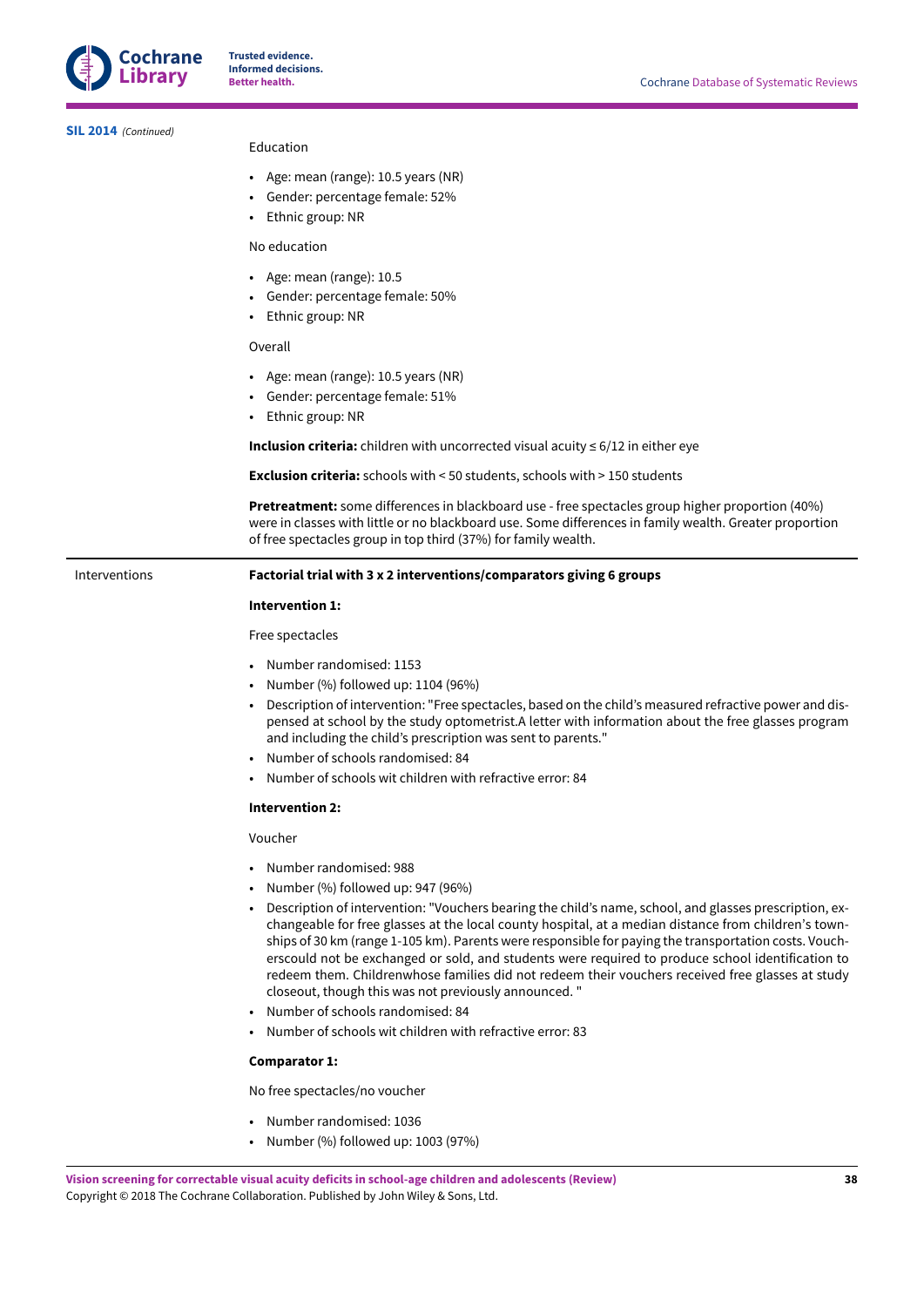**SIL 2014** *(Continued)*

| | |
|---|---|
| | Education<br><br>• Age: mean (range): 10.5 years (NR)<br>• Gender: percentage female: 52%<br>• Ethnic group: NR<br><br>No education<br><br>• Age: mean (range): 10.5<br>• Gender: percentage female: 50%<br>• Ethnic group: NR<br><br>Overall<br><br>• Age: mean (range): 10.5 years (NR)<br>• Gender: percentage female: 51%<br>• Ethnic group: NR<br><br>**Inclusion criteria:** children with uncorrected visual acuity ≤ 6/12 in either eye<br><br>**Exclusion criteria:** schools with < 50 students, schools with > 150 students<br><br>**Pretreatment:** some differences in blackboard use - free spectacles group higher proportion (40%) were in classes with little or no blackboard use. Some differences in family wealth. Greater proportion of free spectacles group in top third (37%) for family wealth. |
| Interventions | **Factorial trial with 3 x 2 interventions/comparators giving 6 groups**<br><br>**Intervention 1:**<br><br>Free spectacles<br><br>• Number randomised: 1153<br>• Number (%) followed up: 1104 (96%)<br>• Description of intervention: "Free spectacles, based on the child's measured refractive power and dispensed at school by the study optometrist.A letter with information about the free glasses program and including the child's prescription was sent to parents."<br>• Number of schools randomised: 84<br>• Number of schools wit children with refractive error: 84<br><br>**Intervention 2:**<br><br>Voucher<br><br>• Number randomised: 988<br>• Number (%) followed up: 947 (96%)<br>• Description of intervention: "Vouchers bearing the child's name, school, and glasses prescription, exchangeable for free glasses at the local county hospital, at a median distance from children's townships of 30 km (range 1-105 km). Parents were responsible for paying the transportation costs. Voucherscould not be exchanged or sold, and students were required to produce school identification to redeem them. Childrenwhose families did not redeem their vouchers received free glasses at study closeout, though this was not previously announced. "<br>• Number of schools randomised: 84<br>• Number of schools wit children with refractive error: 83<br><br>**Comparator 1:**<br><br>No free spectacles/no voucher<br><br>• Number randomised: 1036<br>• Number (%) followed up: 1003 (97%) |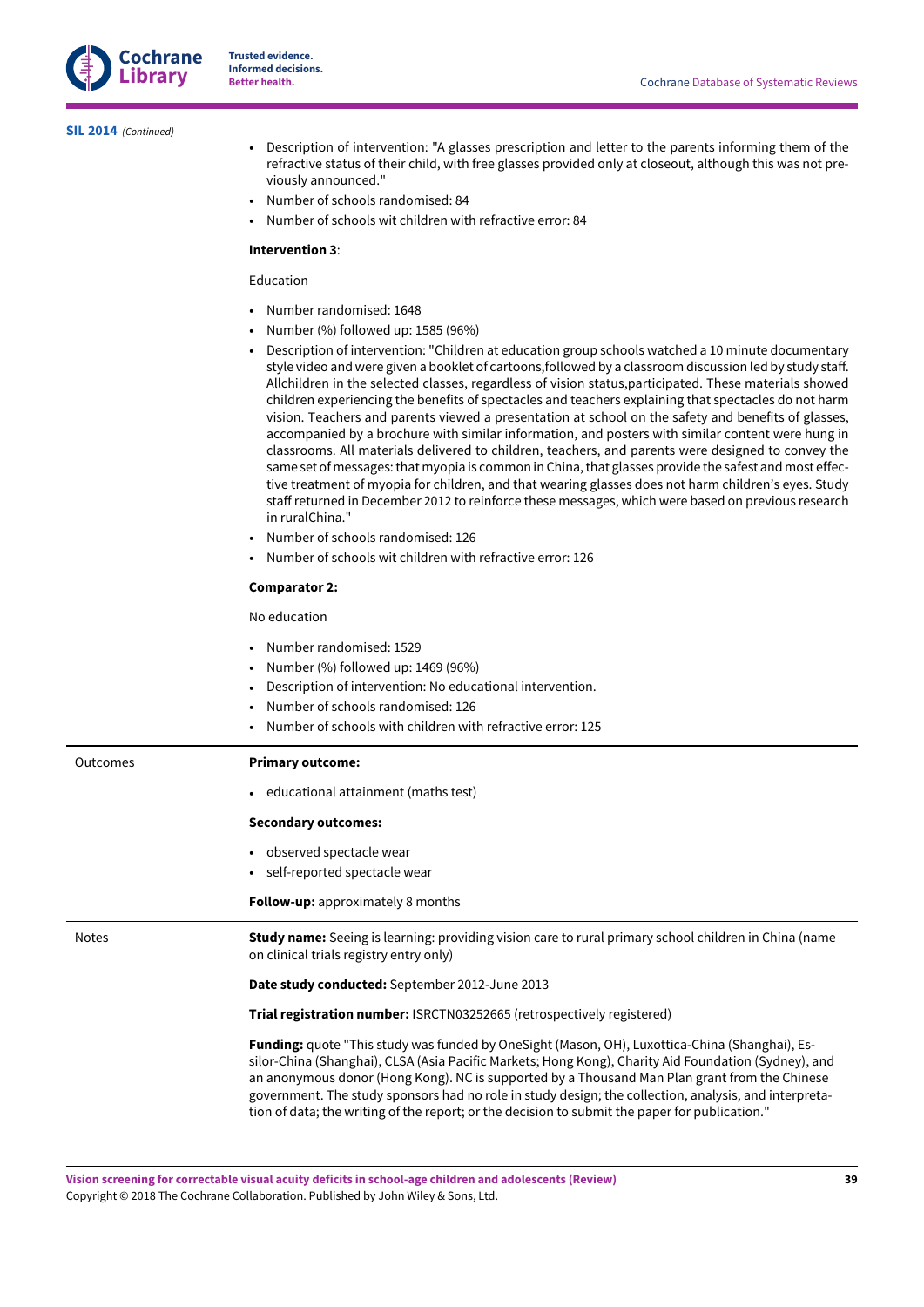**SIL 2014** *(Continued)*

|  |  |
|---|---|
|  | • Description of intervention: "A glasses prescription and letter to the parents informing them of the refractive status of their child, with free glasses provided only at closeout, although this was not previously announced."<br>• Number of schools randomised: 84<br>• Number of schools wit children with refractive error: 84<br><br>**Intervention 3**:<br><br>Education<br><br>• Number randomised: 1648<br>• Number (%) followed up: 1585 (96%)<br>• Description of intervention: "Children at education group schools watched a 10 minute documentary style video and were given a booklet of cartoons,followed by a classroom discussion led by study staff. Allchildren in the selected classes, regardless of vision status,participated. These materials showed children experiencing the benefits of spectacles and teachers explaining that spectacles do not harm vision. Teachers and parents viewed a presentation at school on the safety and benefits of glasses, accompanied by a brochure with similar information, and posters with similar content were hung in classrooms. All materials delivered to children, teachers, and parents were designed to convey the same set of messages: that myopia is common in China, that glasses provide the safest and most effective treatment of myopia for children, and that wearing glasses does not harm children's eyes. Study staff returned in December 2012 to reinforce these messages, which were based on previous research in ruralChina."<br>• Number of schools randomised: 126<br>• Number of schools wit children with refractive error: 126<br><br>**Comparator 2:**<br><br>No education<br><br>• Number randomised: 1529<br>• Number (%) followed up: 1469 (96%)<br>• Description of intervention: No educational intervention.<br>• Number of schools randomised: 126<br>• Number of schools with children with refractive error: 125 |
| Outcomes | **Primary outcome:**<br><br>• educational attainment (maths test)<br><br>**Secondary outcomes:**<br><br>• observed spectacle wear<br>• self-reported spectacle wear<br><br>**Follow-up:** approximately 8 months |
| Notes | **Study name:** Seeing is learning: providing vision care to rural primary school children in China (name on clinical trials registry entry only)<br><br>**Date study conducted:** September 2012-June 2013<br><br>**Trial registration number:** ISRCTN03252665 (retrospectively registered)<br><br>**Funding:** quote "This study was funded by OneSight (Mason, OH), Luxottica-China (Shanghai), Essilor-China (Shanghai), CLSA (Asia Pacific Markets; Hong Kong), Charity Aid Foundation (Sydney), and an anonymous donor (Hong Kong). NC is supported by a Thousand Man Plan grant from the Chinese government. The study sponsors had no role in study design; the collection, analysis, and interpretation of data; the writing of the report; or the decision to submit the paper for publication." |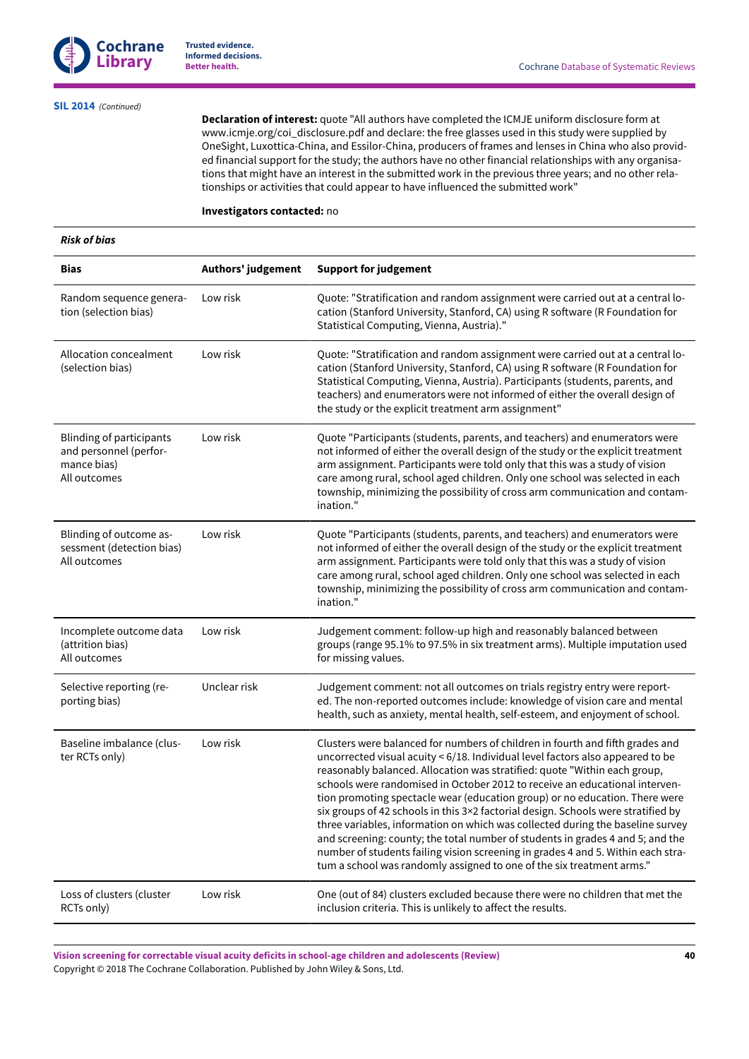**SIL 2014** *(Continued)*

**Declaration of interest:** quote "All authors have completed the ICMJE uniform disclosure form at www.icmje.org/coi_disclosure.pdf and declare: the free glasses used in this study were supplied by OneSight, Luxottica-China, and Essilor-China, producers of frames and lenses in China who also provided financial support for the study; the authors have no other financial relationships with any organisations that might have an interest in the submitted work in the previous three years; and no other relationships or activities that could appear to have influenced the submitted work"

**Investigators contacted:** no

***Risk of bias***

| Bias | Authors' judgement | Support for judgement |
|---|---|---|
| Random sequence generation (selection bias) | Low risk | Quote: "Stratification and random assignment were carried out at a central location (Stanford University, Stanford, CA) using R software (R Foundation for Statistical Computing, Vienna, Austria)." |
| Allocation concealment (selection bias) | Low risk | Quote: "Stratification and random assignment were carried out at a central location (Stanford University, Stanford, CA) using R software (R Foundation for Statistical Computing, Vienna, Austria). Participants (students, parents, and teachers) and enumerators were not informed of either the overall design of the study or the explicit treatment arm assignment" |
| Blinding of participants and personnel (performance bias) All outcomes | Low risk | Quote "Participants (students, parents, and teachers) and enumerators were not informed of either the overall design of the study or the explicit treatment arm assignment. Participants were told only that this was a study of vision care among rural, school aged children. Only one school was selected in each township, minimizing the possibility of cross arm communication and contamination." |
| Blinding of outcome assessment (detection bias) All outcomes | Low risk | Quote "Participants (students, parents, and teachers) and enumerators were not informed of either the overall design of the study or the explicit treatment arm assignment. Participants were told only that this was a study of vision care among rural, school aged children. Only one school was selected in each township, minimizing the possibility of cross arm communication and contamination." |
| Incomplete outcome data (attrition bias) All outcomes | Low risk | Judgement comment: follow-up high and reasonably balanced between groups (range 95.1% to 97.5% in six treatment arms). Multiple imputation used for missing values. |
| Selective reporting (reporting bias) | Unclear risk | Judgement comment: not all outcomes on trials registry entry were reported. The non-reported outcomes include: knowledge of vision care and mental health, such as anxiety, mental health, self-esteem, and enjoyment of school. |
| Baseline imbalance (cluster RCTs only) | Low risk | Clusters were balanced for numbers of children in fourth and fifth grades and uncorrected visual acuity < 6/18. Individual level factors also appeared to be reasonably balanced. Allocation was stratified: quote "Within each group, schools were randomised in October 2012 to receive an educational intervention promoting spectacle wear (education group) or no education. There were six groups of 42 schools in this 3×2 factorial design. Schools were stratified by three variables, information on which was collected during the baseline survey and screening: county; the total number of students in grades 4 and 5; and the number of students failing vision screening in grades 4 and 5. Within each stratum a school was randomly assigned to one of the six treatment arms." |
| Loss of clusters (cluster RCTs only) | Low risk | One (out of 84) clusters excluded because there were no children that met the inclusion criteria. This is unlikely to affect the results. |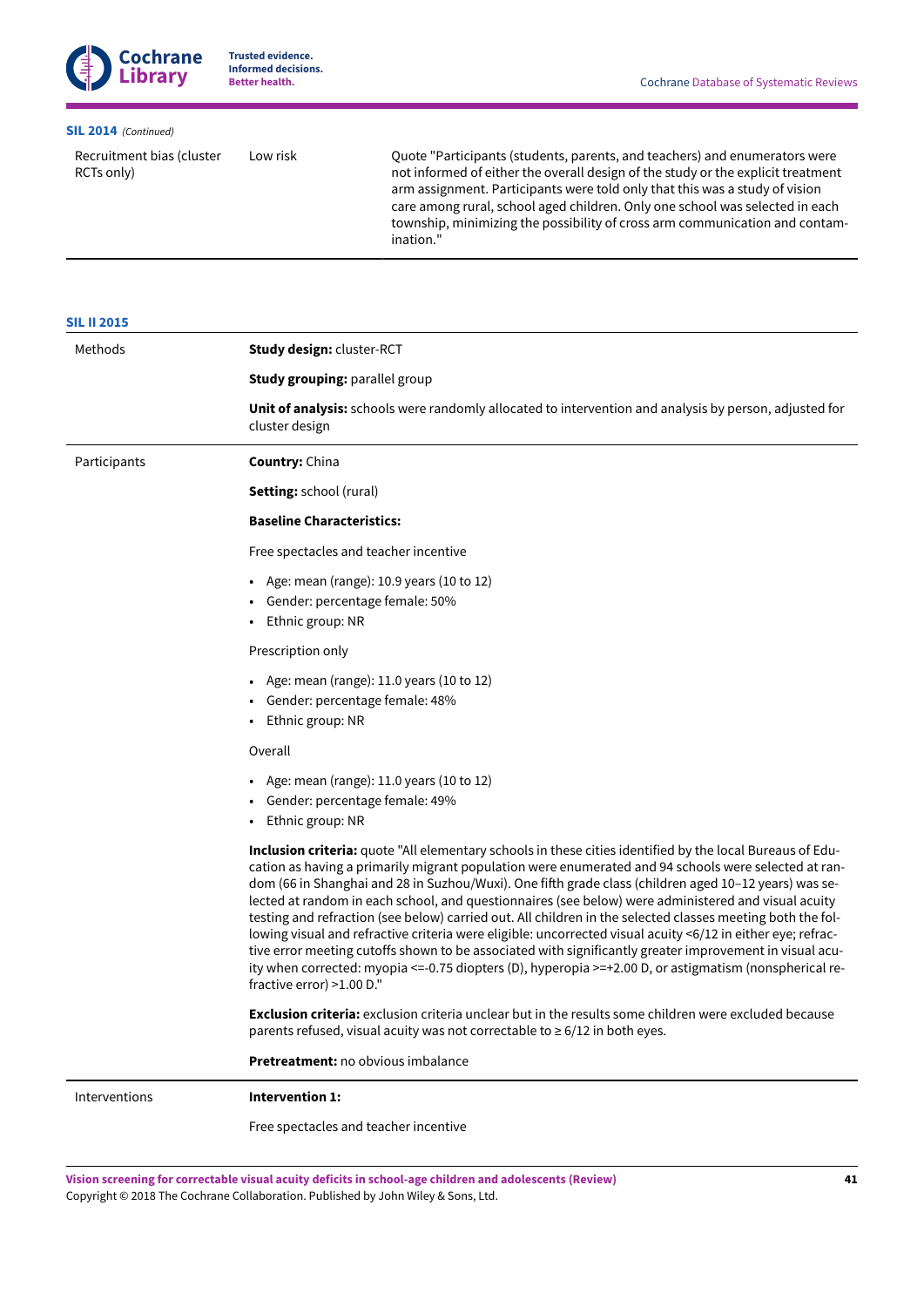**SIL 2014** *(Continued)*

| | | |
|---|---|---|
| Recruitment bias (cluster RCTs only) | Low risk | Quote "Participants (students, parents, and teachers) and enumerators were not informed of either the overall design of the study or the explicit treatment arm assignment. Participants were told only that this was a study of vision care among rural, school aged children. Only one school was selected in each township, minimizing the possibility of cross arm communication and contamination." |

**SIL II 2015**

| | |
|---|---|
| Methods | **Study design:** cluster-RCT<br><br>**Study grouping:** parallel group<br><br>**Unit of analysis:** schools were randomly allocated to intervention and analysis by person, adjusted for cluster design |
| Participants | **Country:** China<br><br>**Setting:** school (rural)<br><br>**Baseline Characteristics:**<br><br>Free spectacles and teacher incentive<br><br>• Age: mean (range): 10.9 years (10 to 12)<br>• Gender: percentage female: 50%<br>• Ethnic group: NR<br><br>Prescription only<br><br>• Age: mean (range): 11.0 years (10 to 12)<br>• Gender: percentage female: 48%<br>• Ethnic group: NR<br><br>Overall<br><br>• Age: mean (range): 11.0 years (10 to 12)<br>• Gender: percentage female: 49%<br>• Ethnic group: NR<br><br>**Inclusion criteria:** quote "All elementary schools in these cities identified by the local Bureaus of Education as having a primarily migrant population were enumerated and 94 schools were selected at random (66 in Shanghai and 28 in Suzhou/Wuxi). One fifth grade class (children aged 10–12 years) was selected at random in each school, and questionnaires (see below) were administered and visual acuity testing and refraction (see below) carried out. All children in the selected classes meeting both the following visual and refractive criteria were eligible: uncorrected visual acuity <6/12 in either eye; refractive error meeting cutoffs shown to be associated with significantly greater improvement in visual acuity when corrected: myopia <=-0.75 diopters (D), hyperopia >=+2.00 D, or astigmatism (nonspherical refractive error) >1.00 D."<br><br>**Exclusion criteria:** exclusion criteria unclear but in the results some children were excluded because parents refused, visual acuity was not correctable to ≥ 6/12 in both eyes.<br><br>**Pretreatment:** no obvious imbalance |
| Interventions | **Intervention 1:**<br><br>Free spectacles and teacher incentive |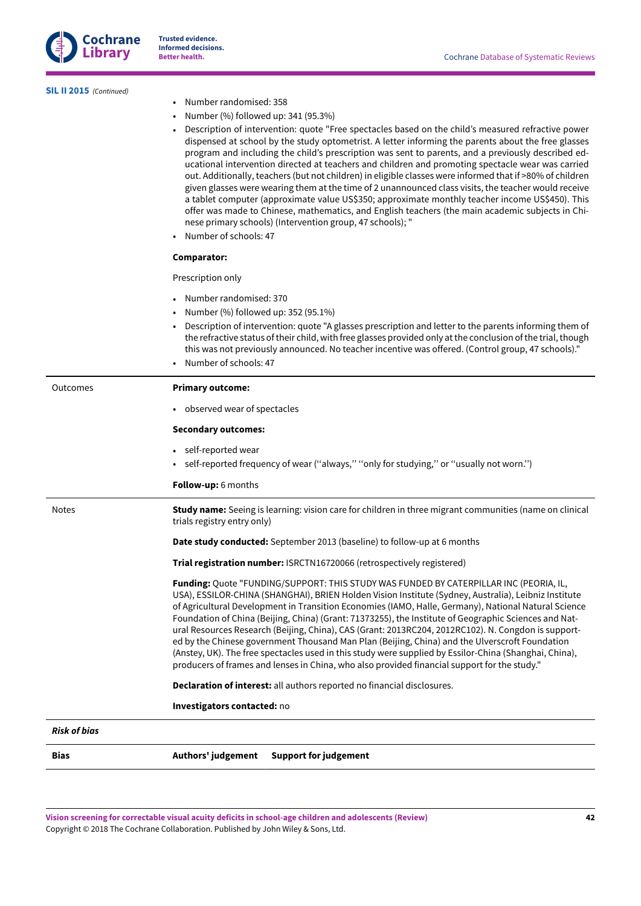**SIL II 2015** *(Continued)*

| | |
|---|---|
| | • Number randomised: 358<br>• Number (%) followed up: 341 (95.3%)<br>• Description of intervention: quote "Free spectacles based on the child's measured refractive power dispensed at school by the study optometrist. A letter informing the parents about the free glasses program and including the child's prescription was sent to parents, and a previously described educational intervention directed at teachers and children and promoting spectacle wear was carried out. Additionally, teachers (but not children) in eligible classes were informed that if >80% of children given glasses were wearing them at the time of 2 unannounced class visits, the teacher would receive a tablet computer (approximate value US$350; approximate monthly teacher income US$450). This offer was made to Chinese, mathematics, and English teachers (the main academic subjects in Chinese primary schools) (Intervention group, 47 schools); "<br>• Number of schools: 47<br><br>**Comparator:**<br><br>Prescription only<br><br>• Number randomised: 370<br>• Number (%) followed up: 352 (95.1%)<br>• Description of intervention: quote "A glasses prescription and letter to the parents informing them of the refractive status of their child, with free glasses provided only at the conclusion of the trial, though this was not previously announced. No teacher incentive was offered. (Control group, 47 schools)."<br>• Number of schools: 47 |
| Outcomes | **Primary outcome:**<br><br>• observed wear of spectacles<br><br>**Secondary outcomes:**<br><br>• self-reported wear<br>• self-reported frequency of wear (''always,'' ''only for studying,'' or ''usually not worn.'')<br><br>**Follow-up:** 6 months |
| Notes | **Study name:** Seeing is learning: vision care for children in three migrant communities (name on clinical trials registry entry only)<br><br>**Date study conducted:** September 2013 (baseline) to follow-up at 6 months<br><br>**Trial registration number:** ISRCTN16720066 (retrospectively registered)<br><br>**Funding:** Quote "FUNDING/SUPPORT: THIS STUDY WAS FUNDED BY CATERPILLAR INC (PEORIA, IL, USA), ESSILOR-CHINA (SHANGHAI), BRIEN Holden Vision Institute (Sydney, Australia), Leibniz Institute of Agricultural Development in Transition Economies (IAMO, Halle, Germany), National Natural Science Foundation of China (Beijing, China) (Grant: 71373255), the Institute of Geographic Sciences and Natural Resources Research (Beijing, China), CAS (Grant: 2013RC204, 2012RC102). N. Congdon is supported by the Chinese government Thousand Man Plan (Beijing, China) and the Ulverscroft Foundation (Anstey, UK). The free spectacles used in this study were supplied by Essilor-China (Shanghai, China), producers of frames and lenses in China, who also provided financial support for the study."<br><br>**Declaration of interest:** all authors reported no financial disclosures.<br><br>**Investigators contacted:** no |

***Risk of bias***

| **Bias** | **Authors' judgement** | **Support for judgement** |
|---|---|---|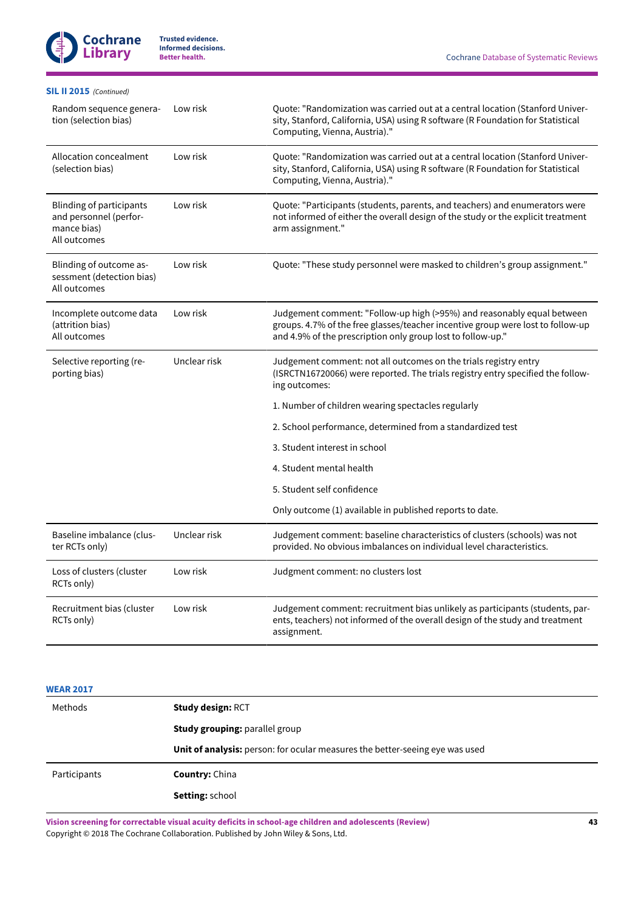**SIL II 2015** *(Continued)*

| | | |
|---|---|---|
| Random sequence generation (selection bias) | Low risk | Quote: "Randomization was carried out at a central location (Stanford University, Stanford, California, USA) using R software (R Foundation for Statistical Computing, Vienna, Austria)." |
| Allocation concealment (selection bias) | Low risk | Quote: "Randomization was carried out at a central location (Stanford University, Stanford, California, USA) using R software (R Foundation for Statistical Computing, Vienna, Austria)." |
| Blinding of participants and personnel (performance bias) All outcomes | Low risk | Quote: "Participants (students, parents, and teachers) and enumerators were not informed of either the overall design of the study or the explicit treatment arm assignment." |
| Blinding of outcome assessment (detection bias) All outcomes | Low risk | Quote: "These study personnel were masked to children's group assignment." |
| Incomplete outcome data (attrition bias) All outcomes | Low risk | Judgement comment: "Follow-up high (>95%) and reasonably equal between groups. 4.7% of the free glasses/teacher incentive group were lost to follow-up and 4.9% of the prescription only group lost to follow-up." |
| Selective reporting (reporting bias) | Unclear risk | Judgement comment: not all outcomes on the trials registry entry (ISRCTN16720066) were reported. The trials registry entry specified the following outcomes:<br><br>1. Number of children wearing spectacles regularly<br><br>2. School performance, determined from a standardized test<br><br>3. Student interest in school<br><br>4. Student mental health<br><br>5. Student self confidence<br><br>Only outcome (1) available in published reports to date. |
| Baseline imbalance (cluster RCTs only) | Unclear risk | Judgement comment: baseline characteristics of clusters (schools) was not provided. No obvious imbalances on individual level characteristics. |
| Loss of clusters (cluster RCTs only) | Low risk | Judgment comment: no clusters lost |
| Recruitment bias (cluster RCTs only) | Low risk | Judgement comment: recruitment bias unlikely as participants (students, parents, teachers) not informed of the overall design of the study and treatment assignment. |

**WEAR 2017**

| | |
|---|---|
| Methods | **Study design:** RCT<br><br>**Study grouping:** parallel group<br><br>**Unit of analysis:** person: for ocular measures the better-seeing eye was used |
| Participants | **Country:** China<br><br>**Setting:** school |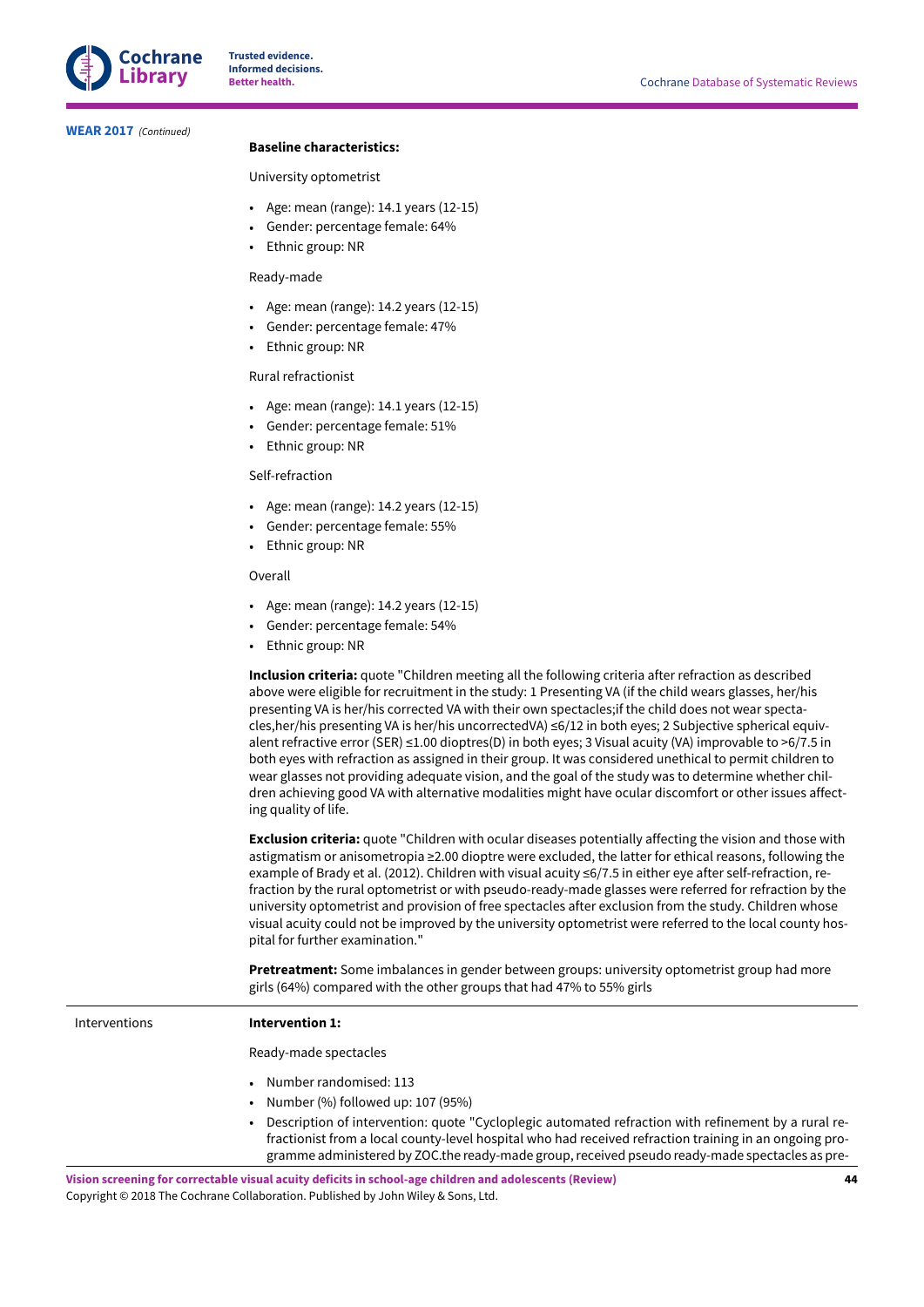**WEAR 2017** *(Continued)*

| | |
|---|---|
| | **Baseline characteristics:**<br><br>University optometrist<br><br>• Age: mean (range): 14.1 years (12-15)<br>• Gender: percentage female: 64%<br>• Ethnic group: NR<br><br>Ready-made<br><br>• Age: mean (range): 14.2 years (12-15)<br>• Gender: percentage female: 47%<br>• Ethnic group: NR<br><br>Rural refractionist<br><br>• Age: mean (range): 14.1 years (12-15)<br>• Gender: percentage female: 51%<br>• Ethnic group: NR<br><br>Self-refraction<br><br>• Age: mean (range): 14.2 years (12-15)<br>• Gender: percentage female: 55%<br>• Ethnic group: NR<br><br>Overall<br><br>• Age: mean (range): 14.2 years (12-15)<br>• Gender: percentage female: 54%<br>• Ethnic group: NR<br><br>**Inclusion criteria:** quote "Children meeting all the following criteria after refraction as described above were eligible for recruitment in the study: 1 Presenting VA (if the child wears glasses, her/his presenting VA is her/his corrected VA with their own spectacles;if the child does not wear spectacles,her/his presenting VA is her/his uncorrectedVA) ≤6/12 in both eyes; 2 Subjective spherical equivalent refractive error (SER) ≤1.00 dioptres(D) in both eyes; 3 Visual acuity (VA) improvable to >6/7.5 in both eyes with refraction as assigned in their group. It was considered unethical to permit children to wear glasses not providing adequate vision, and the goal of the study was to determine whether children achieving good VA with alternative modalities might have ocular discomfort or other issues affecting quality of life.<br><br>**Exclusion criteria:** quote "Children with ocular diseases potentially affecting the vision and those with astigmatism or anisometropia ≥2.00 dioptre were excluded, the latter for ethical reasons, following the example of Brady et al. (2012). Children with visual acuity ≤6/7.5 in either eye after self-refraction, refraction by the rural optometrist or with pseudo-ready-made glasses were referred for refraction by the university optometrist and provision of free spectacles after exclusion from the study. Children whose visual acuity could not be improved by the university optometrist were referred to the local county hospital for further examination."<br><br>**Pretreatment:** Some imbalances in gender between groups: university optometrist group had more girls (64%) compared with the other groups that had 47% to 55% girls |
| Interventions | **Intervention 1:**<br><br>Ready-made spectacles<br><br>• Number randomised: 113<br>• Number (%) followed up: 107 (95%)<br>• Description of intervention: quote "Cycloplegic automated refraction with refinement by a rural refractionist from a local county-level hospital who had received refraction training in an ongoing programme administered by ZOC.the ready-made group, received pseudo ready-made spectacles as pre- |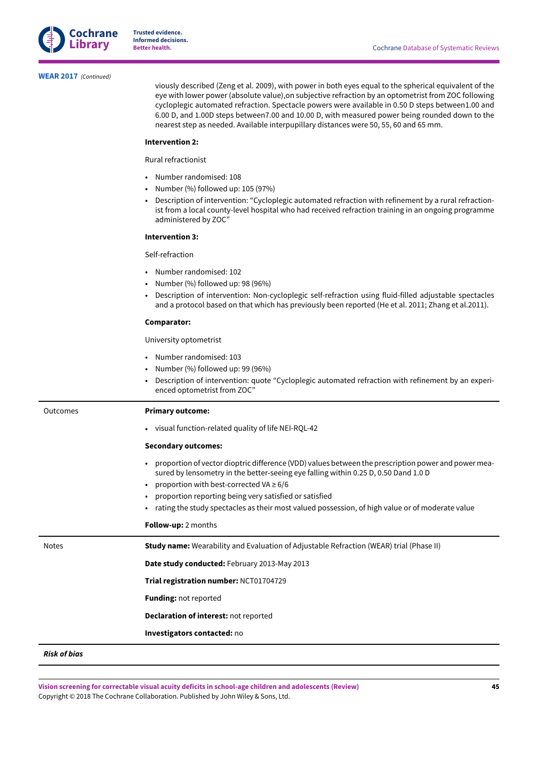**WEAR 2017** *(Continued)*

| | |
|---|---|
| | viously described (Zeng et al. 2009), with power in both eyes equal to the spherical equivalent of the eye with lower power (absolute value),on subjective refraction by an optometrist from ZOC following cycloplegic automated refraction. Spectacle powers were available in 0.50 D steps between1.00 and 6.00 D, and 1.00D steps between7.00 and 10.00 D, with measured power being rounded down to the nearest step as needed. Available interpupillary distances were 50, 55, 60 and 65 mm.<br><br>**Intervention 2:**<br><br>Rural refractionist<br><br>• Number randomised: 108<br>• Number (%) followed up: 105 (97%)<br>• Description of intervention: "Cycloplegic automated refraction with refinement by a rural refractionist from a local county-level hospital who had received refraction training in an ongoing programme administered by ZOC"<br><br>**Intervention 3:**<br><br>Self-refraction<br><br>• Number randomised: 102<br>• Number (%) followed up: 98 (96%)<br>• Description of intervention: Non-cycloplegic self-refraction using fluid-filled adjustable spectacles and a protocol based on that which has previously been reported (He et al. 2011; Zhang et al.2011).<br><br>**Comparator:**<br><br>University optometrist<br><br>• Number randomised: 103<br>• Number (%) followed up: 99 (96%)<br>• Description of intervention: quote "Cycloplegic automated refraction with refinement by an experienced optometrist from ZOC" |
| Outcomes | **Primary outcome:**<br><br>• visual function-related quality of life NEI-RQL-42<br><br>**Secondary outcomes:**<br><br>• proportion of vector dioptric difference (VDD) values between the prescription power and power measured by lensometry in the better-seeing eye falling within 0.25 D, 0.50 Dand 1.0 D<br>• proportion with best-corrected VA ≥ 6/6<br>• proportion reporting being very satisfied or satisfied<br>• rating the study spectacles as their most valued possession, of high value or of moderate value<br><br>**Follow-up:** 2 months |
| Notes | **Study name:** Wearability and Evaluation of Adjustable Refraction (WEAR) trial (Phase II)<br><br>**Date study conducted:** February 2013-May 2013<br><br>**Trial registration number:** NCT01704729<br><br>**Funding:** not reported<br><br>**Declaration of interest:** not reported<br><br>**Investigators contacted:** no |

***Risk of bias***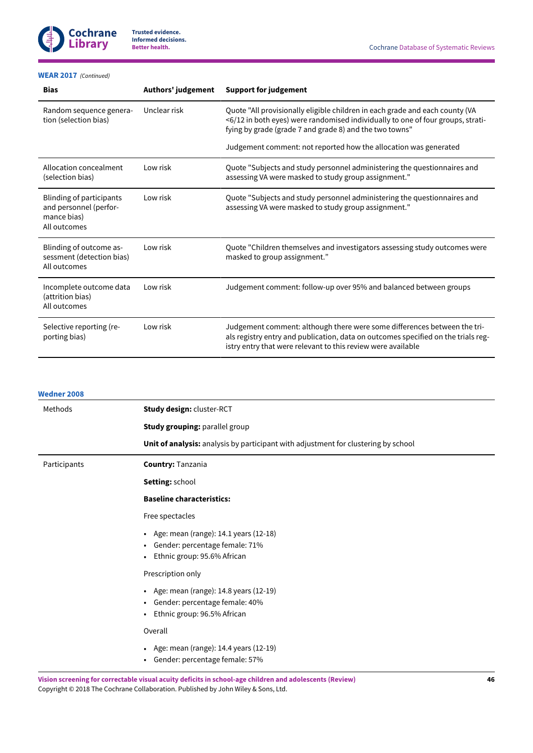**WEAR 2017** *(Continued)*

| Bias | Authors' judgement | Support for judgement |
|---|---|---|
| Random sequence generation (selection bias) | Unclear risk | Quote "All provisionally eligible children in each grade and each county (VA <6/12 in both eyes) were randomised individually to one of four groups, stratifying by grade (grade 7 and grade 8) and the two towns"<br><br>Judgement comment: not reported how the allocation was generated |
| Allocation concealment (selection bias) | Low risk | Quote "Subjects and study personnel administering the questionnaires and assessing VA were masked to study group assignment." |
| Blinding of participants and personnel (performance bias)<br>All outcomes | Low risk | Quote "Subjects and study personnel administering the questionnaires and assessing VA were masked to study group assignment." |
| Blinding of outcome assessment (detection bias)<br>All outcomes | Low risk | Quote "Children themselves and investigators assessing study outcomes were masked to group assignment." |
| Incomplete outcome data (attrition bias)<br>All outcomes | Low risk | Judgement comment: follow-up over 95% and balanced between groups |
| Selective reporting (reporting bias) | Low risk | Judgement comment: although there were some differences between the trials registry entry and publication, data on outcomes specified on the trials registry entry that were relevant to this review were available |

**Wedner 2008**

| | |
|---|---|
| Methods | **Study design:** cluster-RCT<br><br>**Study grouping:** parallel group<br><br>**Unit of analysis:** analysis by participant with adjustment for clustering by school |
| Participants | **Country:** Tanzania<br><br>**Setting:** school<br><br>**Baseline characteristics:**<br><br>Free spectacles<br><br>• Age: mean (range): 14.1 years (12-18)<br>• Gender: percentage female: 71%<br>• Ethnic group: 95.6% African<br><br>Prescription only<br><br>• Age: mean (range): 14.8 years (12-19)<br>• Gender: percentage female: 40%<br>• Ethnic group: 96.5% African<br><br>Overall<br><br>• Age: mean (range): 14.4 years (12-19)<br>• Gender: percentage female: 57% |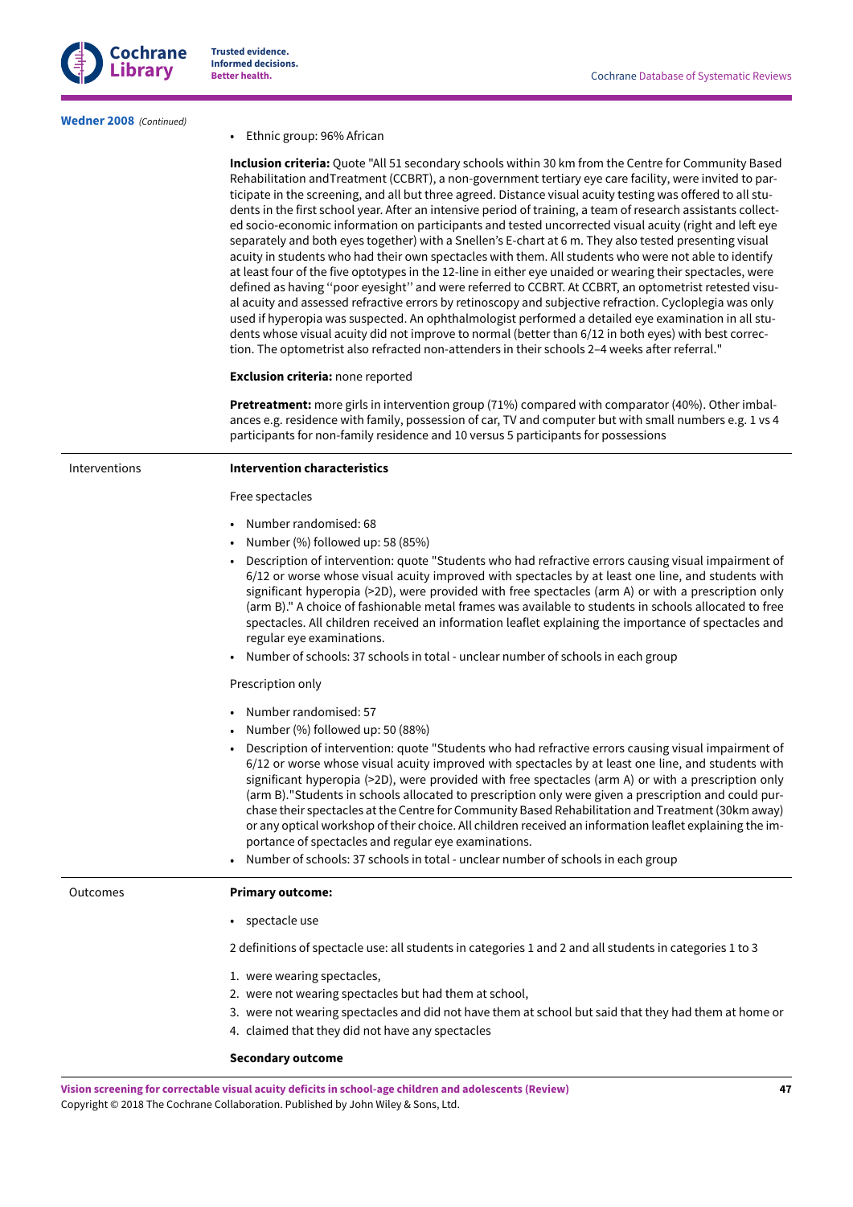**Wedner 2008** *(Continued)*

| | |
|---|---|
| | • Ethnic group: 96% African<br><br>**Inclusion criteria:** Quote "All 51 secondary schools within 30 km from the Centre for Community Based Rehabilitation andTreatment (CCBRT), a non-government tertiary eye care facility, were invited to participate in the screening, and all but three agreed. Distance visual acuity testing was offered to all students in the first school year. After an intensive period of training, a team of research assistants collected socio-economic information on participants and tested uncorrected visual acuity (right and left eye separately and both eyes together) with a Snellen's E-chart at 6 m. They also tested presenting visual acuity in students who had their own spectacles with them. All students who were not able to identify at least four of the five optotypes in the 12-line in either eye unaided or wearing their spectacles, were defined as having ''poor eyesight'' and were referred to CCBRT. At CCBRT, an optometrist retested visual acuity and assessed refractive errors by retinoscopy and subjective refraction. Cycloplegia was only used if hyperopia was suspected. An ophthalmologist performed a detailed eye examination in all students whose visual acuity did not improve to normal (better than 6/12 in both eyes) with best correction. The optometrist also refracted non-attenders in their schools 2–4 weeks after referral."<br><br>**Exclusion criteria:** none reported<br><br>**Pretreatment:** more girls in intervention group (71%) compared with comparator (40%). Other imbalances e.g. residence with family, possession of car, TV and computer but with small numbers e.g. 1 vs 4 participants for non-family residence and 10 versus 5 participants for possessions |
| Interventions | **Intervention characteristics**<br><br>Free spectacles<br><br>• Number randomised: 68<br>• Number (%) followed up: 58 (85%)<br>• Description of intervention: quote "Students who had refractive errors causing visual impairment of 6/12 or worse whose visual acuity improved with spectacles by at least one line, and students with significant hyperopia (>2D), were provided with free spectacles (arm A) or with a prescription only (arm B)." A choice of fashionable metal frames was available to students in schools allocated to free spectacles. All children received an information leaflet explaining the importance of spectacles and regular eye examinations.<br>• Number of schools: 37 schools in total - unclear number of schools in each group<br><br>Prescription only<br><br>• Number randomised: 57<br>• Number (%) followed up: 50 (88%)<br>• Description of intervention: quote "Students who had refractive errors causing visual impairment of 6/12 or worse whose visual acuity improved with spectacles by at least one line, and students with significant hyperopia (>2D), were provided with free spectacles (arm A) or with a prescription only (arm B)."Students in schools allocated to prescription only were given a prescription and could purchase their spectacles at the Centre for Community Based Rehabilitation and Treatment (30km away) or any optical workshop of their choice. All children received an information leaflet explaining the importance of spectacles and regular eye examinations.<br>• Number of schools: 37 schools in total - unclear number of schools in each group |
| Outcomes | **Primary outcome:**<br><br>• spectacle use<br><br>2 definitions of spectacle use: all students in categories 1 and 2 and all students in categories 1 to 3<br><br>1. were wearing spectacles,<br>2. were not wearing spectacles but had them at school,<br>3. were not wearing spectacles and did not have them at school but said that they had them at home or<br>4. claimed that they did not have any spectacles<br><br>**Secondary outcome** |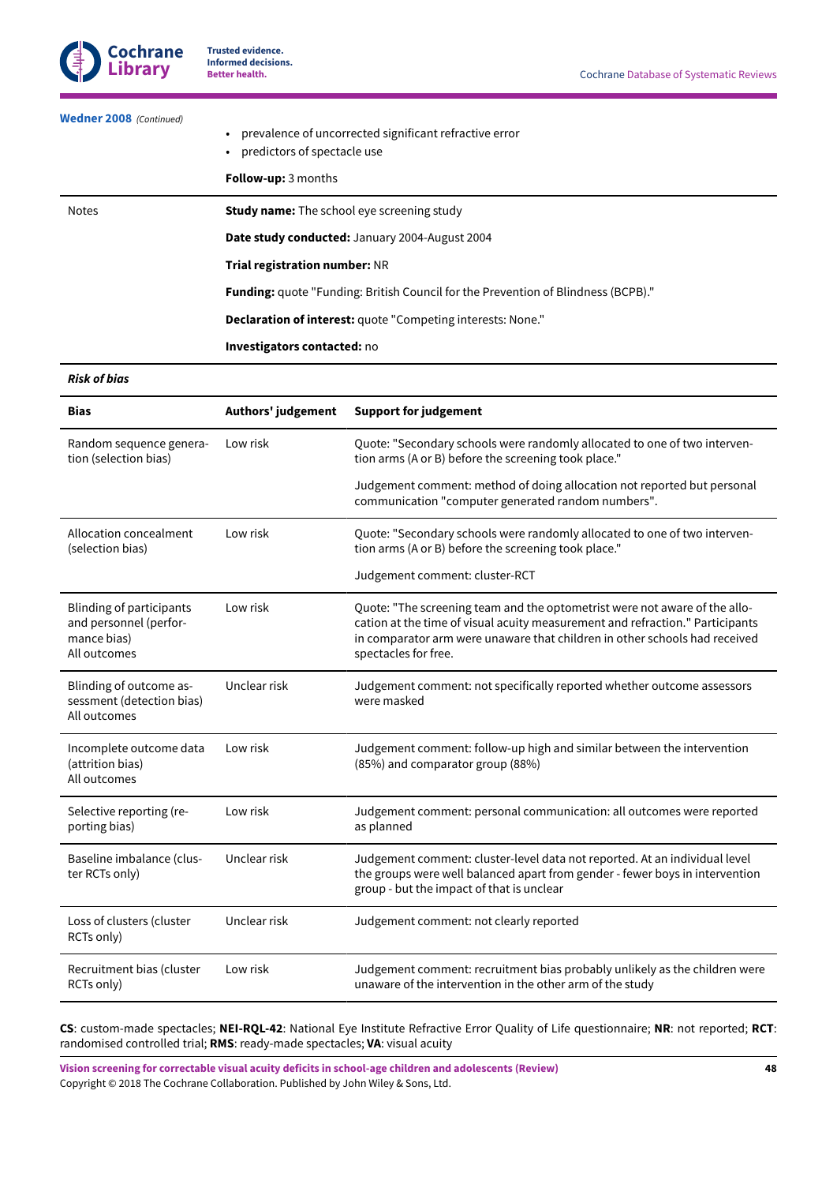**Wedner 2008** *(Continued)*

- prevalence of uncorrected significant refractive error
- predictors of spectacle use

**Follow-up:** 3 months

| | |
|---|---|
| Notes | **Study name:** The school eye screening study<br><br>**Date study conducted:** January 2004-August 2004<br><br>**Trial registration number:** NR<br><br>**Funding:** quote "Funding: British Council for the Prevention of Blindness (BCPB)."<br><br>**Declaration of interest:** quote "Competing interests: None."<br><br>**Investigators contacted:** no |

***Risk of bias***

| Bias | Authors' judgement | Support for judgement |
|---|---|---|
| Random sequence generation (selection bias) | Low risk | Quote: "Secondary schools were randomly allocated to one of two intervention arms (A or B) before the screening took place."<br><br>Judgement comment: method of doing allocation not reported but personal communication "computer generated random numbers". |
| Allocation concealment (selection bias) | Low risk | Quote: "Secondary schools were randomly allocated to one of two intervention arms (A or B) before the screening took place."<br><br>Judgement comment: cluster-RCT |
| Blinding of participants and personnel (performance bias)<br>All outcomes | Low risk | Quote: "The screening team and the optometrist were not aware of the allocation at the time of visual acuity measurement and refraction." Participants in comparator arm were unaware that children in other schools had received spectacles for free. |
| Blinding of outcome assessment (detection bias)<br>All outcomes | Unclear risk | Judgement comment: not specifically reported whether outcome assessors were masked |
| Incomplete outcome data (attrition bias)<br>All outcomes | Low risk | Judgement comment: follow-up high and similar between the intervention (85%) and comparator group (88%) |
| Selective reporting (reporting bias) | Low risk | Judgement comment: personal communication: all outcomes were reported as planned |
| Baseline imbalance (cluster RCTs only) | Unclear risk | Judgement comment: cluster-level data not reported. At an individual level the groups were well balanced apart from gender - fewer boys in intervention group - but the impact of that is unclear |
| Loss of clusters (cluster RCTs only) | Unclear risk | Judgement comment: not clearly reported |
| Recruitment bias (cluster RCTs only) | Low risk | Judgement comment: recruitment bias probably unlikely as the children were unaware of the intervention in the other arm of the study |

**CS**: custom-made spectacles; **NEI-RQL-42**: National Eye Institute Refractive Error Quality of Life questionnaire; **NR**: not reported; **RCT**: randomised controlled trial; **RMS**: ready-made spectacles; **VA**: visual acuity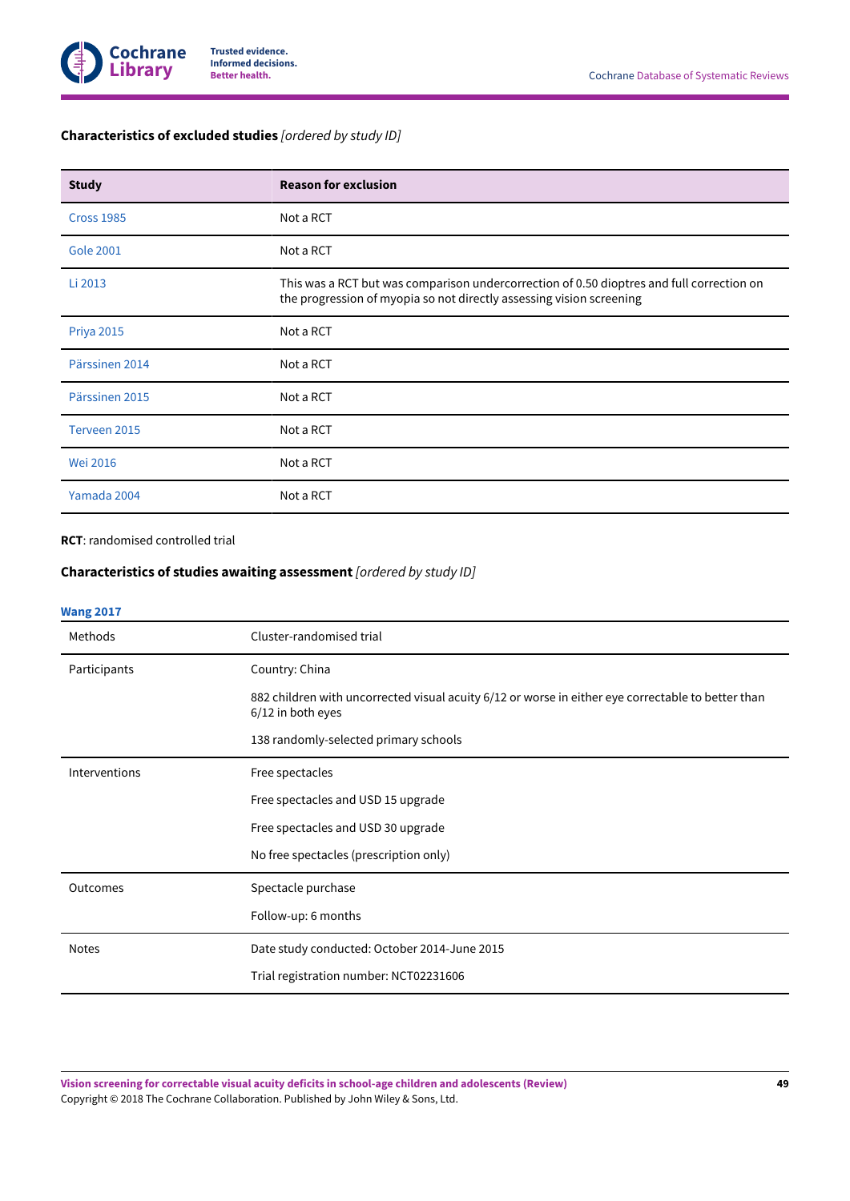### **Characteristics of excluded studies** *[ordered by study ID]*

| Study | Reason for exclusion |
|---|---|
| Cross 1985 | Not a RCT |
| Gole 2001 | Not a RCT |
| Li 2013 | This was a RCT but was comparison undercorrection of 0.50 dioptres and full correction on the progression of myopia so not directly assessing vision screening |
| Priya 2015 | Not a RCT |
| Pärssinen 2014 | Not a RCT |
| Pärssinen 2015 | Not a RCT |
| Terveen 2015 | Not a RCT |
| Wei 2016 | Not a RCT |
| Yamada 2004 | Not a RCT |

**RCT**: randomised controlled trial

### **Characteristics of studies awaiting assessment** *[ordered by study ID]*

**Wang 2017**

| | |
|---|---|
| Methods | Cluster-randomised trial |
| Participants | Country: China<br><br>882 children with uncorrected visual acuity 6/12 or worse in either eye correctable to better than 6/12 in both eyes<br><br>138 randomly-selected primary schools |
| Interventions | Free spectacles<br><br>Free spectacles and USD 15 upgrade<br><br>Free spectacles and USD 30 upgrade<br><br>No free spectacles (prescription only) |
| Outcomes | Spectacle purchase<br><br>Follow-up: 6 months |
| Notes | Date study conducted: October 2014-June 2015<br><br>Trial registration number: NCT02231606 |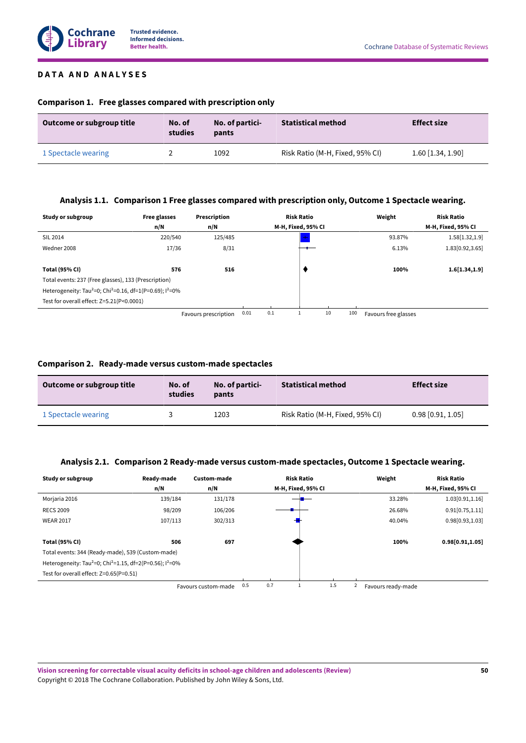## DATA AND ANALYSES

### Comparison 1. Free glasses compared with prescription only

| Outcome or subgroup title | No. of studies | No. of participants | Statistical method | Effect size |
|---|---|---|---|---|
| 1 Spectacle wearing | 2 | 1092 | Risk Ratio (M-H, Fixed, 95% CI) | 1.60 [1.34, 1.90] |

### Analysis 1.1. Comparison 1 Free glasses compared with prescription only, Outcome 1 Spectacle wearing.

| Study or subgroup | Free glasses n/N | Prescription n/N | Risk Ratio M-H, Fixed, 95% CI | Weight | Risk Ratio M-H, Fixed, 95% CI |
|---|---|---|---|---|---|
| SIL 2014 | 220/540 | 125/485 | | 93.87% | 1.58[1.32,1.9] |
| Wedner 2008 | 17/36 | 8/31 | | 6.13% | 1.83[0.92,3.65] |
| **Total (95% CI)** | **576** | **516** | | **100%** | **1.6[1.34,1.9]** |
| Total events: 237 (Free glasses), 133 (Prescription) | | | | | |
| Heterogeneity: $Tau^2=0$; $Chi^2=0.16$, df=1(P=0.69); $I^2=0\%$ | | | | | |
| Test for overall effect: Z=5.21(P<0.0001) | | | | | |

Favours prescription 0.01 0.1 1 10 100 Favours free glasses

### Comparison 2. Ready-made versus custom-made spectacles

| Outcome or subgroup title | No. of studies | No. of participants | Statistical method | Effect size |
|---|---|---|---|---|
| 1 Spectacle wearing | 3 | 1203 | Risk Ratio (M-H, Fixed, 95% CI) | 0.98 [0.91, 1.05] |

### Analysis 2.1. Comparison 2 Ready-made versus custom-made spectacles, Outcome 1 Spectacle wearing.

| Study or subgroup | Ready-made n/N | Custom-made n/N | Risk Ratio M-H, Fixed, 95% CI | Weight | Risk Ratio M-H, Fixed, 95% CI |
|---|---|---|---|---|---|
| Morjaria 2016 | 139/184 | 131/178 | | 33.28% | 1.03[0.91,1.16] |
| RECS 2009 | 98/209 | 106/206 | | 26.68% | 0.91[0.75,1.11] |
| WEAR 2017 | 107/113 | 302/313 | | 40.04% | 0.98[0.93,1.03] |
| **Total (95% CI)** | **506** | **697** | | **100%** | **0.98[0.91,1.05]** |
| Total events: 344 (Ready-made), 539 (Custom-made) | | | | | |
| Heterogeneity: $Tau^2=0$; $Chi^2=1.15$, df=2(P=0.56); $I^2=0\%$ | | | | | |
| Test for overall effect: Z=0.65(P=0.51) | | | | | |

Favours custom-made 0.5 0.7 1 1.5 2 Favours ready-made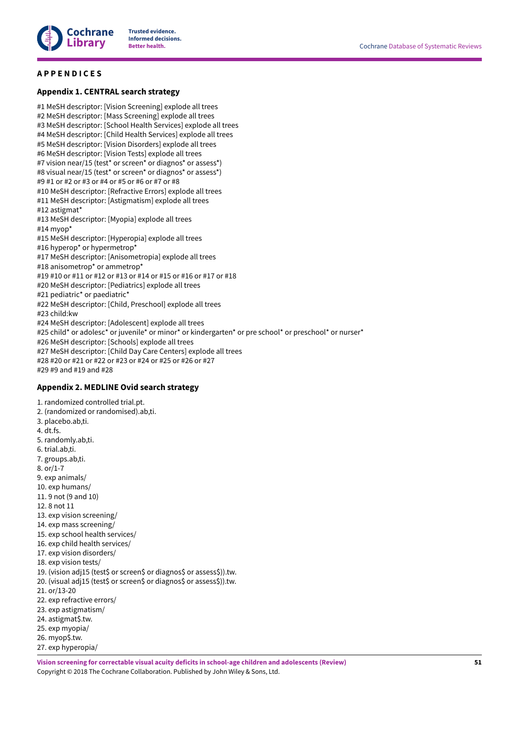## APPENDICES

### Appendix 1. CENTRAL search strategy

#1 MeSH descriptor: [Vision Screening] explode all trees
#2 MeSH descriptor: [Mass Screening] explode all trees
#3 MeSH descriptor: [School Health Services] explode all trees
#4 MeSH descriptor: [Child Health Services] explode all trees
#5 MeSH descriptor: [Vision Disorders] explode all trees
#6 MeSH descriptor: [Vision Tests] explode all trees
#7 vision near/15 (test* or screen* or diagnos* or assess*)
#8 visual near/15 (test* or screen* or diagnos* or assess*)
#9 #1 or #2 or #3 or #4 or #5 or #6 or #7 or #8
#10 MeSH descriptor: [Refractive Errors] explode all trees
#11 MeSH descriptor: [Astigmatism] explode all trees
#12 astigmat*
#13 MeSH descriptor: [Myopia] explode all trees
#14 myop*
#15 MeSH descriptor: [Hyperopia] explode all trees
#16 hyperop* or hypermetrop*
#17 MeSH descriptor: [Anisometropia] explode all trees
#18 anisometrop* or ammetrop*
#19 #10 or #11 or #12 or #13 or #14 or #15 or #16 or #17 or #18
#20 MeSH descriptor: [Pediatrics] explode all trees
#21 pediatric* or paediatric*
#22 MeSH descriptor: [Child, Preschool] explode all trees
#23 child:kw
#24 MeSH descriptor: [Adolescent] explode all trees
#25 child* or adolesc* or juvenile* or minor* or kindergarten* or pre school* or preschool* or nurser*
#26 MeSH descriptor: [Schools] explode all trees
#27 MeSH descriptor: [Child Day Care Centers] explode all trees
#28 #20 or #21 or #22 or #23 or #24 or #25 or #26 or #27
#29 #9 and #19 and #28

### Appendix 2. MEDLINE Ovid search strategy

1. randomized controlled trial.pt.
2. (randomized or randomised).ab,ti.
3. placebo.ab,ti.
4. dt.fs.
5. randomly.ab,ti.
6. trial.ab,ti.
7. groups.ab,ti.
8. or/1-7
9. exp animals/
10. exp humans/
11. 9 not (9 and 10)
12. 8 not 11
13. exp vision screening/
14. exp mass screening/
15. exp school health services/
16. exp child health services/
17. exp vision disorders/
18. exp vision tests/
19. (vision adj15 (test$ or screen$ or diagnos$ or assess$)).tw.
20. (visual adj15 (test$ or screen$ or diagnos$ or assess$)).tw.
21. or/13-20
22. exp refractive errors/
23. exp astigmatism/
24. astigmat$.tw.
25. exp myopia/
26. myop$.tw.
27. exp hyperopia/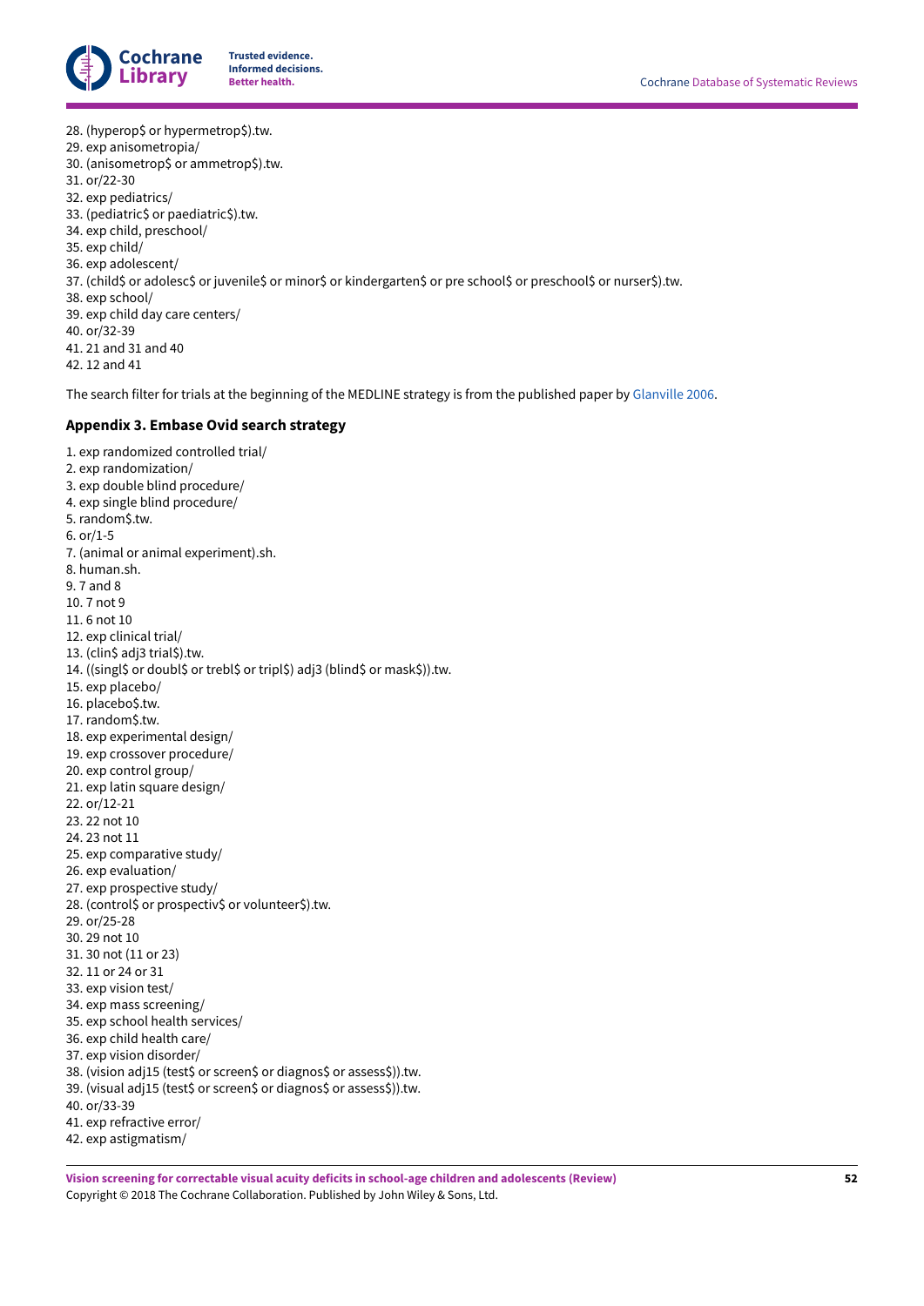28. (hyperop$ or hypermetrop$).tw.
29. exp anisometropia/
30. (anisometrop$ or ammetrop$).tw.
31. or/22-30
32. exp pediatrics/
33. (pediatric$ or paediatric$).tw.
34. exp child, preschool/
35. exp child/
36. exp adolescent/
37. (child$ or adolesc$ or juvenile$ or minor$ or kindergarten$ or pre school$ or preschool$ or nurser$).tw.
38. exp school/
39. exp child day care centers/
40. or/32-39
41. 21 and 31 and 40
42. 12 and 41

The search filter for trials at the beginning of the MEDLINE strategy is from the published paper by Glanville 2006.

### Appendix 3. Embase Ovid search strategy

1. exp randomized controlled trial/
2. exp randomization/
3. exp double blind procedure/
4. exp single blind procedure/
5. random$.tw.
6. or/1-5
7. (animal or animal experiment).sh.
8. human.sh.
9. 7 and 8
10. 7 not 9
11. 6 not 10
12. exp clinical trial/
13. (clin$ adj3 trial$).tw.
14. ((singl$ or doubl$ or trebl$ or tripl$) adj3 (blind$ or mask$)).tw.
15. exp placebo/
16. placebo$.tw.
17. random$.tw.
18. exp experimental design/
19. exp crossover procedure/
20. exp control group/
21. exp latin square design/
22. or/12-21
23. 22 not 10
24. 23 not 11
25. exp comparative study/
26. exp evaluation/
27. exp prospective study/
28. (control$ or prospectiv$ or volunteer$).tw.
29. or/25-28
30. 29 not 10
31. 30 not (11 or 23)
32. 11 or 24 or 31
33. exp vision test/
34. exp mass screening/
35. exp school health services/
36. exp child health care/
37. exp vision disorder/
38. (vision adj15 (test$ or screen$ or diagnos$ or assess$)).tw.
39. (visual adj15 (test$ or screen$ or diagnos$ or assess$)).tw.
40. or/33-39
41. exp refractive error/
42. exp astigmatism/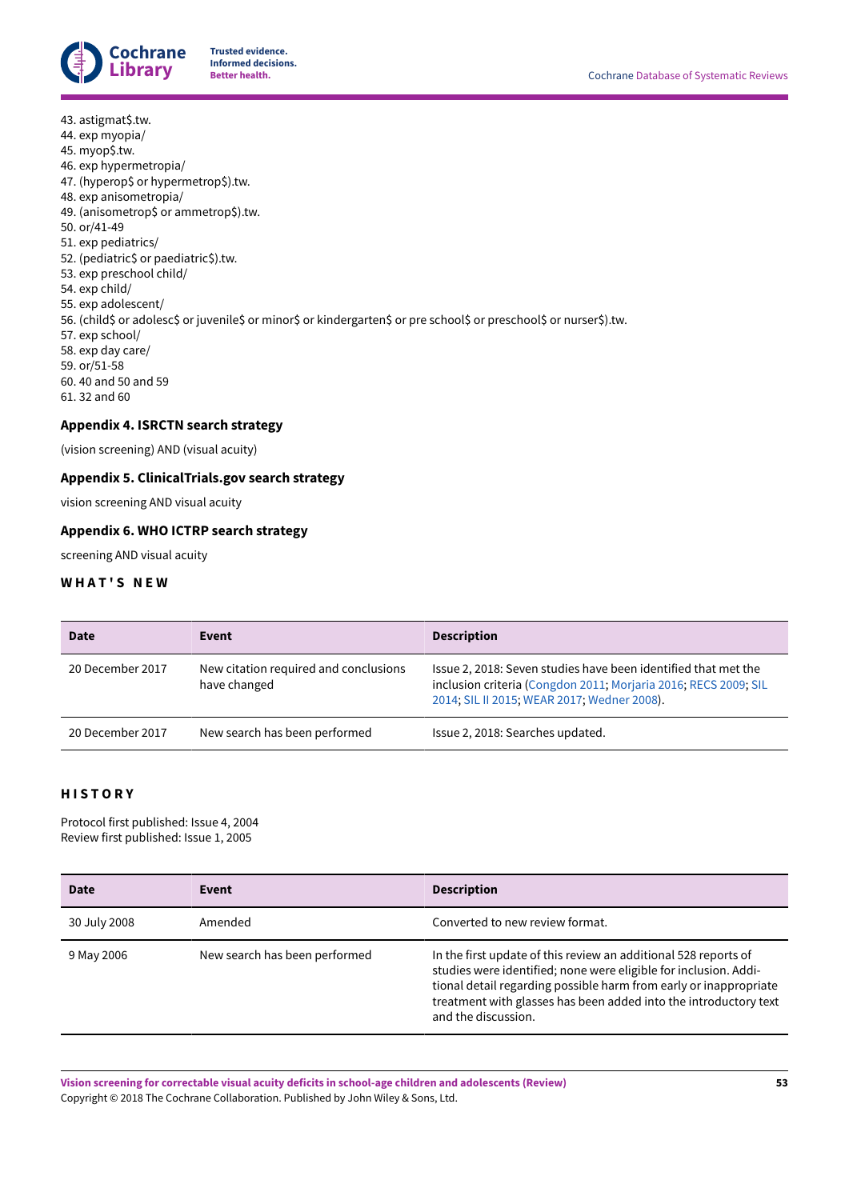43. astigmat$.tw.
44. exp myopia/
45. myop$.tw.
46. exp hypermetropia/
47. (hyperop$ or hypermetrop$).tw.
48. exp anisometropia/
49. (anisometrop$ or ammetrop$).tw.
50. or/41-49
51. exp pediatrics/
52. (pediatric$ or paediatric$).tw.
53. exp preschool child/
54. exp child/
55. exp adolescent/
56. (child$ or adolesc$ or juvenile$ or minor$ or kindergarten$ or pre school$ or preschool$ or nurser$).tw.
57. exp school/
58. exp day care/
59. or/51-58
60. 40 and 50 and 59
61. 32 and 60

### Appendix 4. ISRCTN search strategy

(vision screening) AND (visual acuity)

### Appendix 5. ClinicalTrials.gov search strategy

vision screening AND visual acuity

### Appendix 6. WHO ICTRP search strategy

screening AND visual acuity

## WHAT'S NEW

| Date | Event | Description |
|---|---|---|
| 20 December 2017 | New citation required and conclusions have changed | Issue 2, 2018: Seven studies have been identified that met the inclusion criteria (Congdon 2011; Morjaria 2016; RECS 2009; SIL 2014; SIL II 2015; WEAR 2017; Wedner 2008). |
| 20 December 2017 | New search has been performed | Issue 2, 2018: Searches updated. |

## HISTORY

Protocol first published: Issue 4, 2004
Review first published: Issue 1, 2005

| Date | Event | Description |
|---|---|---|
| 30 July 2008 | Amended | Converted to new review format. |
| 9 May 2006 | New search has been performed | In the first update of this review an additional 528 reports of studies were identified; none were eligible for inclusion. Additional detail regarding possible harm from early or inappropriate treatment with glasses has been added into the introductory text and the discussion. |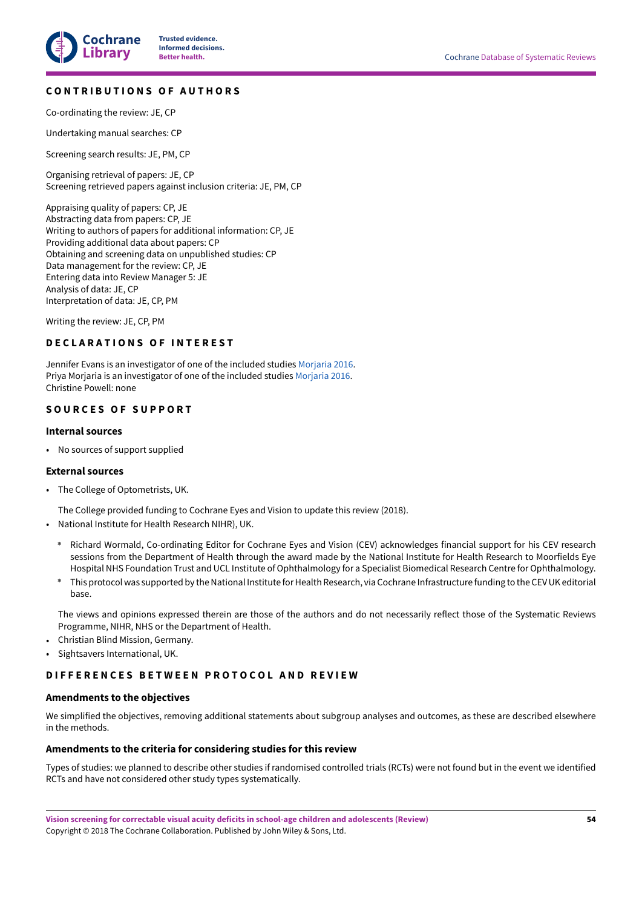## CONTRIBUTIONS OF AUTHORS

Co-ordinating the review: JE, CP

Undertaking manual searches: CP

Screening search results: JE, PM, CP

Organising retrieval of papers: JE, CP
Screening retrieved papers against inclusion criteria: JE, PM, CP

Appraising quality of papers: CP, JE
Abstracting data from papers: CP, JE
Writing to authors of papers for additional information: CP, JE
Providing additional data about papers: CP
Obtaining and screening data on unpublished studies: CP
Data management for the review: CP, JE
Entering data into Review Manager 5: JE
Analysis of data: JE, CP
Interpretation of data: JE, CP, PM

Writing the review: JE, CP, PM

## DECLARATIONS OF INTEREST

Jennifer Evans is an investigator of one of the included studies Morjaria 2016.
Priya Morjaria is an investigator of one of the included studies Morjaria 2016.
Christine Powell: none

## SOURCES OF SUPPORT

### Internal sources

- No sources of support supplied

### External sources

- The College of Optometrists, UK.

  The College provided funding to Cochrane Eyes and Vision to update this review (2018).
- National Institute for Health Research NIHR), UK.
  - Richard Wormald, Co-ordinating Editor for Cochrane Eyes and Vision (CEV) acknowledges financial support for his CEV research sessions from the Department of Health through the award made by the National Institute for Health Research to Moorfields Eye Hospital NHS Foundation Trust and UCL Institute of Ophthalmology for a Specialist Biomedical Research Centre for Ophthalmology.
  - This protocol was supported by the National Institute for Health Research, via Cochrane Infrastructure funding to the CEV UK editorial base.

  The views and opinions expressed therein are those of the authors and do not necessarily reflect those of the Systematic Reviews Programme, NIHR, NHS or the Department of Health.
- Christian Blind Mission, Germany.
- Sightsavers International, UK.

## DIFFERENCES BETWEEN PROTOCOL AND REVIEW

### Amendments to the objectives

We simplified the objectives, removing additional statements about subgroup analyses and outcomes, as these are described elsewhere in the methods.

### Amendments to the criteria for considering studies for this review

Types of studies: we planned to describe other studies if randomised controlled trials (RCTs) were not found but in the event we identified RCTs and have not considered other study types systematically.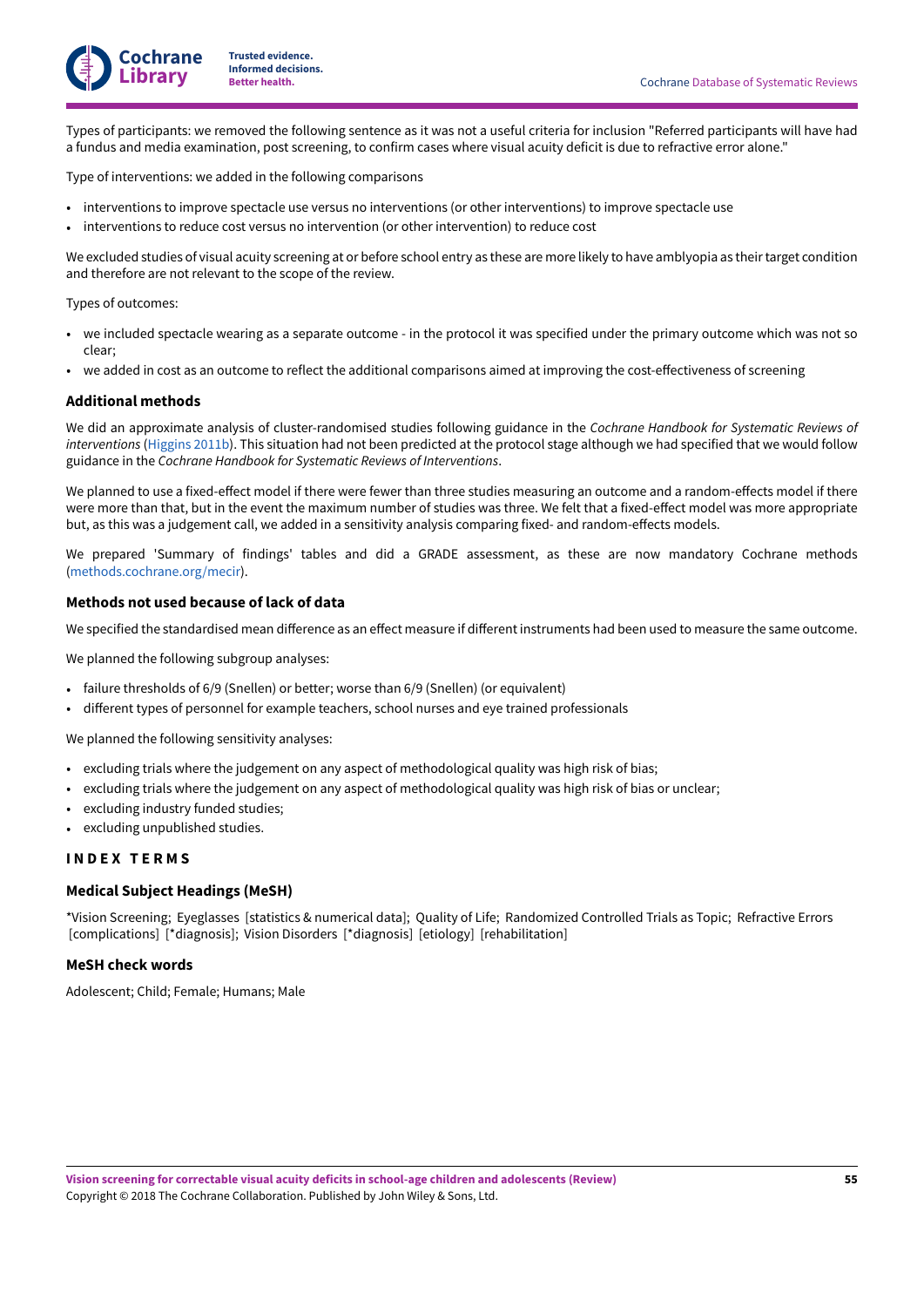Types of participants: we removed the following sentence as it was not a useful criteria for inclusion "Referred participants will have had a fundus and media examination, post screening, to confirm cases where visual acuity deficit is due to refractive error alone."

Type of interventions: we added in the following comparisons

- interventions to improve spectacle use versus no interventions (or other interventions) to improve spectacle use
- interventions to reduce cost versus no intervention (or other intervention) to reduce cost

We excluded studies of visual acuity screening at or before school entry as these are more likely to have amblyopia as their target condition and therefore are not relevant to the scope of the review.

Types of outcomes:

- we included spectacle wearing as a separate outcome - in the protocol it was specified under the primary outcome which was not so clear;
- we added in cost as an outcome to reflect the additional comparisons aimed at improving the cost-effectiveness of screening

### Additional methods

We did an approximate analysis of cluster-randomised studies following guidance in the *Cochrane Handbook for Systematic Reviews of interventions* (Higgins 2011b). This situation had not been predicted at the protocol stage although we had specified that we would follow guidance in the *Cochrane Handbook for Systematic Reviews of Interventions*.

We planned to use a fixed-effect model if there were fewer than three studies measuring an outcome and a random-effects model if there were more than that, but in the event the maximum number of studies was three. We felt that a fixed-effect model was more appropriate but, as this was a judgement call, we added in a sensitivity analysis comparing fixed- and random-effects models.

We prepared 'Summary of findings' tables and did a GRADE assessment, as these are now mandatory Cochrane methods (methods.cochrane.org/mecir).

### Methods not used because of lack of data

We specified the standardised mean difference as an effect measure if different instruments had been used to measure the same outcome.

We planned the following subgroup analyses:

- failure thresholds of 6/9 (Snellen) or better; worse than 6/9 (Snellen) (or equivalent)
- different types of personnel for example teachers, school nurses and eye trained professionals

We planned the following sensitivity analyses:

- excluding trials where the judgement on any aspect of methodological quality was high risk of bias;
- excluding trials where the judgement on any aspect of methodological quality was high risk of bias or unclear;
- excluding industry funded studies;
- excluding unpublished studies.

## INDEX TERMS

### Medical Subject Headings (MeSH)

*Vision Screening; Eyeglasses [statistics & numerical data]; Quality of Life; Randomized Controlled Trials as Topic; Refractive Errors [complications] [*diagnosis]; Vision Disorders [*diagnosis] [etiology] [rehabilitation]

### MeSH check words

Adolescent; Child; Female; Humans; Male